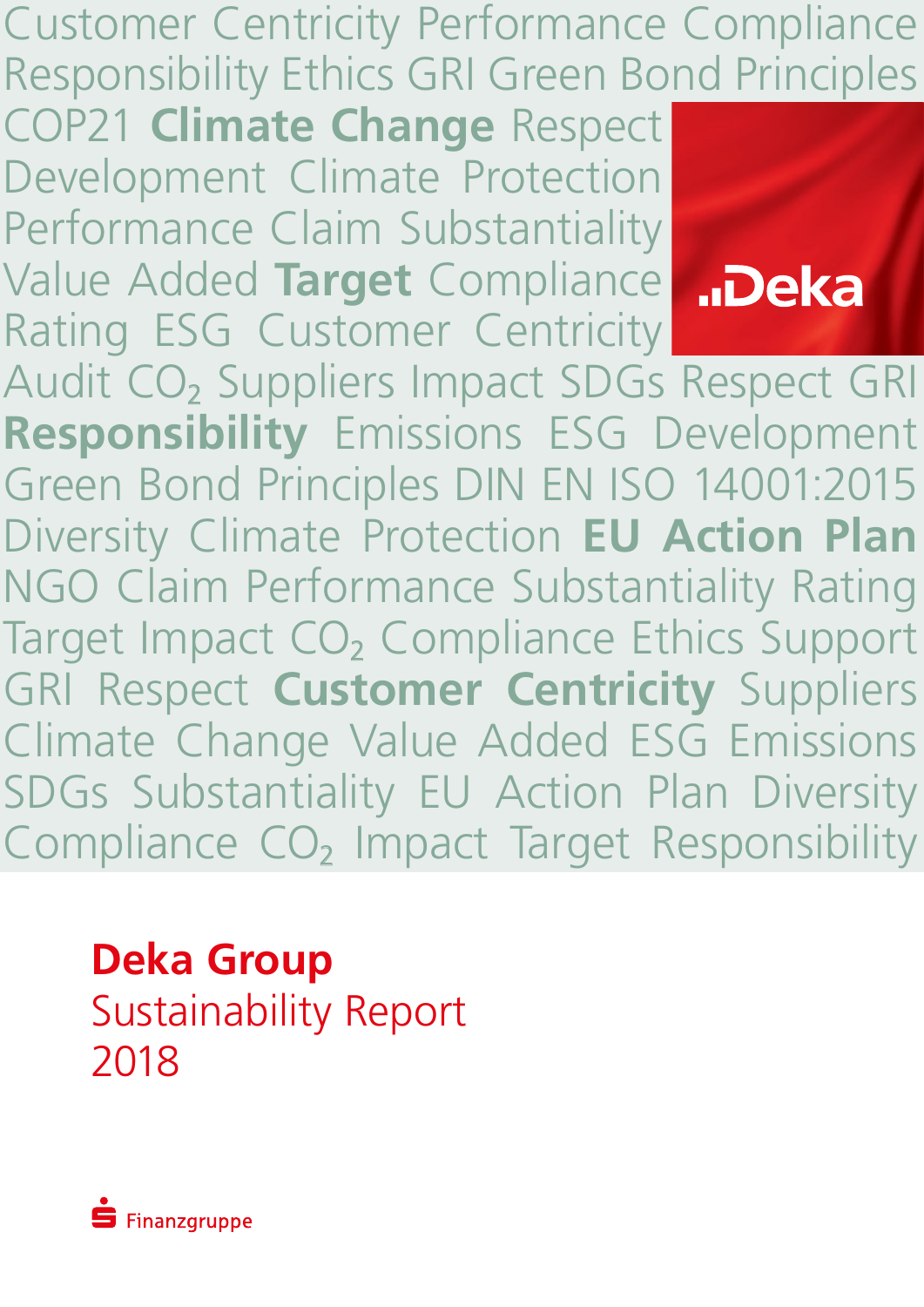Customer Centricity Performance Compliance Responsibility Ethics GRI Green Bond Principles COP21 **Climate Change** Respect Development Climate Protection Performance Claim Substantiality Value Added **Target** Compliance Rating ESG Customer Centricity Audit $CO_2$ Suppliers Impact SDGs Respect GRI **Responsibility** Emissions ESG Development Green Bond Principles DIN EN ISO 14001:2015 Diversity Climate Protection **EU Action Plan** NGO Claim Performance Substantiality Rating Target Impact $CO_2$ Compliance Ethics Support GRI Respect **Customer Centricity** Suppliers Climate Change Value Added ESG Emissions SDGs Substantiality EU Action Plan Diversity Compliance $CO_2$ Impact Target Responsibility

..Deka

# Deka Group

## Sustainability Report 2018

Finanzgruppe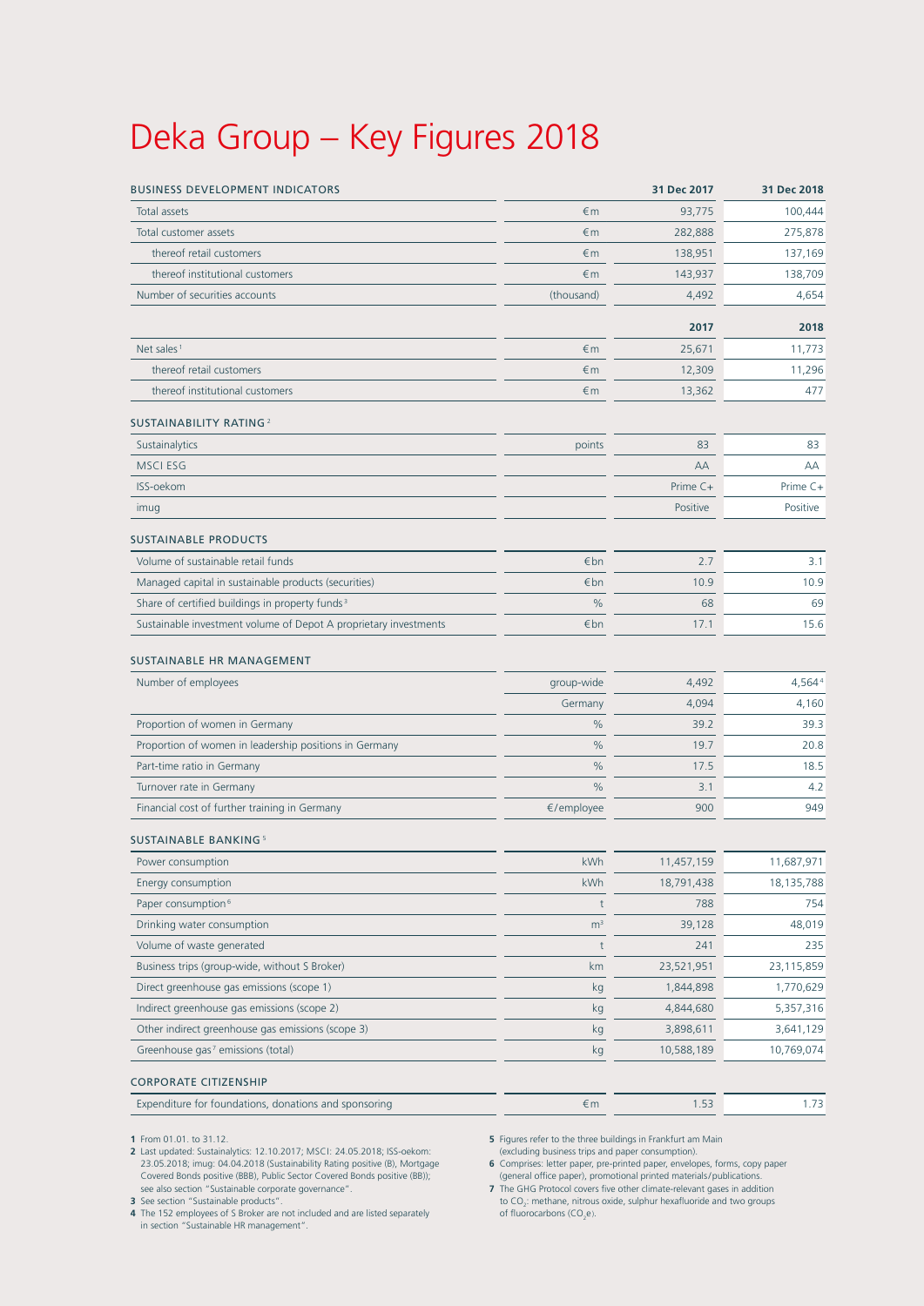# Deka Group – Key Figures 2018

| BUSINESS DEVELOPMENT INDICATORS | | 31 Dec 2017 | 31 Dec 2018 |
|---|---|---|---|
| Total assets | €m | 93,775 | 100,444 |
| Total customer assets | €m | 282,888 | 275,878 |
| thereof retail customers | €m | 138,951 | 137,169 |
| thereof institutional customers | €m | 143,937 | 138,709 |
| Number of securities accounts | (thousand) | 4,492 | 4,654 |
| | | **2017** | **2018** |
| Net sales [1] | €m | 25,671 | 11,773 |
| thereof retail customers | €m | 12,309 | 11,296 |
| thereof institutional customers | €m | 13,362 | 477 |

| SUSTAINABILITY RATING [2] | | | |
|---|---|---|---|
| Sustainalytics | points | 83 | 83 |
| MSCI ESG | | AA | AA |
| ISS-oekom | | Prime C+ | Prime C+ |
| imug | | Positive | Positive |

| SUSTAINABLE PRODUCTS | | | |
|---|---|---|---|
| Volume of sustainable retail funds | €bn | 2.7 | 3.1 |
| Managed capital in sustainable products (securities) | €bn | 10.9 | 10.9 |
| Share of certified buildings in property funds [3] | % | 68 | 69 |
| Sustainable investment volume of Depot A proprietary investments | €bn | 17.1 | 15.6 |

| SUSTAINABLE HR MANAGEMENT | | | |
|---|---|---|---|
| Number of employees | group-wide | 4,492 | 4,564 [4] |
| | Germany | 4,094 | 4,160 |
| Proportion of women in Germany | % | 39.2 | 39.3 |
| Proportion of women in leadership positions in Germany | % | 19.7 | 20.8 |
| Part-time ratio in Germany | % | 17.5 | 18.5 |
| Turnover rate in Germany | % | 3.1 | 4.2 |
| Financial cost of further training in Germany | €/employee | 900 | 949 |

| SUSTAINABLE BANKING [5] | | | |
|---|---|---|---|
| Power consumption | kWh | 11,457,159 | 11,687,971 |
| Energy consumption | kWh | 18,791,438 | 18,135,788 |
| Paper consumption [6] | t | 788 | 754 |
| Drinking water consumption | m³ | 39,128 | 48,019 |
| Volume of waste generated | t | 241 | 235 |
| Business trips (group-wide, without S Broker) | km | 23,521,951 | 23,115,859 |
| Direct greenhouse gas emissions (scope 1) | kg | 1,844,898 | 1,770,629 |
| Indirect greenhouse gas emissions (scope 2) | kg | 4,844,680 | 5,357,316 |
| Other indirect greenhouse gas emissions (scope 3) | kg | 3,898,611 | 3,641,129 |
| Greenhouse gas [7] emissions (total) | kg | 10,588,189 | 10,769,074 |

| CORPORATE CITIZENSHIP | | | |
|---|---|---|---|
| Expenditure for foundations, donations and sponsoring | €m | 1.53 | 1.73 |

**1** From 01.01. to 31.12.
**2** Last updated: Sustainalytics: 12.10.2017; MSCI: 24.05.2018; ISS-oekom: 23.05.2018; imug: 04.04.2018 (Sustainability Rating positive (B), Mortgage Covered Bonds positive (BBB), Public Sector Covered Bonds positive (BB)); see also section "Sustainable corporate governance".
**3** See section "Sustainable products".
**4** The 152 employees of S Broker are not included and are listed separately in section "Sustainable HR management".
**5** Figures refer to the three buildings in Frankfurt am Main (excluding business trips and paper consumption).
**6** Comprises: letter paper, pre-printed paper, envelopes, forms, copy paper (general office paper), promotional printed materials/publications.
**7** The GHG Protocol covers five other climate-relevant gases in addition to $CO_2$: methane, nitrous oxide, sulphur hexafluoride and two groups of fluorocarbons ($CO_2e$).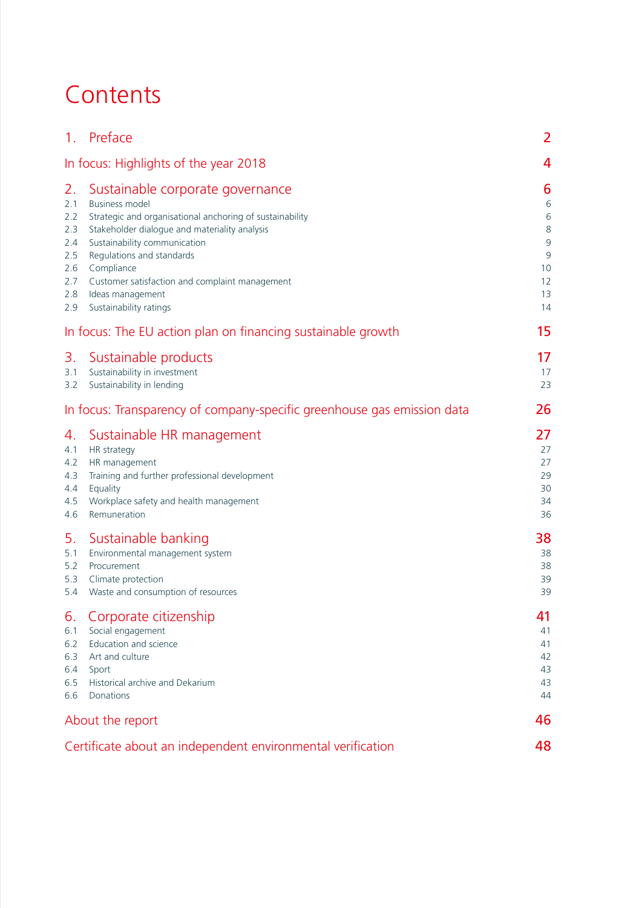# Contents

| | | |
|---|---|---|
| 1. | Preface | 2 |
| | In focus: Highlights of the year 2018 | 4 |
| 2. | Sustainable corporate governance | 6 |
| 2.1 | Business model | 6 |
| 2.2 | Strategic and organisational anchoring of sustainability | 6 |
| 2.3 | Stakeholder dialogue and materiality analysis | 8 |
| 2.4 | Sustainability communication | 9 |
| 2.5 | Regulations and standards | 9 |
| 2.6 | Compliance | 10 |
| 2.7 | Customer satisfaction and complaint management | 12 |
| 2.8 | Ideas management | 13 |
| 2.9 | Sustainability ratings | 14 |
| | In focus: The EU action plan on financing sustainable growth | 15 |
| 3. | Sustainable products | 17 |
| 3.1 | Sustainability in investment | 17 |
| 3.2 | Sustainability in lending | 23 |
| | In focus: Transparency of company-specific greenhouse gas emission data | 26 |
| 4. | Sustainable HR management | 27 |
| 4.1 | HR strategy | 27 |
| 4.2 | HR management | 27 |
| 4.3 | Training and further professional development | 29 |
| 4.4 | Equality | 30 |
| 4.5 | Workplace safety and health management | 34 |
| 4.6 | Remuneration | 36 |
| 5. | Sustainable banking | 38 |
| 5.1 | Environmental management system | 38 |
| 5.2 | Procurement | 38 |
| 5.3 | Climate protection | 39 |
| 5.4 | Waste and consumption of resources | 39 |
| 6. | Corporate citizenship | 41 |
| 6.1 | Social engagement | 41 |
| 6.2 | Education and science | 41 |
| 6.3 | Art and culture | 42 |
| 6.4 | Sport | 43 |
| 6.5 | Historical archive and Dekarium | 43 |
| 6.6 | Donations | 44 |
| | About the report | 46 |
| | Certificate about an independent environmental verification | 48 |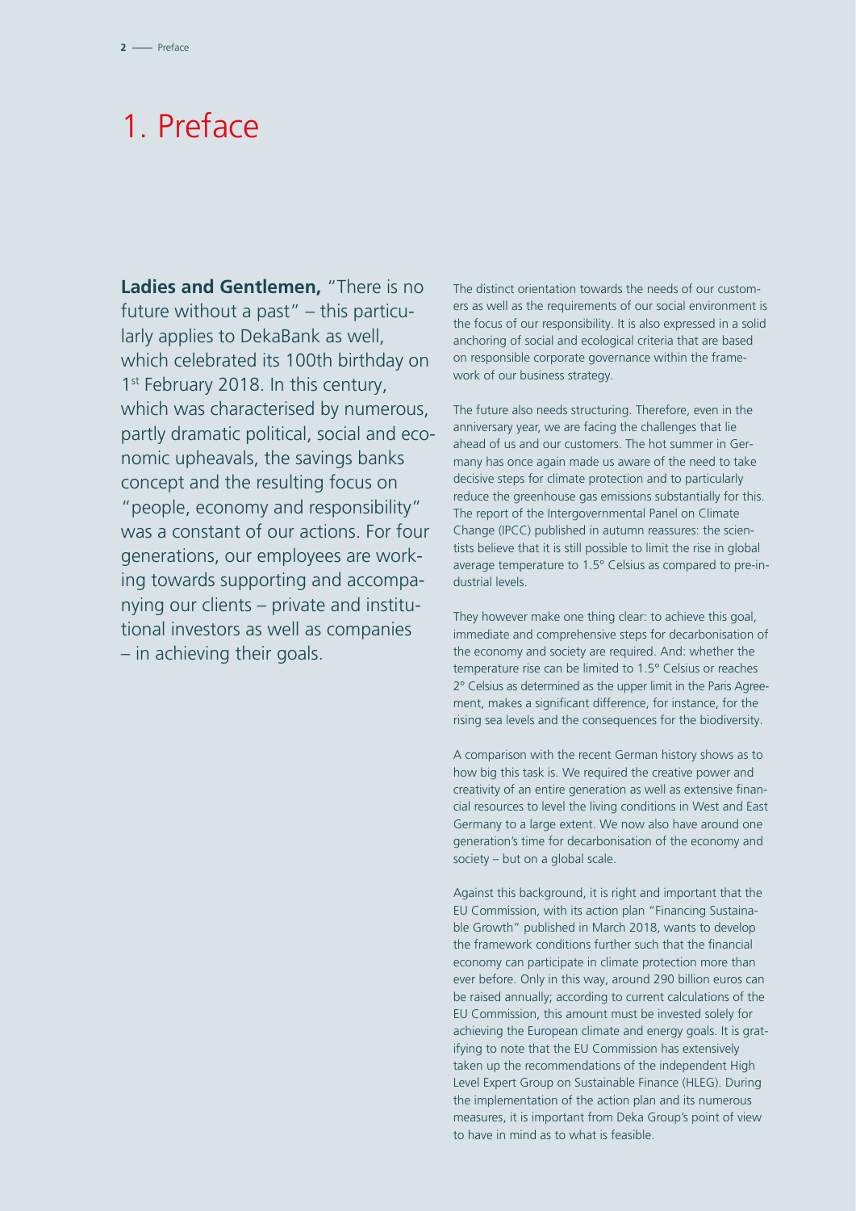# 1. Preface

**Ladies and Gentlemen,** "There is no future without a past" – this particularly applies to DekaBank as well, which celebrated its 100th birthday on 1st February 2018. In this century, which was characterised by numerous, partly dramatic political, social and economic upheavals, the savings banks concept and the resulting focus on "people, economy and responsibility" was a constant of our actions. For four generations, our employees are working towards supporting and accompanying our clients – private and institutional investors as well as companies – in achieving their goals.

The distinct orientation towards the needs of our customers as well as the requirements of our social environment is the focus of our responsibility. It is also expressed in a solid anchoring of social and ecological criteria that are based on responsible corporate governance within the framework of our business strategy.

The future also needs structuring. Therefore, even in the anniversary year, we are facing the challenges that lie ahead of us and our customers. The hot summer in Germany has once again made us aware of the need to take decisive steps for climate protection and to particularly reduce the greenhouse gas emissions substantially for this. The report of the Intergovernmental Panel on Climate Change (IPCC) published in autumn reassures: the scientists believe that it is still possible to limit the rise in global average temperature to 1.5° Celsius as compared to pre-industrial levels.

They however make one thing clear: to achieve this goal, immediate and comprehensive steps for decarbonisation of the economy and society are required. And: whether the temperature rise can be limited to 1.5° Celsius or reaches 2° Celsius as determined as the upper limit in the Paris Agreement, makes a significant difference, for instance, for the rising sea levels and the consequences for the biodiversity.

A comparison with the recent German history shows as to how big this task is. We required the creative power and creativity of an entire generation as well as extensive financial resources to level the living conditions in West and East Germany to a large extent. We now also have around one generation's time for decarbonisation of the economy and society – but on a global scale.

Against this background, it is right and important that the EU Commission, with its action plan "Financing Sustainable Growth" published in March 2018, wants to develop the framework conditions further such that the financial economy can participate in climate protection more than ever before. Only in this way, around 290 billion euros can be raised annually; according to current calculations of the EU Commission, this amount must be invested solely for achieving the European climate and energy goals. It is gratifying to note that the EU Commission has extensively taken up the recommendations of the independent High Level Expert Group on Sustainable Finance (HLEG). During the implementation of the action plan and its numerous measures, it is important from Deka Group's point of view to have in mind as to what is feasible.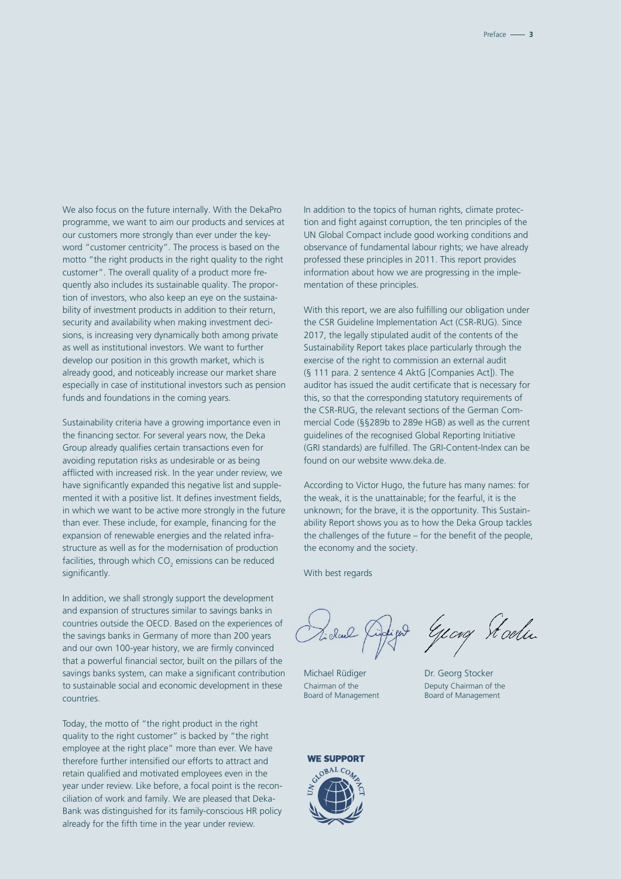We also focus on the future internally. With the DekaPro programme, we want to aim our products and services at our customers more strongly than ever under the keyword "customer centricity". The process is based on the motto "the right products in the right quality to the right customer". The overall quality of a product more frequently also includes its sustainable quality. The proportion of investors, who also keep an eye on the sustainability of investment products in addition to their return, security and availability when making investment decisions, is increasing very dynamically both among private as well as institutional investors. We want to further develop our position in this growth market, which is already good, and noticeably increase our market share especially in case of institutional investors such as pension funds and foundations in the coming years.

Sustainability criteria have a growing importance even in the financing sector. For several years now, the Deka Group already qualifies certain transactions even for avoiding reputation risks as undesirable or as being afflicted with increased risk. In the year under review, we have significantly expanded this negative list and supplemented it with a positive list. It defines investment fields, in which we want to be active more strongly in the future than ever. These include, for example, financing for the expansion of renewable energies and the related infrastructure as well as for the modernisation of production facilities, through which $CO_2$ emissions can be reduced significantly.

In addition, we shall strongly support the development and expansion of structures similar to savings banks in countries outside the OECD. Based on the experiences of the savings banks in Germany of more than 200 years and our own 100-year history, we are firmly convinced that a powerful financial sector, built on the pillars of the savings banks system, can make a significant contribution to sustainable social and economic development in these countries.

Today, the motto of "the right product in the right quality to the right customer" is backed by "the right employee at the right place" more than ever. We have therefore further intensified our efforts to attract and retain qualified and motivated employees even in the year under review. Like before, a focal point is the reconciliation of work and family. We are pleased that DekaBank was distinguished for its family-conscious HR policy already for the fifth time in the year under review.

In addition to the topics of human rights, climate protection and fight against corruption, the ten principles of the UN Global Compact include good working conditions and observance of fundamental labour rights; we have already professed these principles in 2011. This report provides information about how we are progressing in the implementation of these principles.

With this report, we are also fulfilling our obligation under the CSR Guideline Implementation Act (CSR-RUG). Since 2017, the legally stipulated audit of the contents of the Sustainability Report takes place particularly through the exercise of the right to commission an external audit (§ 111 para. 2 sentence 4 AktG [Companies Act]). The auditor has issued the audit certificate that is necessary for this, so that the corresponding statutory requirements of the CSR-RUG, the relevant sections of the German Commercial Code (§§289b to 289e HGB) as well as the current guidelines of the recognised Global Reporting Initiative (GRI standards) are fulfilled. The GRI-Content-Index can be found on our website www.deka.de.

According to Victor Hugo, the future has many names: for the weak, it is the unattainable; for the fearful, it is the unknown; for the brave, it is the opportunity. This Sustainability Report shows you as to how the Deka Group tackles the challenges of the future – for the benefit of the people, the economy and the society.

With best regards

Michael Rüdiger
Chairman of the
Board of Management

Dr. Georg Stocker
Deputy Chairman of the
Board of Management

WE SUPPORT
UN GLOBAL COMPACT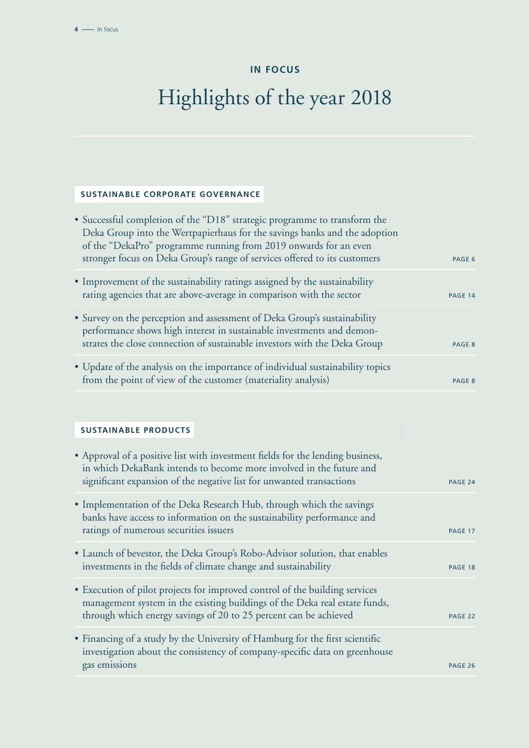**IN FOCUS**

# Highlights of the year 2018

## SUSTAINABLE CORPORATE GOVERNANCE

- Successful completion of the "D18" strategic programme to transform the Deka Group into the Wertpapierhaus for the savings banks and the adoption of the "DekaPro" programme running from 2019 onwards for an even stronger focus on Deka Group's range of services offered to its customers — PAGE 6
- Improvement of the sustainability ratings assigned by the sustainability rating agencies that are above-average in comparison with the sector — PAGE 14
- Survey on the perception and assessment of Deka Group's sustainability performance shows high interest in sustainable investments and demonstrates the close connection of sustainable investors with the Deka Group — PAGE 8
- Update of the analysis on the importance of individual sustainability topics from the point of view of the customer (materiality analysis) — PAGE 8

## SUSTAINABLE PRODUCTS

- Approval of a positive list with investment fields for the lending business, in which DekaBank intends to become more involved in the future and significant expansion of the negative list for unwanted transactions — PAGE 24
- Implementation of the Deka Research Hub, through which the savings banks have access to information on the sustainability performance and ratings of numerous securities issuers — PAGE 17
- Launch of bevestor, the Deka Group's Robo-Advisor solution, that enables investments in the fields of climate change and sustainability — PAGE 18
- Execution of pilot projects for improved control of the building services management system in the existing buildings of the Deka real estate funds, through which energy savings of 20 to 25 percent can be achieved — PAGE 22
- Financing of a study by the University of Hamburg for the first scientific investigation about the consistency of company-specific data on greenhouse gas emissions — PAGE 26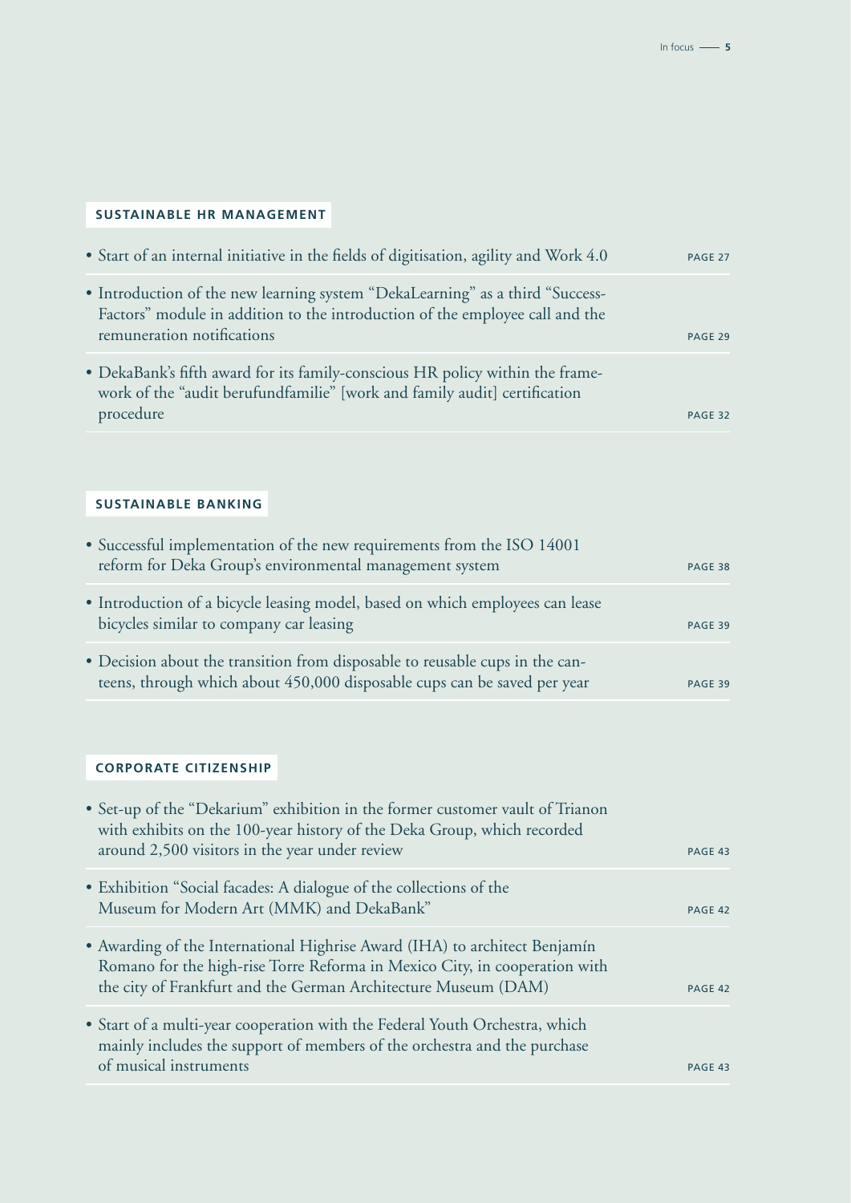## SUSTAINABLE HR MANAGEMENT

- Start of an internal initiative in the fields of digitisation, agility and Work 4.0 — PAGE 27
- Introduction of the new learning system "DekaLearning" as a third "SuccessFactors" module in addition to the introduction of the employee call and the remuneration notifications — PAGE 29
- DekaBank's fifth award for its family-conscious HR policy within the framework of the "audit berufundfamilie" [work and family audit] certification procedure — PAGE 32

## SUSTAINABLE BANKING

- Successful implementation of the new requirements from the ISO 14001 reform for Deka Group's environmental management system — PAGE 38
- Introduction of a bicycle leasing model, based on which employees can lease bicycles similar to company car leasing — PAGE 39
- Decision about the transition from disposable to reusable cups in the canteens, through which about 450,000 disposable cups can be saved per year — PAGE 39

## CORPORATE CITIZENSHIP

- Set-up of the "Dekarium" exhibition in the former customer vault of Trianon with exhibits on the 100-year history of the Deka Group, which recorded around 2,500 visitors in the year under review — PAGE 43
- Exhibition "Social facades: A dialogue of the collections of the Museum for Modern Art (MMK) and DekaBank" — PAGE 42
- Awarding of the International Highrise Award (IHA) to architect Benjamín Romano for the high-rise Torre Reforma in Mexico City, in cooperation with the city of Frankfurt and the German Architecture Museum (DAM) — PAGE 42
- Start of a multi-year cooperation with the Federal Youth Orchestra, which mainly includes the support of members of the orchestra and the purchase of musical instruments — PAGE 43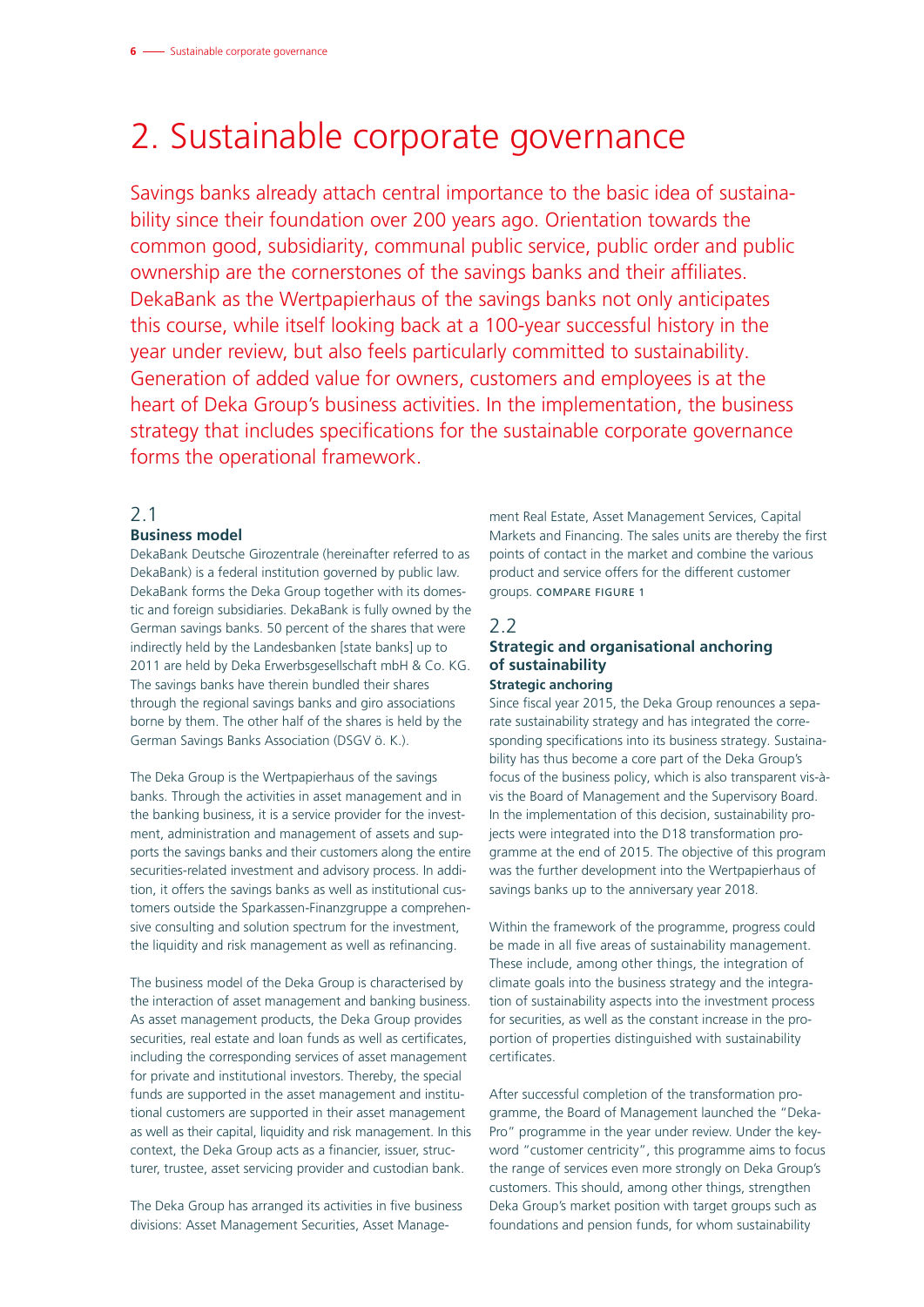# 2. Sustainable corporate governance

Savings banks already attach central importance to the basic idea of sustainability since their foundation over 200 years ago. Orientation towards the common good, subsidiarity, communal public service, public order and public ownership are the cornerstones of the savings banks and their affiliates. DekaBank as the Wertpapierhaus of the savings banks not only anticipates this course, while itself looking back at a 100-year successful history in the year under review, but also feels particularly committed to sustainability. Generation of added value for owners, customers and employees is at the heart of Deka Group's business activities. In the implementation, the business strategy that includes specifications for the sustainable corporate governance forms the operational framework.

## 2.1 Business model

DekaBank Deutsche Girozentrale (hereinafter referred to as DekaBank) is a federal institution governed by public law. DekaBank forms the Deka Group together with its domestic and foreign subsidiaries. DekaBank is fully owned by the German savings banks. 50 percent of the shares that were indirectly held by the Landesbanken [state banks] up to 2011 are held by Deka Erwerbsgesellschaft mbH & Co. KG. The savings banks have therein bundled their shares through the regional savings banks and giro associations borne by them. The other half of the shares is held by the German Savings Banks Association (DSGV ö. K.).

The Deka Group is the Wertpapierhaus of the savings banks. Through the activities in asset management and in the banking business, it is a service provider for the investment, administration and management of assets and supports the savings banks and their customers along the entire securities-related investment and advisory process. In addition, it offers the savings banks as well as institutional customers outside the Sparkassen-Finanzgruppe a comprehensive consulting and solution spectrum for the investment, the liquidity and risk management as well as refinancing.

The business model of the Deka Group is characterised by the interaction of asset management and banking business. As asset management products, the Deka Group provides securities, real estate and loan funds as well as certificates, including the corresponding services of asset management for private and institutional investors. Thereby, the special funds are supported in the asset management and institutional customers are supported in their asset management as well as their capital, liquidity and risk management. In this context, the Deka Group acts as a financier, issuer, structurer, trustee, asset servicing provider and custodian bank.

The Deka Group has arranged its activities in five business divisions: Asset Management Securities, Asset Management Real Estate, Asset Management Services, Capital Markets and Financing. The sales units are thereby the first points of contact in the market and combine the various product and service offers for the different customer groups. COMPARE FIGURE 1

## 2.2 Strategic and organisational anchoring of sustainability

### Strategic anchoring

Since fiscal year 2015, the Deka Group renounces a separate sustainability strategy and has integrated the corresponding specifications into its business strategy. Sustainability has thus become a core part of the Deka Group's focus of the business policy, which is also transparent vis-à-vis the Board of Management and the Supervisory Board. In the implementation of this decision, sustainability projects were integrated into the D18 transformation programme at the end of 2015. The objective of this program was the further development into the Wertpapierhaus of savings banks up to the anniversary year 2018.

Within the framework of the programme, progress could be made in all five areas of sustainability management. These include, among other things, the integration of climate goals into the business strategy and the integration of sustainability aspects into the investment process for securities, as well as the constant increase in the proportion of properties distinguished with sustainability certificates.

After successful completion of the transformation programme, the Board of Management launched the "Deka-Pro" programme in the year under review. Under the keyword "customer centricity", this programme aims to focus the range of services even more strongly on Deka Group's customers. This should, among other things, strengthen Deka Group's market position with target groups such as foundations and pension funds, for whom sustainability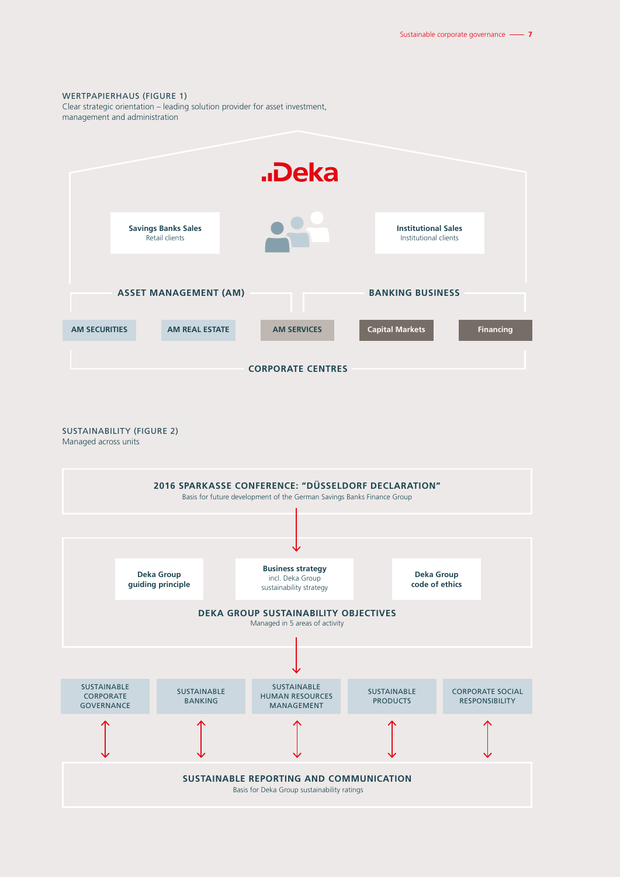WERTPAPIERHAUS (FIGURE 1)

Clear strategic orientation – leading solution provider for asset investment, management and administration

Deka

**Savings Banks Sales**
Retail clients

**Institutional Sales**
Institutional clients

ASSET MANAGEMENT (AM)

BANKING BUSINESS

AM SECURITIES

AM REAL ESTATE

AM SERVICES

Capital Markets

Financing

CORPORATE CENTRES

SUSTAINABILITY (FIGURE 2)

Managed across units

**2016 SPARKASSE CONFERENCE: "DÜSSELDORF DECLARATION"**
Basis for future development of the German Savings Banks Finance Group

**Deka Group guiding principle**

**Business strategy**
incl. Deka Group sustainability strategy

**Deka Group code of ethics**

**DEKA GROUP SUSTAINABILITY OBJECTIVES**
Managed in 5 areas of activity

SUSTAINABLE CORPORATE GOVERNANCE

SUSTAINABLE BANKING

SUSTAINABLE HUMAN RESOURCES MANAGEMENT

SUSTAINABLE PRODUCTS

CORPORATE SOCIAL RESPONSIBILITY

**SUSTAINABLE REPORTING AND COMMUNICATION**
Basis for Deka Group sustainability ratings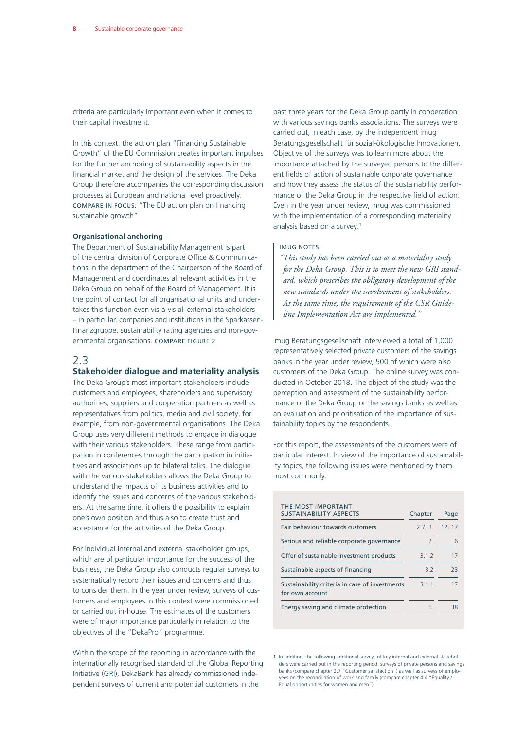criteria are particularly important even when it comes to their capital investment.

In this context, the action plan "Financing Sustainable Growth" of the EU Commission creates important impulses for the further anchoring of sustainability aspects in the financial market and the design of the services. The Deka Group therefore accompanies the corresponding discussion processes at European and national level proactively. COMPARE IN FOCUS: "The EU action plan on financing sustainable growth"

**Organisational anchoring**

The Department of Sustainability Management is part of the central division of Corporate Office & Communications in the department of the Chairperson of the Board of Management and coordinates all relevant activities in the Deka Group on behalf of the Board of Management. It is the point of contact for all organisational units and undertakes this function even vis-à-vis all external stakeholders – in particular, companies and institutions in the Sparkassen-Finanzgruppe, sustainability rating agencies and non-governmental organisations. COMPARE FIGURE 2

## 2.3 Stakeholder dialogue and materiality analysis

The Deka Group's most important stakeholders include customers and employees, shareholders and supervisory authorities, suppliers and cooperation partners as well as representatives from politics, media and civil society, for example, from non-governmental organisations. The Deka Group uses very different methods to engage in dialogue with their various stakeholders. These range from participation in conferences through the participation in initiatives and associations up to bilateral talks. The dialogue with the various stakeholders allows the Deka Group to understand the impacts of its business activities and to identify the issues and concerns of the various stakeholders. At the same time, it offers the possibility to explain one's own position and thus also to create trust and acceptance for the activities of the Deka Group.

For individual internal and external stakeholder groups, which are of particular importance for the success of the business, the Deka Group also conducts regular surveys to systematically record their issues and concerns and thus to consider them. In the year under review, surveys of customers and employees in this context were commissioned or carried out in-house. The estimates of the customers were of major importance particularly in relation to the objectives of the "DekaPro" programme.

Within the scope of the reporting in accordance with the internationally recognised standard of the Global Reporting Initiative (GRI), DekaBank has already commissioned independent surveys of current and potential customers in the past three years for the Deka Group partly in cooperation with various savings banks associations. The surveys were carried out, in each case, by the independent imug Beratungsgesellschaft für sozial-ökologische Innovationen. Objective of the surveys was to learn more about the importance attached by the surveyed persons to the different fields of action of sustainable corporate governance and how they assess the status of the sustainability performance of the Deka Group in the respective field of action. Even in the year under review, imug was commissioned with the implementation of a corresponding materiality analysis based on a survey.[1]

> IMUG NOTES:
> *"This study has been carried out as a materiality study for the Deka Group. This is to meet the new GRI standard, which prescribes the obligatory development of the new standards under the involvement of stakeholders. At the same time, the requirements of the CSR Guideline Implementation Act are implemented."*

imug Beratungsgesellschaft interviewed a total of 1,000 representatively selected private customers of the savings banks in the year under review, 500 of which were also customers of the Deka Group. The online survey was conducted in October 2018. The object of the study was the perception and assessment of the sustainability performance of the Deka Group or the savings banks as well as an evaluation and prioritisation of the importance of sustainability topics by the respondents.

For this report, the assessments of the customers were of particular interest. In view of the importance of sustainability topics, the following issues were mentioned by them most commonly:

| THE MOST IMPORTANT SUSTAINABILITY ASPECTS | Chapter | Page |
|---|---|---|
| Fair behaviour towards customers | 2.7, 3. | 12, 17 |
| Serious and reliable corporate governance | 2. | 6 |
| Offer of sustainable investment products | 3.1.2 | 17 |
| Sustainable aspects of financing | 3.2 | 23 |
| Sustainability criteria in case of investments for own account | 3.1.1 | 17 |
| Energy saving and climate protection | 5. | 38 |

[1] In addition, the following additional surveys of key internal and external stakeholders were carried out in the reporting period: surveys of private persons and savings banks (compare chapter 2.7 "Customer satisfaction") as well as surveys of employees on the reconciliation of work and family (compare chapter 4.4 "Equality / Equal opportunities for women and men")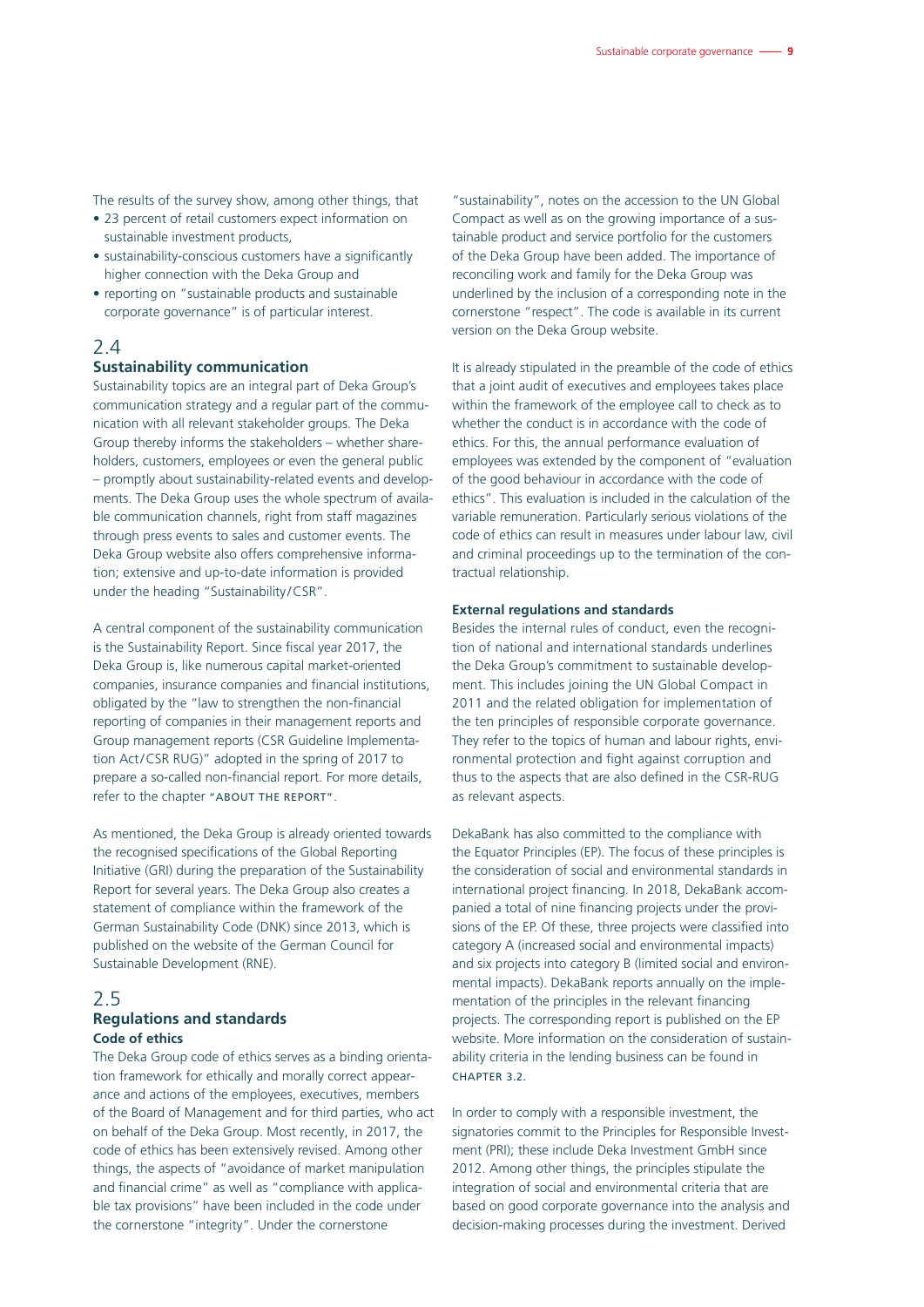The results of the survey show, among other things, that

- 23 percent of retail customers expect information on sustainable investment products,
- sustainability-conscious customers have a significantly higher connection with the Deka Group and
- reporting on "sustainable products and sustainable corporate governance" is of particular interest.

## 2.4 Sustainability communication

Sustainability topics are an integral part of Deka Group's communication strategy and a regular part of the communication with all relevant stakeholder groups. The Deka Group thereby informs the stakeholders – whether shareholders, customers, employees or even the general public – promptly about sustainability-related events and developments. The Deka Group uses the whole spectrum of available communication channels, right from staff magazines through press events to sales and customer events. The Deka Group website also offers comprehensive information; extensive and up-to-date information is provided under the heading "Sustainability/CSR".

A central component of the sustainability communication is the Sustainability Report. Since fiscal year 2017, the Deka Group is, like numerous capital market-oriented companies, insurance companies and financial institutions, obligated by the "law to strengthen the non-financial reporting of companies in their management reports and Group management reports (CSR Guideline Implementation Act/CSR RUG)" adopted in the spring of 2017 to prepare a so-called non-financial report. For more details, refer to the chapter "ABOUT THE REPORT".

As mentioned, the Deka Group is already oriented towards the recognised specifications of the Global Reporting Initiative (GRI) during the preparation of the Sustainability Report for several years. The Deka Group also creates a statement of compliance within the framework of the German Sustainability Code (DNK) since 2013, which is published on the website of the German Council for Sustainable Development (RNE).

## 2.5 Regulations and standards

### Code of ethics

The Deka Group code of ethics serves as a binding orientation framework for ethically and morally correct appearance and actions of the employees, executives, members of the Board of Management and for third parties, who act on behalf of the Deka Group. Most recently, in 2017, the code of ethics has been extensively revised. Among other things, the aspects of "avoidance of market manipulation and financial crime" as well as "compliance with applicable tax provisions" have been included in the code under the cornerstone "integrity". Under the cornerstone "sustainability", notes on the accession to the UN Global Compact as well as on the growing importance of a sustainable product and service portfolio for the customers of the Deka Group have been added. The importance of reconciling work and family for the Deka Group was underlined by the inclusion of a corresponding note in the cornerstone "respect". The code is available in its current version on the Deka Group website.

It is already stipulated in the preamble of the code of ethics that a joint audit of executives and employees takes place within the framework of the employee call to check as to whether the conduct is in accordance with the code of ethics. For this, the annual performance evaluation of employees was extended by the component of "evaluation of the good behaviour in accordance with the code of ethics". This evaluation is included in the calculation of the variable remuneration. Particularly serious violations of the code of ethics can result in measures under labour law, civil and criminal proceedings up to the termination of the contractual relationship.

### External regulations and standards

Besides the internal rules of conduct, even the recognition of national and international standards underlines the Deka Group's commitment to sustainable development. This includes joining the UN Global Compact in 2011 and the related obligation for implementation of the ten principles of responsible corporate governance. They refer to the topics of human and labour rights, environmental protection and fight against corruption and thus to the aspects that are also defined in the CSR-RUG as relevant aspects.

DekaBank has also committed to the compliance with the Equator Principles (EP). The focus of these principles is the consideration of social and environmental standards in international project financing. In 2018, DekaBank accompanied a total of nine financing projects under the provisions of the EP. Of these, three projects were classified into category A (increased social and environmental impacts) and six projects into category B (limited social and environmental impacts). DekaBank reports annually on the implementation of the principles in the relevant financing projects. The corresponding report is published on the EP website. More information on the consideration of sustainability criteria in the lending business can be found in CHAPTER 3.2.

In order to comply with a responsible investment, the signatories commit to the Principles for Responsible Investment (PRI); these include Deka Investment GmbH since 2012. Among other things, the principles stipulate the integration of social and environmental criteria that are based on good corporate governance into the analysis and decision-making processes during the investment. Derived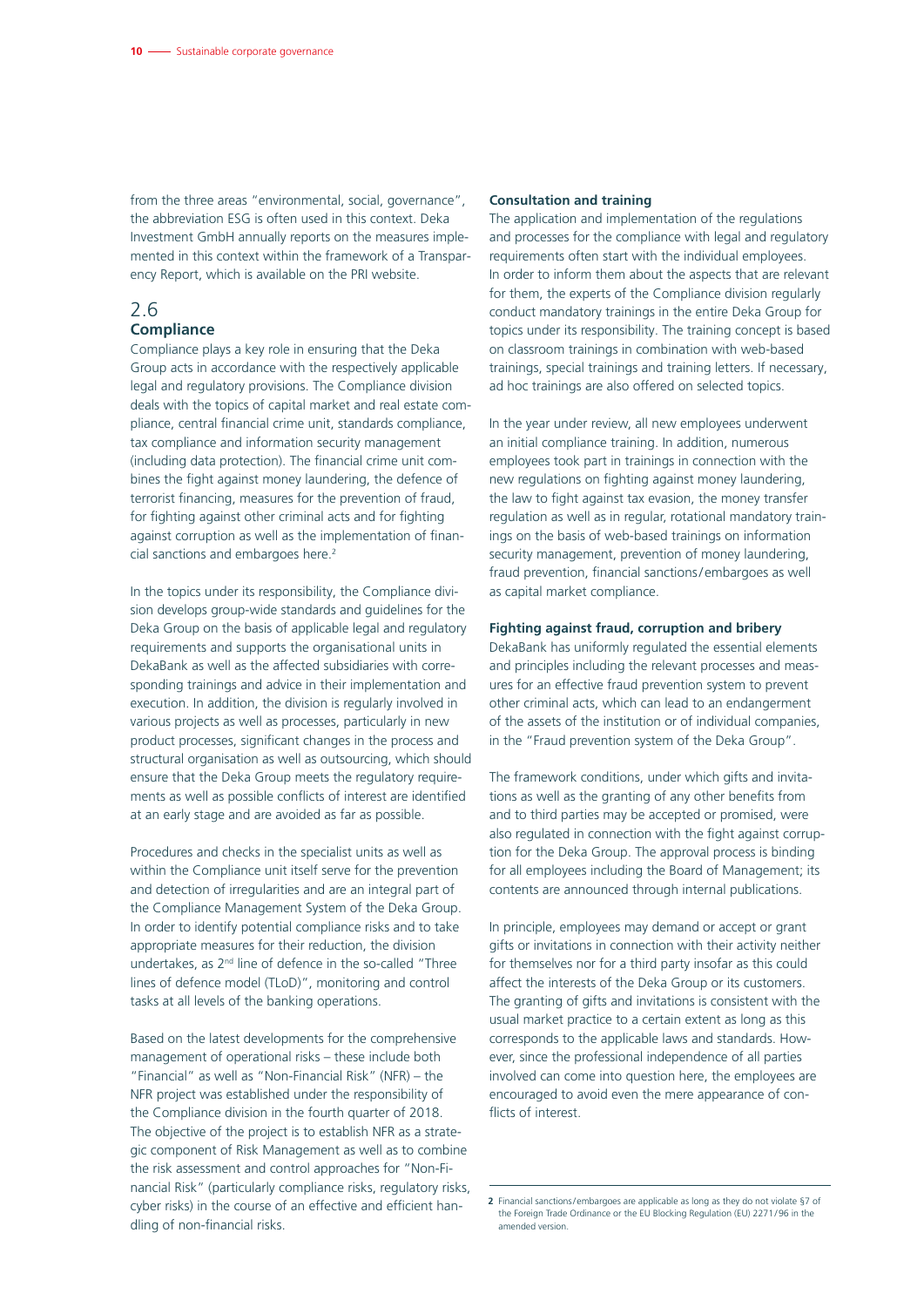from the three areas "environmental, social, governance", the abbreviation ESG is often used in this context. Deka Investment GmbH annually reports on the measures implemented in this context within the framework of a Transparency Report, which is available on the PRI website.

## 2.6 Compliance

Compliance plays a key role in ensuring that the Deka Group acts in accordance with the respectively applicable legal and regulatory provisions. The Compliance division deals with the topics of capital market and real estate compliance, central financial crime unit, standards compliance, tax compliance and information security management (including data protection). The financial crime unit combines the fight against money laundering, the defence of terrorist financing, measures for the prevention of fraud, for fighting against other criminal acts and for fighting against corruption as well as the implementation of financial sanctions and embargoes here.[2]

In the topics under its responsibility, the Compliance division develops group-wide standards and guidelines for the Deka Group on the basis of applicable legal and regulatory requirements and supports the organisational units in DekaBank as well as the affected subsidiaries with corresponding trainings and advice in their implementation and execution. In addition, the division is regularly involved in various projects as well as processes, particularly in new product processes, significant changes in the process and structural organisation as well as outsourcing, which should ensure that the Deka Group meets the regulatory requirements as well as possible conflicts of interest are identified at an early stage and are avoided as far as possible.

Procedures and checks in the specialist units as well as within the Compliance unit itself serve for the prevention and detection of irregularities and are an integral part of the Compliance Management System of the Deka Group. In order to identify potential compliance risks and to take appropriate measures for their reduction, the division undertakes, as 2nd line of defence in the so-called "Three lines of defence model (TLoD)", monitoring and control tasks at all levels of the banking operations.

Based on the latest developments for the comprehensive management of operational risks – these include both "Financial" as well as "Non-Financial Risk" (NFR) – the NFR project was established under the responsibility of the Compliance division in the fourth quarter of 2018. The objective of the project is to establish NFR as a strategic component of Risk Management as well as to combine the risk assessment and control approaches for "Non-Financial Risk" (particularly compliance risks, regulatory risks, cyber risks) in the course of an effective and efficient handling of non-financial risks.

**Consultation and training**

The application and implementation of the regulations and processes for the compliance with legal and regulatory requirements often start with the individual employees. In order to inform them about the aspects that are relevant for them, the experts of the Compliance division regularly conduct mandatory trainings in the entire Deka Group for topics under its responsibility. The training concept is based on classroom trainings in combination with web-based trainings, special trainings and training letters. If necessary, ad hoc trainings are also offered on selected topics.

In the year under review, all new employees underwent an initial compliance training. In addition, numerous employees took part in trainings in connection with the new regulations on fighting against money laundering, the law to fight against tax evasion, the money transfer regulation as well as in regular, rotational mandatory trainings on the basis of web-based trainings on information security management, prevention of money laundering, fraud prevention, financial sanctions/embargoes as well as capital market compliance.

**Fighting against fraud, corruption and bribery**

DekaBank has uniformly regulated the essential elements and principles including the relevant processes and measures for an effective fraud prevention system to prevent other criminal acts, which can lead to an endangerment of the assets of the institution or of individual companies, in the "Fraud prevention system of the Deka Group".

The framework conditions, under which gifts and invitations as well as the granting of any other benefits from and to third parties may be accepted or promised, were also regulated in connection with the fight against corruption for the Deka Group. The approval process is binding for all employees including the Board of Management; its contents are announced through internal publications.

In principle, employees may demand or accept or grant gifts or invitations in connection with their activity neither for themselves nor for a third party insofar as this could affect the interests of the Deka Group or its customers. The granting of gifts and invitations is consistent with the usual market practice to a certain extent as long as this corresponds to the applicable laws and standards. However, since the professional independence of all parties involved can come into question here, the employees are encouraged to avoid even the mere appearance of conflicts of interest.

[2] Financial sanctions/embargoes are applicable as long as they do not violate §7 of the Foreign Trade Ordinance or the EU Blocking Regulation (EU) 2271/96 in the amended version.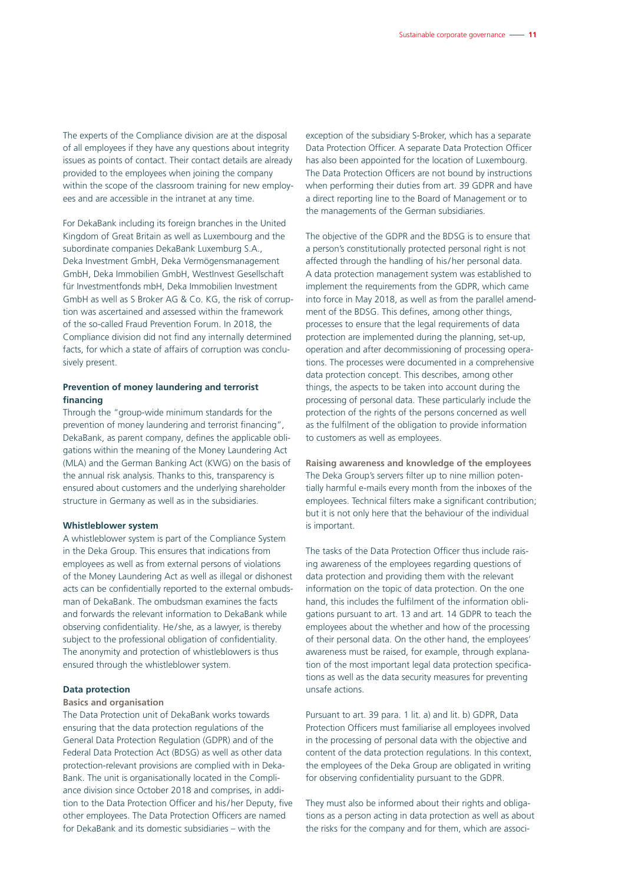The experts of the Compliance division are at the disposal of all employees if they have any questions about integrity issues as points of contact. Their contact details are already provided to the employees when joining the company within the scope of the classroom training for new employees and are accessible in the intranet at any time.

For DekaBank including its foreign branches in the United Kingdom of Great Britain as well as Luxembourg and the subordinate companies DekaBank Luxemburg S.A., Deka Investment GmbH, Deka Vermögensmanagement GmbH, Deka Immobilien GmbH, WestInvest Gesellschaft für Investmentfonds mbH, Deka Immobilien Investment GmbH as well as S Broker AG & Co. KG, the risk of corruption was ascertained and assessed within the framework of the so-called Fraud Prevention Forum. In 2018, the Compliance division did not find any internally determined facts, for which a state of affairs of corruption was conclusively present.

### Prevention of money laundering and terrorist financing

Through the "group-wide minimum standards for the prevention of money laundering and terrorist financing", DekaBank, as parent company, defines the applicable obligations within the meaning of the Money Laundering Act (MLA) and the German Banking Act (KWG) on the basis of the annual risk analysis. Thanks to this, transparency is ensured about customers and the underlying shareholder structure in Germany as well as in the subsidiaries.

### Whistleblower system

A whistleblower system is part of the Compliance System in the Deka Group. This ensures that indications from employees as well as from external persons of violations of the Money Laundering Act as well as illegal or dishonest acts can be confidentially reported to the external ombudsman of DekaBank. The ombudsman examines the facts and forwards the relevant information to DekaBank while observing confidentiality. He/she, as a lawyer, is thereby subject to the professional obligation of confidentiality. The anonymity and protection of whistleblowers is thus ensured through the whistleblower system.

### Data protection

#### Basics and organisation

The Data Protection unit of DekaBank works towards ensuring that the data protection regulations of the General Data Protection Regulation (GDPR) and of the Federal Data Protection Act (BDSG) as well as other data protection-relevant provisions are complied with in DekaBank. The unit is organisationally located in the Compliance division since October 2018 and comprises, in addition to the Data Protection Officer and his/her Deputy, five other employees. The Data Protection Officers are named for DekaBank and its domestic subsidiaries – with the exception of the subsidiary S-Broker, which has a separate Data Protection Officer. A separate Data Protection Officer has also been appointed for the location of Luxembourg. The Data Protection Officers are not bound by instructions when performing their duties from art. 39 GDPR and have a direct reporting line to the Board of Management or to the managements of the German subsidiaries.

The objective of the GDPR and the BDSG is to ensure that a person's constitutionally protected personal right is not affected through the handling of his/her personal data. A data protection management system was established to implement the requirements from the GDPR, which came into force in May 2018, as well as from the parallel amendment of the BDSG. This defines, among other things, processes to ensure that the legal requirements of data protection are implemented during the planning, set-up, operation and after decommissioning of processing operations. The processes were documented in a comprehensive data protection concept. This describes, among other things, the aspects to be taken into account during the processing of personal data. These particularly include the protection of the rights of the persons concerned as well as the fulfilment of the obligation to provide information to customers as well as employees.

#### Raising awareness and knowledge of the employees

The Deka Group's servers filter up to nine million potentially harmful e-mails every month from the inboxes of the employees. Technical filters make a significant contribution; but it is not only here that the behaviour of the individual is important.

The tasks of the Data Protection Officer thus include raising awareness of the employees regarding questions of data protection and providing them with the relevant information on the topic of data protection. On the one hand, this includes the fulfilment of the information obligations pursuant to art. 13 and art. 14 GDPR to teach the employees about the whether and how of the processing of their personal data. On the other hand, the employees' awareness must be raised, for example, through explanation of the most important legal data protection specifications as well as the data security measures for preventing unsafe actions.

Pursuant to art. 39 para. 1 lit. a) and lit. b) GDPR, Data Protection Officers must familiarise all employees involved in the processing of personal data with the objective and content of the data protection regulations. In this context, the employees of the Deka Group are obligated in writing for observing confidentiality pursuant to the GDPR.

They must also be informed about their rights and obligations as a person acting in data protection as well as about the risks for the company and for them, which are associ-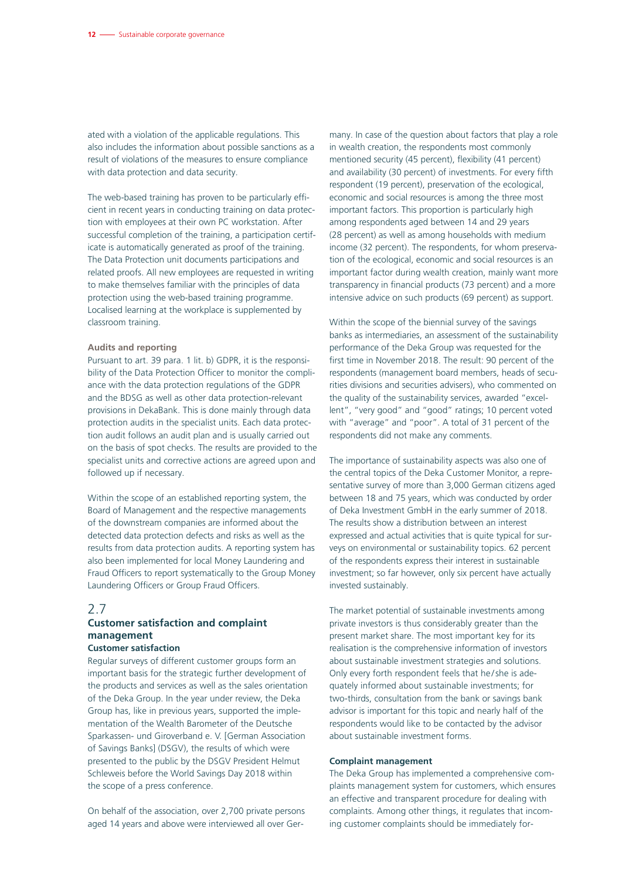ated with a violation of the applicable regulations. This also includes the information about possible sanctions as a result of violations of the measures to ensure compliance with data protection and data security.

The web-based training has proven to be particularly efficient in recent years in conducting training on data protection with employees at their own PC workstation. After successful completion of the training, a participation certificate is automatically generated as proof of the training. The Data Protection unit documents participations and related proofs. All new employees are requested in writing to make themselves familiar with the principles of data protection using the web-based training programme. Localised learning at the workplace is supplemented by classroom training.

**Audits and reporting**

Pursuant to art. 39 para. 1 lit. b) GDPR, it is the responsibility of the Data Protection Officer to monitor the compliance with the data protection regulations of the GDPR and the BDSG as well as other data protection-relevant provisions in DekaBank. This is done mainly through data protection audits in the specialist units. Each data protection audit follows an audit plan and is usually carried out on the basis of spot checks. The results are provided to the specialist units and corrective actions are agreed upon and followed up if necessary.

Within the scope of an established reporting system, the Board of Management and the respective managements of the downstream companies are informed about the detected data protection defects and risks as well as the results from data protection audits. A reporting system has also been implemented for local Money Laundering and Fraud Officers to report systematically to the Group Money Laundering Officers or Group Fraud Officers.

## 2.7 Customer satisfaction and complaint management

### Customer satisfaction

Regular surveys of different customer groups form an important basis for the strategic further development of the products and services as well as the sales orientation of the Deka Group. In the year under review, the Deka Group has, like in previous years, supported the implementation of the Wealth Barometer of the Deutsche Sparkassen- und Giroverband e. V. [German Association of Savings Banks] (DSGV), the results of which were presented to the public by the DSGV President Helmut Schleweis before the World Savings Day 2018 within the scope of a press conference.

On behalf of the association, over 2,700 private persons aged 14 years and above were interviewed all over Germany. In case of the question about factors that play a role in wealth creation, the respondents most commonly mentioned security (45 percent), flexibility (41 percent) and availability (30 percent) of investments. For every fifth respondent (19 percent), preservation of the ecological, economic and social resources is among the three most important factors. This proportion is particularly high among respondents aged between 14 and 29 years (28 percent) as well as among households with medium income (32 percent). The respondents, for whom preservation of the ecological, economic and social resources is an important factor during wealth creation, mainly want more transparency in financial products (73 percent) and a more intensive advice on such products (69 percent) as support.

Within the scope of the biennial survey of the savings banks as intermediaries, an assessment of the sustainability performance of the Deka Group was requested for the first time in November 2018. The result: 90 percent of the respondents (management board members, heads of securities divisions and securities advisers), who commented on the quality of the sustainability services, awarded "excellent", "very good" and "good" ratings; 10 percent voted with "average" and "poor". A total of 31 percent of the respondents did not make any comments.

The importance of sustainability aspects was also one of the central topics of the Deka Customer Monitor, a representative survey of more than 3,000 German citizens aged between 18 and 75 years, which was conducted by order of Deka Investment GmbH in the early summer of 2018. The results show a distribution between an interest expressed and actual activities that is quite typical for surveys on environmental or sustainability topics. 62 percent of the respondents express their interest in sustainable investment; so far however, only six percent have actually invested sustainably.

The market potential of sustainable investments among private investors is thus considerably greater than the present market share. The most important key for its realisation is the comprehensive information of investors about sustainable investment strategies and solutions. Only every forth respondent feels that he/she is adequately informed about sustainable investments; for two-thirds, consultation from the bank or savings bank advisor is important for this topic and nearly half of the respondents would like to be contacted by the advisor about sustainable investment forms.

### Complaint management

The Deka Group has implemented a comprehensive complaints management system for customers, which ensures an effective and transparent procedure for dealing with complaints. Among other things, it regulates that incoming customer complaints should be immediately for-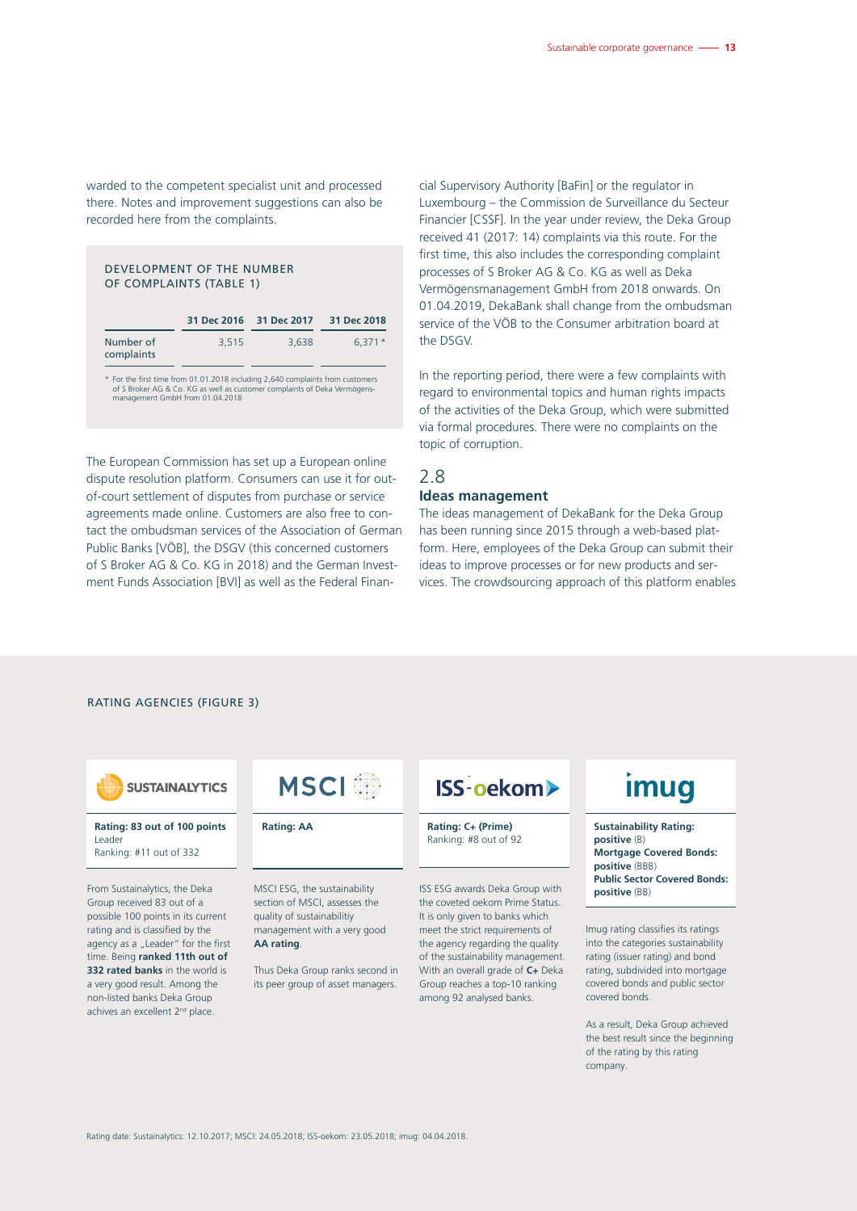warded to the competent specialist unit and processed there. Notes and improvement suggestions can also be recorded here from the complaints.

DEVELOPMENT OF THE NUMBER OF COMPLAINTS (TABLE 1)

| | 31 Dec 2016 | 31 Dec 2017 | 31 Dec 2018 |
|---|---|---|---|
| Number of complaints | 3,515 | 3,638 | 6,371 * |

\* For the first time from 01.01.2018 including 2,640 complaints from customers of S Broker AG & Co. KG as well as customer complaints of Deka Vermögensmanagement GmbH from 01.04.2018

The European Commission has set up a European online dispute resolution platform. Consumers can use it for out-of-court settlement of disputes from purchase or service agreements made online. Customers are also free to contact the ombudsman services of the Association of German Public Banks [VÖB], the DSGV (this concerned customers of S Broker AG & Co. KG in 2018) and the German Investment Funds Association [BVI] as well as the Federal Financial Supervisory Authority [BaFin] or the regulator in Luxembourg – the Commission de Surveillance du Secteur Financier [CSSF]. In the year under review, the Deka Group received 41 (2017: 14) complaints via this route. For the first time, this also includes the corresponding complaint processes of S Broker AG & Co. KG as well as Deka Vermögensmanagement GmbH from 2018 onwards. On 01.04.2019, DekaBank shall change from the ombudsman service of the VÖB to the Consumer arbitration board at the DSGV.

In the reporting period, there were a few complaints with regard to environmental topics and human rights impacts of the activities of the Deka Group, which were submitted via formal procedures. There were no complaints on the topic of corruption.

## 2.8
## Ideas management

The ideas management of DekaBank for the Deka Group has been running since 2015 through a web-based platform. Here, employees of the Deka Group can submit their ideas to improve processes or for new products and services. The crowdsourcing approach of this platform enables

RATING AGENCIES (FIGURE 3)

SUSTAINALYTICS

**Rating: 83 out of 100 points**
Leader
Ranking: #11 out of 332

From Sustainalytics, the Deka Group received 83 out of a possible 100 points in its current rating and is classified by the agency as a „Leader" for the first time. Being **ranked 11th out of 332 rated banks** in the world is a very good result. Among the non-listed banks Deka Group achieves an excellent 2nd place.

MSCI

**Rating: AA**

MSCI ESG, the sustainability section of MSCI, assesses the quality of sustainabilitiy management with a very good **AA rating**.

Thus Deka Group ranks second in its peer group of asset managers.

ISS-oekom

**Rating: C+ (Prime)**
Ranking: #8 out of 92

ISS ESG awards Deka Group with the coveted oekom Prime Status. It is only given to banks which meet the strict requirements of the agency regarding the quality of the sustainability management. With an overall grade of **C+** Deka Group reaches a top-10 ranking among 92 analysed banks.

imug

**Sustainability Rating: positive** (B)
**Mortgage Covered Bonds: positive** (BBB)
**Public Sector Covered Bonds: positive** (BB)

Imug rating classifies its ratings into the categories sustainability rating (issuer rating) and bond rating, subdivided into mortgage covered bonds and public sector covered bonds.

As a result, Deka Group achieved the best result since the beginning of the rating by this rating company.

Rating date: Sustainalytics: 12.10.2017; MSCI: 24.05.2018; ISS-oekom: 23.05.2018; imug: 04.04.2018.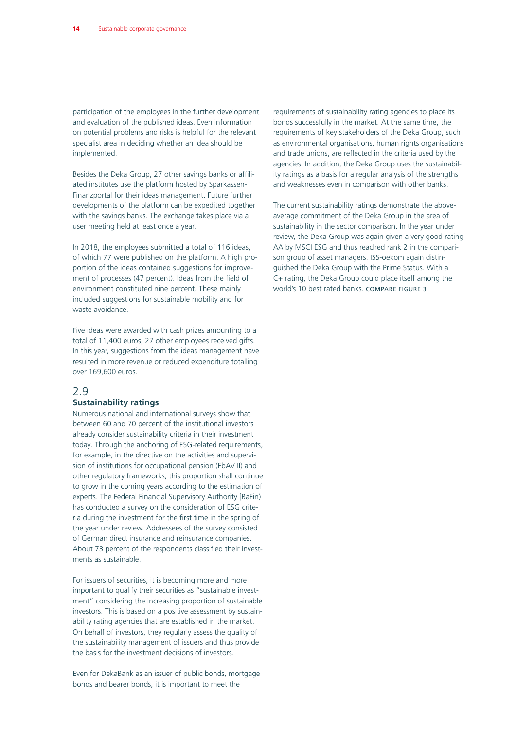participation of the employees in the further development and evaluation of the published ideas. Even information on potential problems and risks is helpful for the relevant specialist area in deciding whether an idea should be implemented.

Besides the Deka Group, 27 other savings banks or affiliated institutes use the platform hosted by Sparkassen-Finanzportal for their ideas management. Future further developments of the platform can be expedited together with the savings banks. The exchange takes place via a user meeting held at least once a year.

In 2018, the employees submitted a total of 116 ideas, of which 77 were published on the platform. A high proportion of the ideas contained suggestions for improvement of processes (47 percent). Ideas from the field of environment constituted nine percent. These mainly included suggestions for sustainable mobility and for waste avoidance.

Five ideas were awarded with cash prizes amounting to a total of 11,400 euros; 27 other employees received gifts. In this year, suggestions from the ideas management have resulted in more revenue or reduced expenditure totalling over 169,600 euros.

## 2.9 Sustainability ratings

Numerous national and international surveys show that between 60 and 70 percent of the institutional investors already consider sustainability criteria in their investment today. Through the anchoring of ESG-related requirements, for example, in the directive on the activities and supervision of institutions for occupational pension (EbAV II) and other regulatory frameworks, this proportion shall continue to grow in the coming years according to the estimation of experts. The Federal Financial Supervisory Authority [BaFin) has conducted a survey on the consideration of ESG criteria during the investment for the first time in the spring of the year under review. Addressees of the survey consisted of German direct insurance and reinsurance companies. About 73 percent of the respondents classified their investments as sustainable.

For issuers of securities, it is becoming more and more important to qualify their securities as "sustainable investment" considering the increasing proportion of sustainable investors. This is based on a positive assessment by sustainability rating agencies that are established in the market. On behalf of investors, they regularly assess the quality of the sustainability management of issuers and thus provide the basis for the investment decisions of investors.

Even for DekaBank as an issuer of public bonds, mortgage bonds and bearer bonds, it is important to meet the requirements of sustainability rating agencies to place its bonds successfully in the market. At the same time, the requirements of key stakeholders of the Deka Group, such as environmental organisations, human rights organisations and trade unions, are reflected in the criteria used by the agencies. In addition, the Deka Group uses the sustainability ratings as a basis for a regular analysis of the strengths and weaknesses even in comparison with other banks.

The current sustainability ratings demonstrate the above-average commitment of the Deka Group in the area of sustainability in the sector comparison. In the year under review, the Deka Group was again given a very good rating AA by MSCI ESG and thus reached rank 2 in the comparison group of asset managers. ISS-oekom again distinguished the Deka Group with the Prime Status. With a C+ rating, the Deka Group could place itself among the world's 10 best rated banks. COMPARE FIGURE 3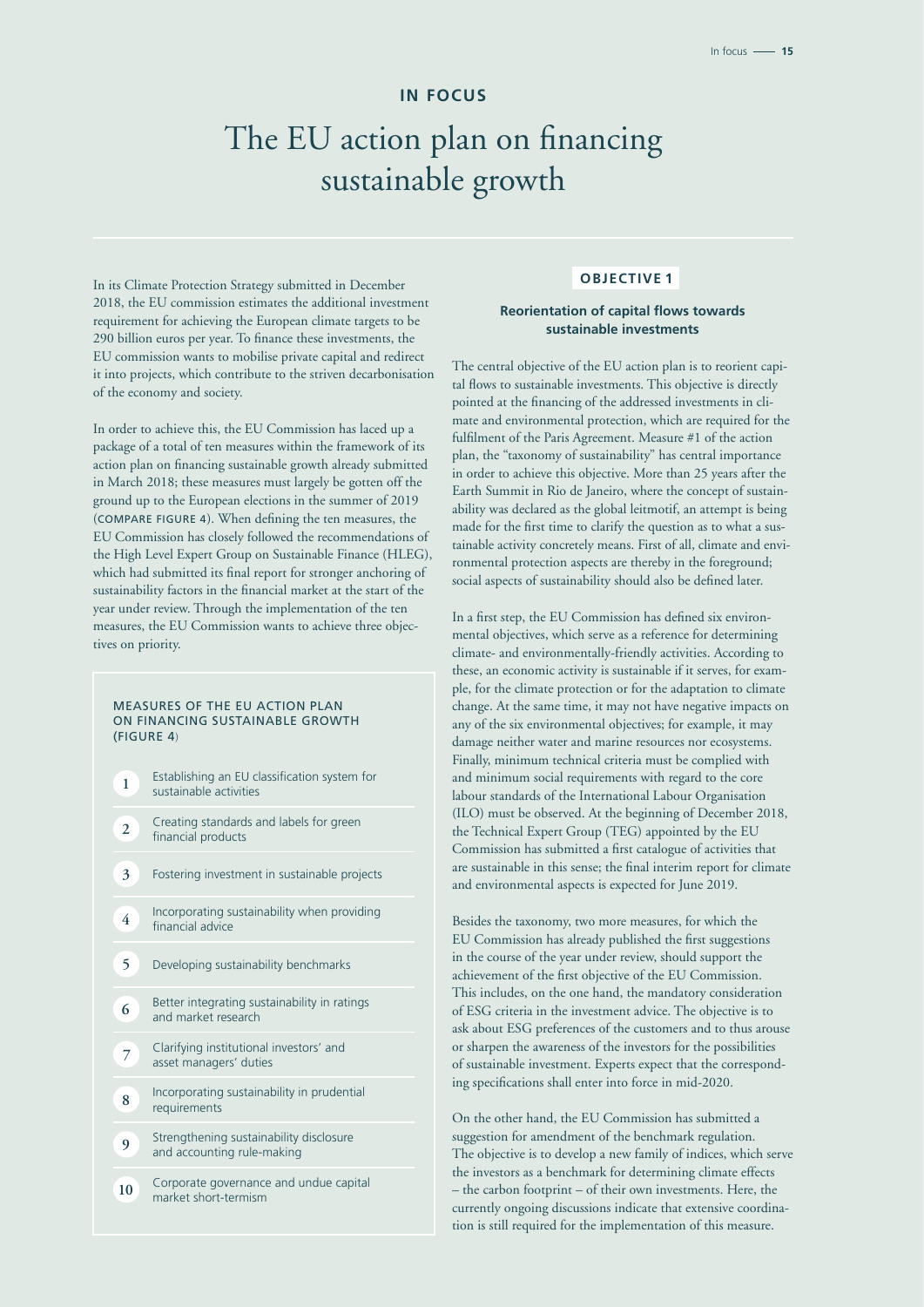**IN FOCUS**

# The EU action plan on financing sustainable growth

In its Climate Protection Strategy submitted in December 2018, the EU commission estimates the additional investment requirement for achieving the European climate targets to be 290 billion euros per year. To finance these investments, the EU commission wants to mobilise private capital and redirect it into projects, which contribute to the striven decarbonisation of the economy and society.

In order to achieve this, the EU Commission has laced up a package of a total of ten measures within the framework of its action plan on financing sustainable growth already submitted in March 2018; these measures must largely be gotten off the ground up to the European elections in the summer of 2019 (COMPARE FIGURE 4). When defining the ten measures, the EU Commission has closely followed the recommendations of the High Level Expert Group on Sustainable Finance (HLEG), which had submitted its final report for stronger anchoring of sustainability factors in the financial market at the start of the year under review. Through the implementation of the ten measures, the EU Commission wants to achieve three objectives on priority.

**MEASURES OF THE EU ACTION PLAN ON FINANCING SUSTAINABLE GROWTH (FIGURE 4)**

1. Establishing an EU classification system for sustainable activities
2. Creating standards and labels for green financial products
3. Fostering investment in sustainable projects
4. Incorporating sustainability when providing financial advice
5. Developing sustainability benchmarks
6. Better integrating sustainability in ratings and market research
7. Clarifying institutional investors' and asset managers' duties
8. Incorporating sustainability in prudential requirements
9. Strengthening sustainability disclosure and accounting rule-making
10. Corporate governance and undue capital market short-termism

**OBJECTIVE 1**

### Reorientation of capital flows towards sustainable investments

The central objective of the EU action plan is to reorient capital flows to sustainable investments. This objective is directly pointed at the financing of the addressed investments in climate and environmental protection, which are required for the fulfilment of the Paris Agreement. Measure #1 of the action plan, the "taxonomy of sustainability" has central importance in order to achieve this objective. More than 25 years after the Earth Summit in Rio de Janeiro, where the concept of sustainability was declared as the global leitmotif, an attempt is being made for the first time to clarify the question as to what a sustainable activity concretely means. First of all, climate and environmental protection aspects are thereby in the foreground; social aspects of sustainability should also be defined later.

In a first step, the EU Commission has defined six environmental objectives, which serve as a reference for determining climate- and environmentally-friendly activities. According to these, an economic activity is sustainable if it serves, for example, for the climate protection or for the adaptation to climate change. At the same time, it may not have negative impacts on any of the six environmental objectives; for example, it may damage neither water and marine resources nor ecosystems. Finally, minimum technical criteria must be complied with and minimum social requirements with regard to the core labour standards of the International Labour Organisation (ILO) must be observed. At the beginning of December 2018, the Technical Expert Group (TEG) appointed by the EU Commission has submitted a first catalogue of activities that are sustainable in this sense; the final interim report for climate and environmental aspects is expected for June 2019.

Besides the taxonomy, two more measures, for which the EU Commission has already published the first suggestions in the course of the year under review, should support the achievement of the first objective of the EU Commission. This includes, on the one hand, the mandatory consideration of ESG criteria in the investment advice. The objective is to ask about ESG preferences of the customers and to thus arouse or sharpen the awareness of the investors for the possibilities of sustainable investment. Experts expect that the corresponding specifications shall enter into force in mid-2020.

On the other hand, the EU Commission has submitted a suggestion for amendment of the benchmark regulation. The objective is to develop a new family of indices, which serve the investors as a benchmark for determining climate effects – the carbon footprint – of their own investments. Here, the currently ongoing discussions indicate that extensive coordination is still required for the implementation of this measure.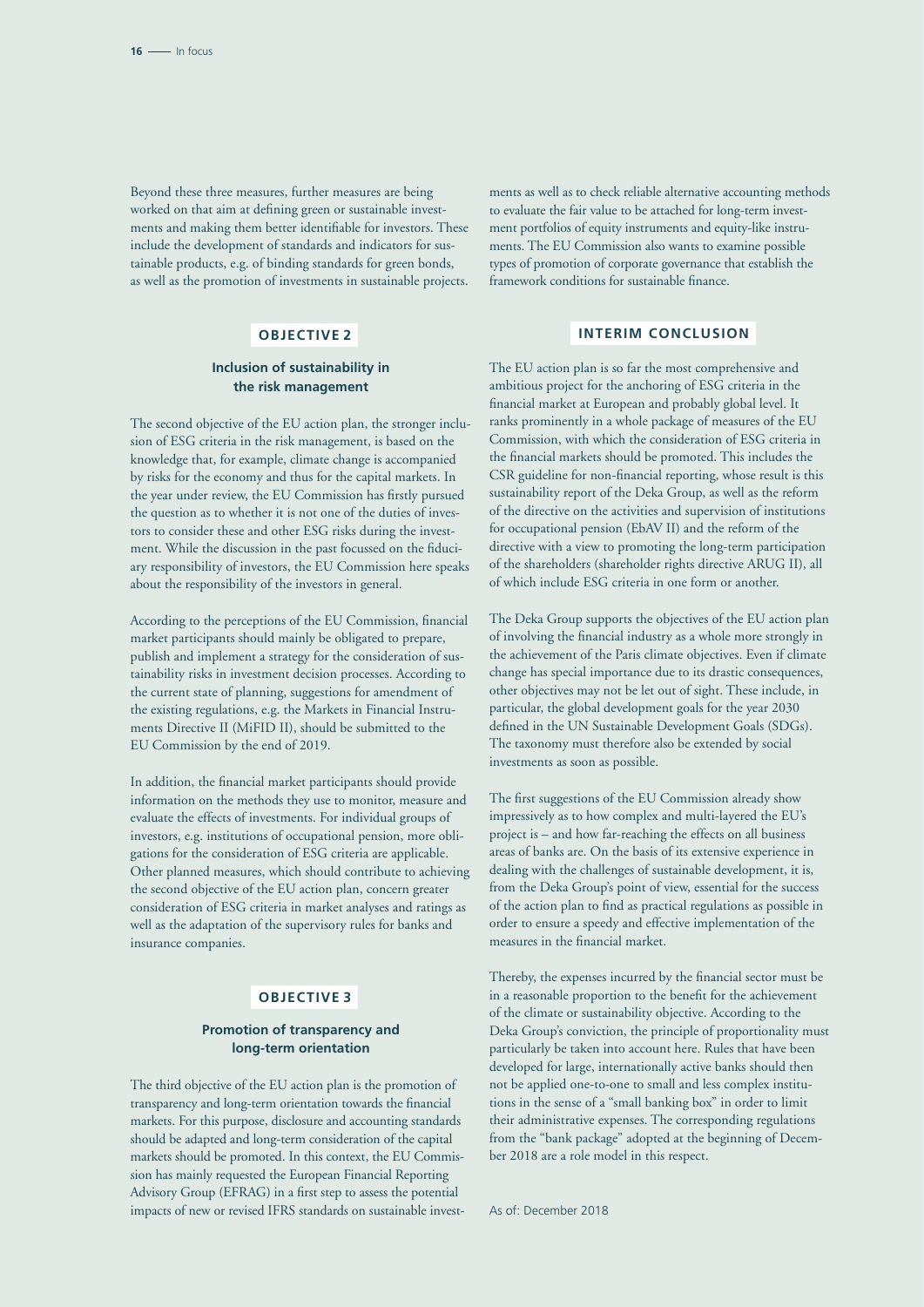Beyond these three measures, further measures are being worked on that aim at defining green or sustainable investments and making them better identifiable for investors. These include the development of standards and indicators for sustainable products, e.g. of binding standards for green bonds, as well as the promotion of investments in sustainable projects.

## OBJECTIVE 2

### Inclusion of sustainability in the risk management

The second objective of the EU action plan, the stronger inclusion of ESG criteria in the risk management, is based on the knowledge that, for example, climate change is accompanied by risks for the economy and thus for the capital markets. In the year under review, the EU Commission has firstly pursued the question as to whether it is not one of the duties of investors to consider these and other ESG risks during the investment. While the discussion in the past focussed on the fiduciary responsibility of investors, the EU Commission here speaks about the responsibility of the investors in general.

According to the perceptions of the EU Commission, financial market participants should mainly be obligated to prepare, publish and implement a strategy for the consideration of sustainability risks in investment decision processes. According to the current state of planning, suggestions for amendment of the existing regulations, e.g. the Markets in Financial Instruments Directive II (MiFID II), should be submitted to the EU Commission by the end of 2019.

In addition, the financial market participants should provide information on the methods they use to monitor, measure and evaluate the effects of investments. For individual groups of investors, e.g. institutions of occupational pension, more obligations for the consideration of ESG criteria are applicable. Other planned measures, which should contribute to achieving the second objective of the EU action plan, concern greater consideration of ESG criteria in market analyses and ratings as well as the adaptation of the supervisory rules for banks and insurance companies.

## OBJECTIVE 3

### Promotion of transparency and long-term orientation

The third objective of the EU action plan is the promotion of transparency and long-term orientation towards the financial markets. For this purpose, disclosure and accounting standards should be adapted and long-term consideration of the capital markets should be promoted. In this context, the EU Commission has mainly requested the European Financial Reporting Advisory Group (EFRAG) in a first step to assess the potential impacts of new or revised IFRS standards on sustainable investments as well as to check reliable alternative accounting methods to evaluate the fair value to be attached for long-term investment portfolios of equity instruments and equity-like instruments. The EU Commission also wants to examine possible types of promotion of corporate governance that establish the framework conditions for sustainable finance.

## INTERIM CONCLUSION

The EU action plan is so far the most comprehensive and ambitious project for the anchoring of ESG criteria in the financial market at European and probably global level. It ranks prominently in a whole package of measures of the EU Commission, with which the consideration of ESG criteria in the financial markets should be promoted. This includes the CSR guideline for non-financial reporting, whose result is this sustainability report of the Deka Group, as well as the reform of the directive on the activities and supervision of institutions for occupational pension (EbAV II) and the reform of the directive with a view to promoting the long-term participation of the shareholders (shareholder rights directive ARUG II), all of which include ESG criteria in one form or another.

The Deka Group supports the objectives of the EU action plan of involving the financial industry as a whole more strongly in the achievement of the Paris climate objectives. Even if climate change has special importance due to its drastic consequences, other objectives may not be let out of sight. These include, in particular, the global development goals for the year 2030 defined in the UN Sustainable Development Goals (SDGs). The taxonomy must therefore also be extended by social investments as soon as possible.

The first suggestions of the EU Commission already show impressively as to how complex and multi-layered the EU's project is – and how far-reaching the effects on all business areas of banks are. On the basis of its extensive experience in dealing with the challenges of sustainable development, it is, from the Deka Group's point of view, essential for the success of the action plan to find as practical regulations as possible in order to ensure a speedy and effective implementation of the measures in the financial market.

Thereby, the expenses incurred by the financial sector must be in a reasonable proportion to the benefit for the achievement of the climate or sustainability objective. According to the Deka Group's conviction, the principle of proportionality must particularly be taken into account here. Rules that have been developed for large, internationally active banks should then not be applied one-to-one to small and less complex institutions in the sense of a "small banking box" in order to limit their administrative expenses. The corresponding regulations from the "bank package" adopted at the beginning of December 2018 are a role model in this respect.

As of: December 2018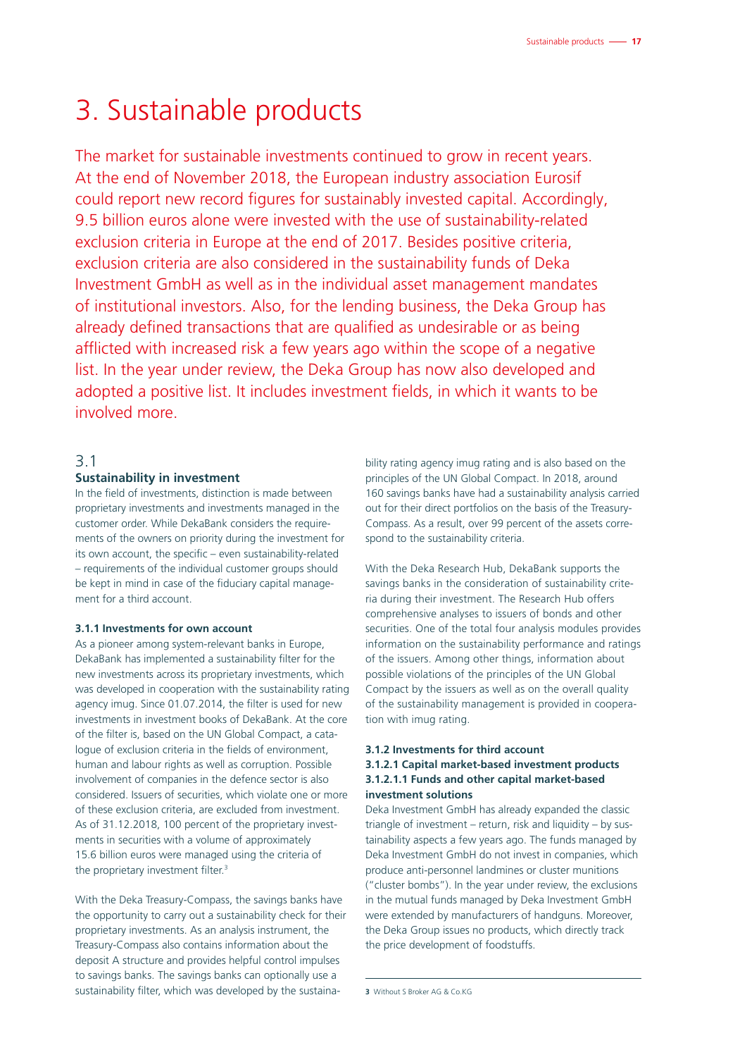# 3. Sustainable products

The market for sustainable investments continued to grow in recent years. At the end of November 2018, the European industry association Eurosif could report new record figures for sustainably invested capital. Accordingly, 9.5 billion euros alone were invested with the use of sustainability-related exclusion criteria in Europe at the end of 2017. Besides positive criteria, exclusion criteria are also considered in the sustainability funds of Deka Investment GmbH as well as in the individual asset management mandates of institutional investors. Also, for the lending business, the Deka Group has already defined transactions that are qualified as undesirable or as being afflicted with increased risk a few years ago within the scope of a negative list. In the year under review, the Deka Group has now also developed and adopted a positive list. It includes investment fields, in which it wants to be involved more.

## 3.1 Sustainability in investment

In the field of investments, distinction is made between proprietary investments and investments managed in the customer order. While DekaBank considers the requirements of the owners on priority during the investment for its own account, the specific – even sustainability-related – requirements of the individual customer groups should be kept in mind in case of the fiduciary capital management for a third account.

### 3.1.1 Investments for own account

As a pioneer among system-relevant banks in Europe, DekaBank has implemented a sustainability filter for the new investments across its proprietary investments, which was developed in cooperation with the sustainability rating agency imug. Since 01.07.2014, the filter is used for new investments in investment books of DekaBank. At the core of the filter is, based on the UN Global Compact, a catalogue of exclusion criteria in the fields of environment, human and labour rights as well as corruption. Possible involvement of companies in the defence sector is also considered. Issuers of securities, which violate one or more of these exclusion criteria, are excluded from investment. As of 31.12.2018, 100 percent of the proprietary investments in securities with a volume of approximately 15.6 billion euros were managed using the criteria of the proprietary investment filter.[3]

With the Deka Treasury-Compass, the savings banks have the opportunity to carry out a sustainability check for their proprietary investments. As an analysis instrument, the Treasury-Compass also contains information about the deposit A structure and provides helpful control impulses to savings banks. The savings banks can optionally use a sustainability filter, which was developed by the sustainability rating agency imug rating and is also based on the principles of the UN Global Compact. In 2018, around 160 savings banks have had a sustainability analysis carried out for their direct portfolios on the basis of the Treasury-Compass. As a result, over 99 percent of the assets correspond to the sustainability criteria.

With the Deka Research Hub, DekaBank supports the savings banks in the consideration of sustainability criteria during their investment. The Research Hub offers comprehensive analyses to issuers of bonds and other securities. One of the total four analysis modules provides information on the sustainability performance and ratings of the issuers. Among other things, information about possible violations of the principles of the UN Global Compact by the issuers as well as on the overall quality of the sustainability management is provided in cooperation with imug rating.

### 3.1.2 Investments for third account

#### 3.1.2.1 Capital market-based investment products

##### 3.1.2.1.1 Funds and other capital market-based investment solutions

Deka Investment GmbH has already expanded the classic triangle of investment – return, risk and liquidity – by sustainability aspects a few years ago. The funds managed by Deka Investment GmbH do not invest in companies, which produce anti-personnel landmines or cluster munitions ("cluster bombs"). In the year under review, the exclusions in the mutual funds managed by Deka Investment GmbH were extended by manufacturers of handguns. Moreover, the Deka Group issues no products, which directly track the price development of foodstuffs.

[3] Without S Broker AG & Co.KG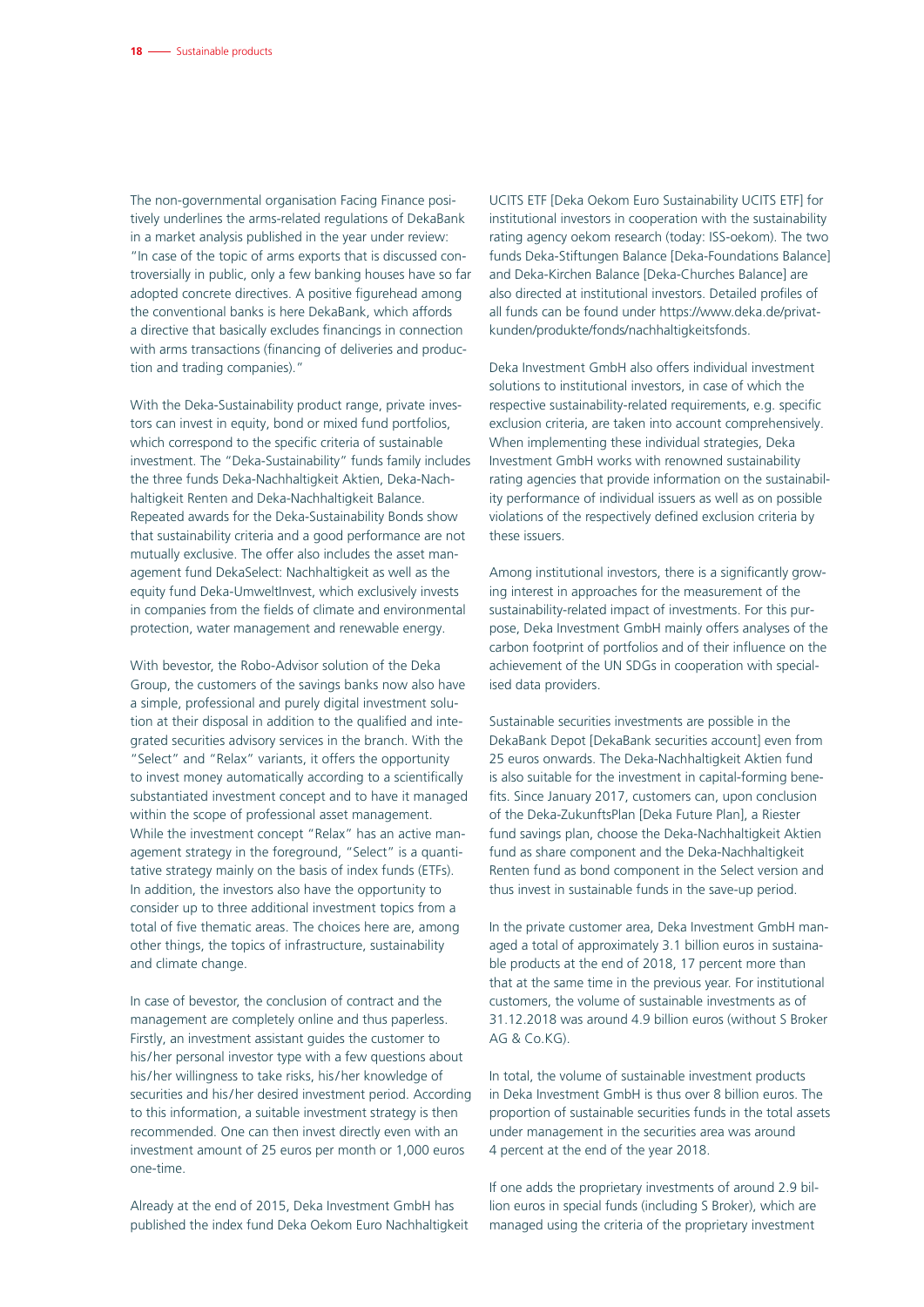The non-governmental organisation Facing Finance positively underlines the arms-related regulations of DekaBank in a market analysis published in the year under review: "In case of the topic of arms exports that is discussed controversially in public, only a few banking houses have so far adopted concrete directives. A positive figurehead among the conventional banks is here DekaBank, which affords a directive that basically excludes financings in connection with arms transactions (financing of deliveries and production and trading companies)."

With the Deka-Sustainability product range, private investors can invest in equity, bond or mixed fund portfolios, which correspond to the specific criteria of sustainable investment. The "Deka-Sustainability" funds family includes the three funds Deka-Nachhaltigkeit Aktien, Deka-Nachhaltigkeit Renten and Deka-Nachhaltigkeit Balance. Repeated awards for the Deka-Sustainability Bonds show that sustainability criteria and a good performance are not mutually exclusive. The offer also includes the asset management fund DekaSelect: Nachhaltigkeit as well as the equity fund Deka-UmweltInvest, which exclusively invests in companies from the fields of climate and environmental protection, water management and renewable energy.

With bevestor, the Robo-Advisor solution of the Deka Group, the customers of the savings banks now also have a simple, professional and purely digital investment solution at their disposal in addition to the qualified and integrated securities advisory services in the branch. With the "Select" and "Relax" variants, it offers the opportunity to invest money automatically according to a scientifically substantiated investment concept and to have it managed within the scope of professional asset management. While the investment concept "Relax" has an active management strategy in the foreground, "Select" is a quantitative strategy mainly on the basis of index funds (ETFs). In addition, the investors also have the opportunity to consider up to three additional investment topics from a total of five thematic areas. The choices here are, among other things, the topics of infrastructure, sustainability and climate change.

In case of bevestor, the conclusion of contract and the management are completely online and thus paperless. Firstly, an investment assistant guides the customer to his/her personal investor type with a few questions about his/her willingness to take risks, his/her knowledge of securities and his/her desired investment period. According to this information, a suitable investment strategy is then recommended. One can then invest directly even with an investment amount of 25 euros per month or 1,000 euros one-time.

Already at the end of 2015, Deka Investment GmbH has published the index fund Deka Oekom Euro Nachhaltigkeit UCITS ETF [Deka Oekom Euro Sustainability UCITS ETF] for institutional investors in cooperation with the sustainability rating agency oekom research (today: ISS-oekom). The two funds Deka-Stiftungen Balance [Deka-Foundations Balance] and Deka-Kirchen Balance [Deka-Churches Balance] are also directed at institutional investors. Detailed profiles of all funds can be found under https://www.deka.de/privatkunden/produkte/fonds/nachhaltigkeitsfonds.

Deka Investment GmbH also offers individual investment solutions to institutional investors, in case of which the respective sustainability-related requirements, e.g. specific exclusion criteria, are taken into account comprehensively. When implementing these individual strategies, Deka Investment GmbH works with renowned sustainability rating agencies that provide information on the sustainability performance of individual issuers as well as on possible violations of the respectively defined exclusion criteria by these issuers.

Among institutional investors, there is a significantly growing interest in approaches for the measurement of the sustainability-related impact of investments. For this purpose, Deka Investment GmbH mainly offers analyses of the carbon footprint of portfolios and of their influence on the achievement of the UN SDGs in cooperation with specialised data providers.

Sustainable securities investments are possible in the DekaBank Depot [DekaBank securities account] even from 25 euros onwards. The Deka-Nachhaltigkeit Aktien fund is also suitable for the investment in capital-forming benefits. Since January 2017, customers can, upon conclusion of the Deka-ZukunftsPlan [Deka Future Plan], a Riester fund savings plan, choose the Deka-Nachhaltigkeit Aktien fund as share component and the Deka-Nachhaltigkeit Renten fund as bond component in the Select version and thus invest in sustainable funds in the save-up period.

In the private customer area, Deka Investment GmbH managed a total of approximately 3.1 billion euros in sustainable products at the end of 2018, 17 percent more than that at the same time in the previous year. For institutional customers, the volume of sustainable investments as of 31.12.2018 was around 4.9 billion euros (without S Broker AG & Co.KG).

In total, the volume of sustainable investment products in Deka Investment GmbH is thus over 8 billion euros. The proportion of sustainable securities funds in the total assets under management in the securities area was around 4 percent at the end of the year 2018.

If one adds the proprietary investments of around 2.9 billion euros in special funds (including S Broker), which are managed using the criteria of the proprietary investment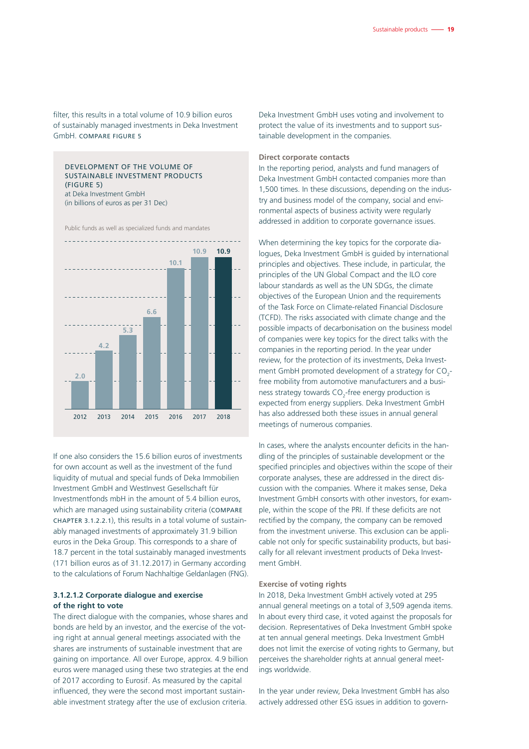filter, this results in a total volume of 10.9 billion euros of sustainably managed investments in Deka Investment GmbH. COMPARE FIGURE 5

DEVELOPMENT OF THE VOLUME OF SUSTAINABLE INVESTMENT PRODUCTS (FIGURE 5)
at Deka Investment GmbH
(in billions of euros as per 31 Dec)

Public funds as well as specialized funds and mandates

2.0
4.2
5.3
6.6
10.1
10.9
10.9

2012
2013
2014
2015
2016
2017
2018

If one also considers the 15.6 billion euros of investments for own account as well as the investment of the fund liquidity of mutual and special funds of Deka Immobilien Investment GmbH and WestInvest Gesellschaft für Investmentfonds mbH in the amount of 5.4 billion euros, which are managed using sustainability criteria (COMPARE CHAPTER 3.1.2.2.1), this results in a total volume of sustainably managed investments of approximately 31.9 billion euros in the Deka Group. This corresponds to a share of 18.7 percent in the total sustainably managed investments (171 billion euros as of 31.12.2017) in Germany according to the calculations of Forum Nachhaltige Geldanlagen (FNG).

#### 3.1.2.1.2 Corporate dialogue and exercise of the right to vote

The direct dialogue with the companies, whose shares and bonds are held by an investor, and the exercise of the voting right at annual general meetings associated with the shares are instruments of sustainable investment that are gaining on importance. All over Europe, approx. 4.9 billion euros were managed using these two strategies at the end of 2017 according to Eurosif. As measured by the capital influenced, they were the second most important sustainable investment strategy after the use of exclusion criteria.

Deka Investment GmbH uses voting and involvement to protect the value of its investments and to support sustainable development in the companies.

**Direct corporate contacts**

In the reporting period, analysts and fund managers of Deka Investment GmbH contacted companies more than 1,500 times. In these discussions, depending on the industry and business model of the company, social and environmental aspects of business activity were regularly addressed in addition to corporate governance issues.

When determining the key topics for the corporate dialogues, Deka Investment GmbH is guided by international principles and objectives. These include, in particular, the principles of the UN Global Compact and the ILO core labour standards as well as the UN SDGs, the climate objectives of the European Union and the requirements of the Task Force on Climate-related Financial Disclosure (TCFD). The risks associated with climate change and the possible impacts of decarbonisation on the business model of companies were key topics for the direct talks with the companies in the reporting period. In the year under review, for the protection of its investments, Deka Investment GmbH promoted development of a strategy for $CO_2$-free mobility from automotive manufacturers and a business strategy towards $CO_2$-free energy production is expected from energy suppliers. Deka Investment GmbH has also addressed both these issues in annual general meetings of numerous companies.

In cases, where the analysts encounter deficits in the handling of the principles of sustainable development or the specified principles and objectives within the scope of their corporate analyses, these are addressed in the direct discussion with the companies. Where it makes sense, Deka Investment GmbH consorts with other investors, for example, within the scope of the PRI. If these deficits are not rectified by the company, the company can be removed from the investment universe. This exclusion can be applicable not only for specific sustainability products, but basically for all relevant investment products of Deka Investment GmbH.

**Exercise of voting rights**

In 2018, Deka Investment GmbH actively voted at 295 annual general meetings on a total of 3,509 agenda items. In about every third case, it voted against the proposals for decision. Representatives of Deka Investment GmbH spoke at ten annual general meetings. Deka Investment GmbH does not limit the exercise of voting rights to Germany, but perceives the shareholder rights at annual general meetings worldwide.

In the year under review, Deka Investment GmbH has also actively addressed other ESG issues in addition to govern-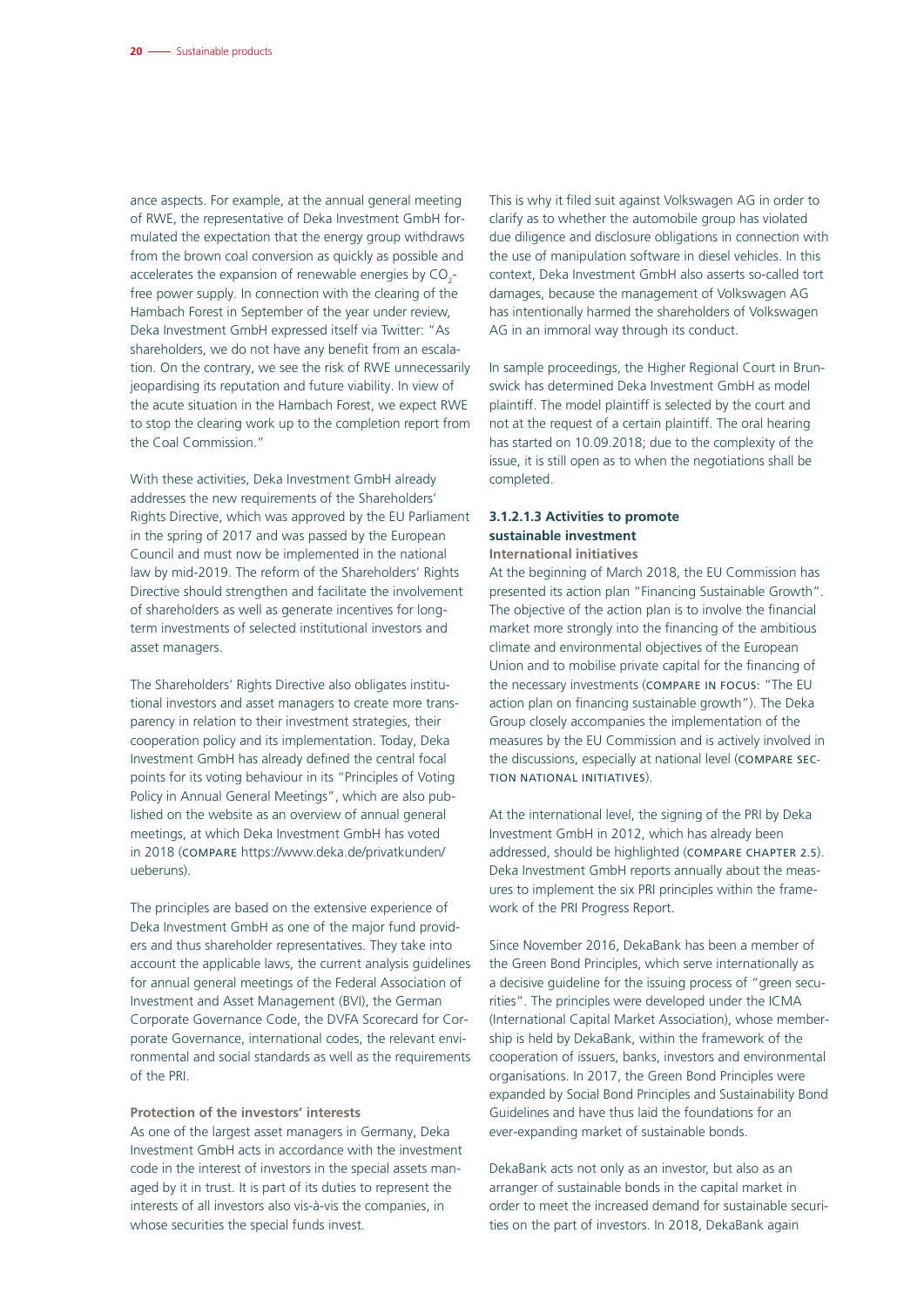ance aspects. For example, at the annual general meeting of RWE, the representative of Deka Investment GmbH formulated the expectation that the energy group withdraws from the brown coal conversion as quickly as possible and accelerates the expansion of renewable energies by $CO_2$-free power supply. In connection with the clearing of the Hambach Forest in September of the year under review, Deka Investment GmbH expressed itself via Twitter: "As shareholders, we do not have any benefit from an escalation. On the contrary, we see the risk of RWE unnecessarily jeopardising its reputation and future viability. In view of the acute situation in the Hambach Forest, we expect RWE to stop the clearing work up to the completion report from the Coal Commission."

With these activities, Deka Investment GmbH already addresses the new requirements of the Shareholders' Rights Directive, which was approved by the EU Parliament in the spring of 2017 and was passed by the European Council and must now be implemented in the national law by mid-2019. The reform of the Shareholders' Rights Directive should strengthen and facilitate the involvement of shareholders as well as generate incentives for long-term investments of selected institutional investors and asset managers.

The Shareholders' Rights Directive also obligates institutional investors and asset managers to create more transparency in relation to their investment strategies, their cooperation policy and its implementation. Today, Deka Investment GmbH has already defined the central focal points for its voting behaviour in its "Principles of Voting Policy in Annual General Meetings", which are also published on the website as an overview of annual general meetings, at which Deka Investment GmbH has voted in 2018 (COMPARE https://www.deka.de/privatkunden/ueberuns).

The principles are based on the extensive experience of Deka Investment GmbH as one of the major fund providers and thus shareholder representatives. They take into account the applicable laws, the current analysis guidelines for annual general meetings of the Federal Association of Investment and Asset Management (BVI), the German Corporate Governance Code, the DVFA Scorecard for Corporate Governance, international codes, the relevant environmental and social standards as well as the requirements of the PRI.

**Protection of the investors' interests**

As one of the largest asset managers in Germany, Deka Investment GmbH acts in accordance with the investment code in the interest of investors in the special assets managed by it in trust. It is part of its duties to represent the interests of all investors also vis-à-vis the companies, in whose securities the special funds invest.

This is why it filed suit against Volkswagen AG in order to clarify as to whether the automobile group has violated due diligence and disclosure obligations in connection with the use of manipulation software in diesel vehicles. In this context, Deka Investment GmbH also asserts so-called tort damages, because the management of Volkswagen AG has intentionally harmed the shareholders of Volkswagen AG in an immoral way through its conduct.

In sample proceedings, the Higher Regional Court in Brunswick has determined Deka Investment GmbH as model plaintiff. The model plaintiff is selected by the court and not at the request of a certain plaintiff. The oral hearing has started on 10.09.2018; due to the complexity of the issue, it is still open as to when the negotiations shall be completed.

### 3.1.2.1.3 Activities to promote sustainable investment

**International initiatives**

At the beginning of March 2018, the EU Commission has presented its action plan "Financing Sustainable Growth". The objective of the action plan is to involve the financial market more strongly into the financing of the ambitious climate and environmental objectives of the European Union and to mobilise private capital for the financing of the necessary investments (COMPARE IN FOCUS: "The EU action plan on financing sustainable growth"). The Deka Group closely accompanies the implementation of the measures by the EU Commission and is actively involved in the discussions, especially at national level (COMPARE SECTION NATIONAL INITIATIVES).

At the international level, the signing of the PRI by Deka Investment GmbH in 2012, which has already been addressed, should be highlighted (COMPARE CHAPTER 2.5). Deka Investment GmbH reports annually about the measures to implement the six PRI principles within the framework of the PRI Progress Report.

Since November 2016, DekaBank has been a member of the Green Bond Principles, which serve internationally as a decisive guideline for the issuing process of "green securities". The principles were developed under the ICMA (International Capital Market Association), whose membership is held by DekaBank, within the framework of the cooperation of issuers, banks, investors and environmental organisations. In 2017, the Green Bond Principles were expanded by Social Bond Principles and Sustainability Bond Guidelines and have thus laid the foundations for an ever-expanding market of sustainable bonds.

DekaBank acts not only as an investor, but also as an arranger of sustainable bonds in the capital market in order to meet the increased demand for sustainable securities on the part of investors. In 2018, DekaBank again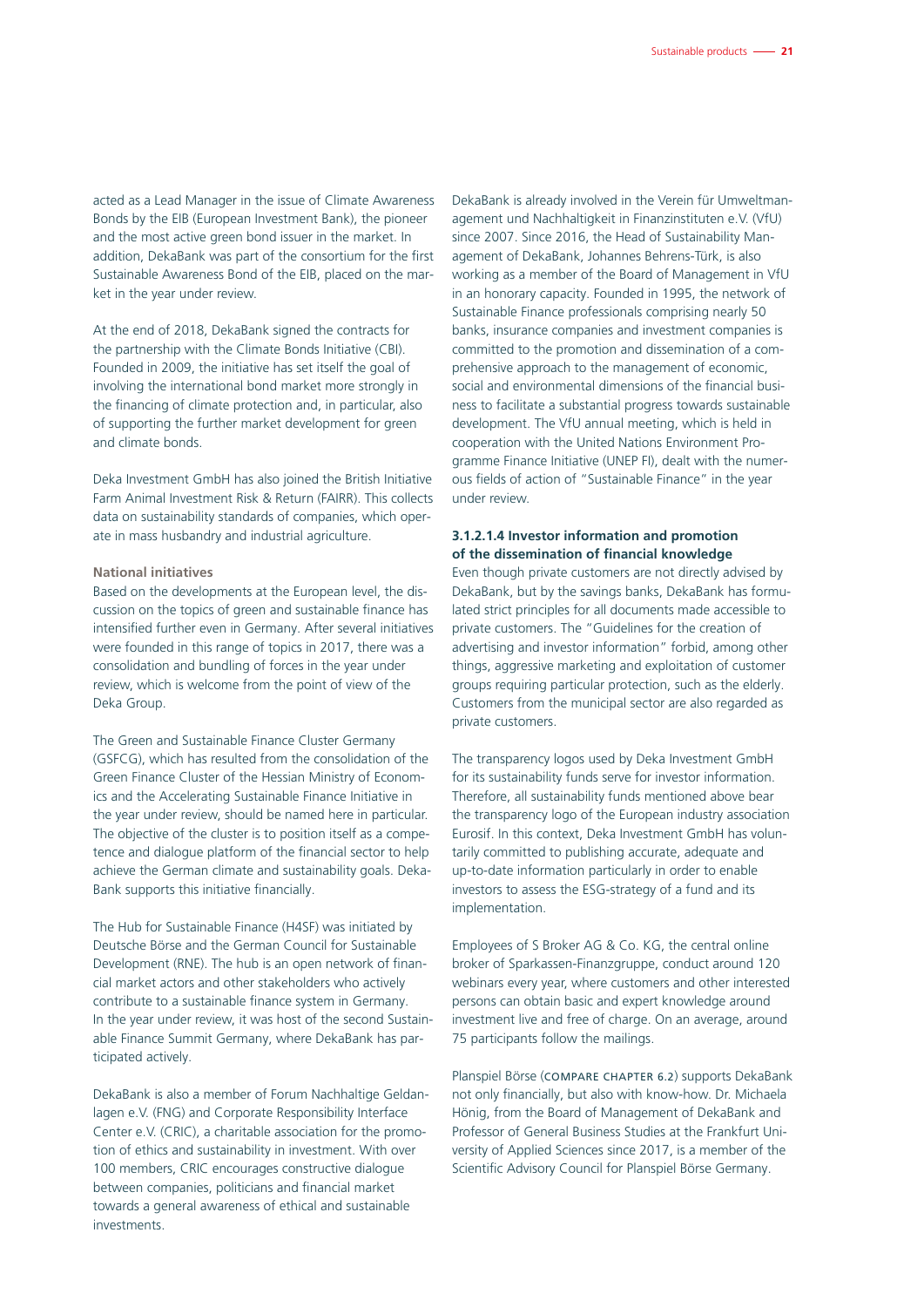acted as a Lead Manager in the issue of Climate Awareness Bonds by the EIB (European Investment Bank), the pioneer and the most active green bond issuer in the market. In addition, DekaBank was part of the consortium for the first Sustainable Awareness Bond of the EIB, placed on the market in the year under review.

At the end of 2018, DekaBank signed the contracts for the partnership with the Climate Bonds Initiative (CBI). Founded in 2009, the initiative has set itself the goal of involving the international bond market more strongly in the financing of climate protection and, in particular, also of supporting the further market development for green and climate bonds.

Deka Investment GmbH has also joined the British Initiative Farm Animal Investment Risk & Return (FAIRR). This collects data on sustainability standards of companies, which operate in mass husbandry and industrial agriculture.

**National initiatives**

Based on the developments at the European level, the discussion on the topics of green and sustainable finance has intensified further even in Germany. After several initiatives were founded in this range of topics in 2017, there was a consolidation and bundling of forces in the year under review, which is welcome from the point of view of the Deka Group.

The Green and Sustainable Finance Cluster Germany (GSFCG), which has resulted from the consolidation of the Green Finance Cluster of the Hessian Ministry of Economics and the Accelerating Sustainable Finance Initiative in the year under review, should be named here in particular. The objective of the cluster is to position itself as a competence and dialogue platform of the financial sector to help achieve the German climate and sustainability goals. DekaBank supports this initiative financially.

The Hub for Sustainable Finance (H4SF) was initiated by Deutsche Börse and the German Council for Sustainable Development (RNE). The hub is an open network of financial market actors and other stakeholders who actively contribute to a sustainable finance system in Germany. In the year under review, it was host of the second Sustainable Finance Summit Germany, where DekaBank has participated actively.

DekaBank is also a member of Forum Nachhaltige Geldanlagen e.V. (FNG) and Corporate Responsibility Interface Center e.V. (CRIC), a charitable association for the promotion of ethics and sustainability in investment. With over 100 members, CRIC encourages constructive dialogue between companies, politicians and financial market towards a general awareness of ethical and sustainable investments.

DekaBank is already involved in the Verein für Umweltmanagement und Nachhaltigkeit in Finanzinstituten e.V. (VfU) since 2007. Since 2016, the Head of Sustainability Management of DekaBank, Johannes Behrens-Türk, is also working as a member of the Board of Management in VfU in an honorary capacity. Founded in 1995, the network of Sustainable Finance professionals comprising nearly 50 banks, insurance companies and investment companies is committed to the promotion and dissemination of a comprehensive approach to the management of economic, social and environmental dimensions of the financial business to facilitate a substantial progress towards sustainable development. The VfU annual meeting, which is held in cooperation with the United Nations Environment Programme Finance Initiative (UNEP FI), dealt with the numerous fields of action of "Sustainable Finance" in the year under review.

#### 3.1.2.1.4 Investor information and promotion of the dissemination of financial knowledge

Even though private customers are not directly advised by DekaBank, but by the savings banks, DekaBank has formulated strict principles for all documents made accessible to private customers. The "Guidelines for the creation of advertising and investor information" forbid, among other things, aggressive marketing and exploitation of customer groups requiring particular protection, such as the elderly. Customers from the municipal sector are also regarded as private customers.

The transparency logos used by Deka Investment GmbH for its sustainability funds serve for investor information. Therefore, all sustainability funds mentioned above bear the transparency logo of the European industry association Eurosif. In this context, Deka Investment GmbH has voluntarily committed to publishing accurate, adequate and up-to-date information particularly in order to enable investors to assess the ESG-strategy of a fund and its implementation.

Employees of S Broker AG & Co. KG, the central online broker of Sparkassen-Finanzgruppe, conduct around 120 webinars every year, where customers and other interested persons can obtain basic and expert knowledge around investment live and free of charge. On an average, around 75 participants follow the mailings.

Planspiel Börse (COMPARE CHAPTER 6.2) supports DekaBank not only financially, but also with know-how. Dr. Michaela Hönig, from the Board of Management of DekaBank and Professor of General Business Studies at the Frankfurt University of Applied Sciences since 2017, is a member of the Scientific Advisory Council for Planspiel Börse Germany.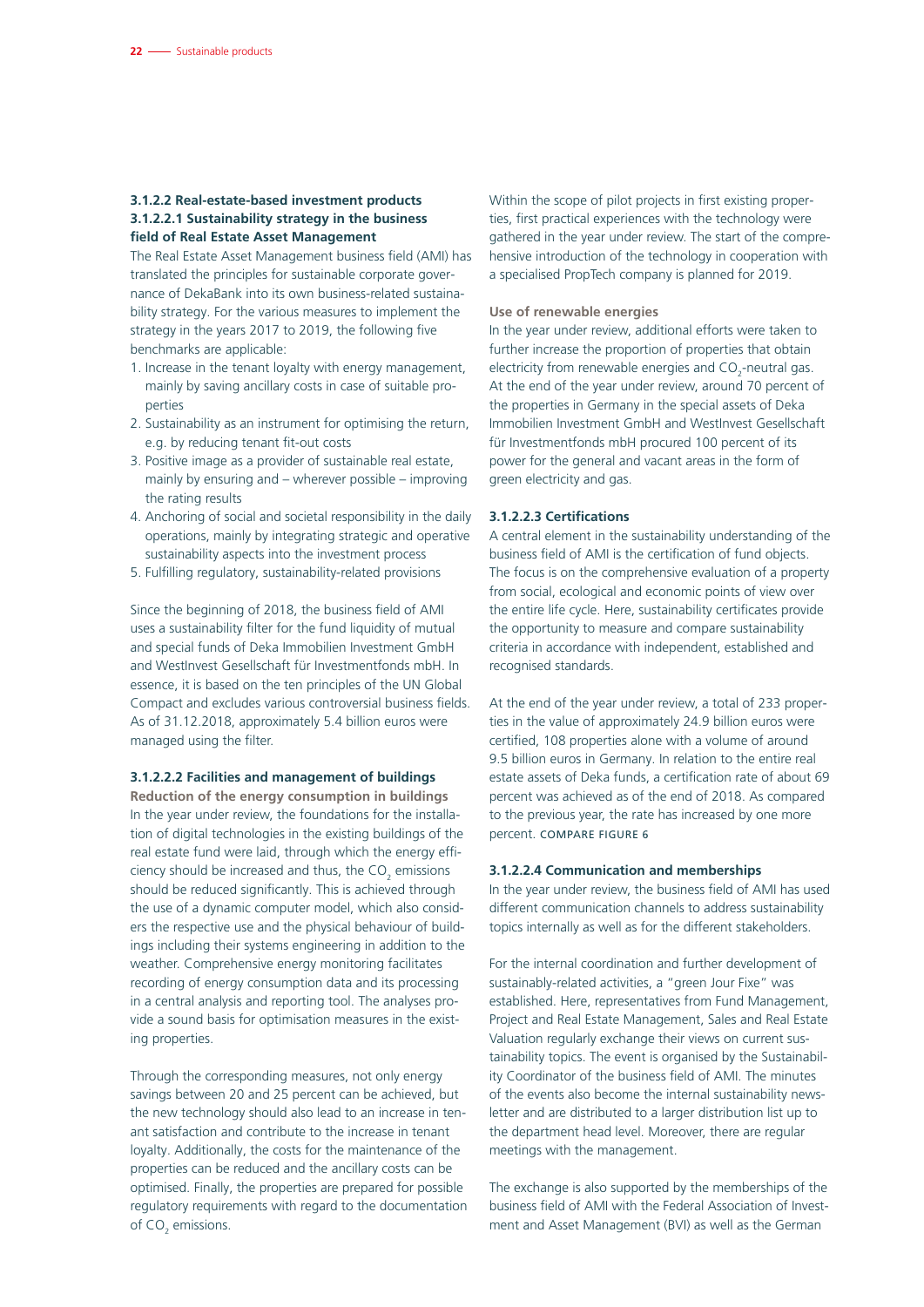### 3.1.2.2 Real-estate-based investment products

#### 3.1.2.2.1 Sustainability strategy in the business field of Real Estate Asset Management

The Real Estate Asset Management business field (AMI) has translated the principles for sustainable corporate governance of DekaBank into its own business-related sustainability strategy. For the various measures to implement the strategy in the years 2017 to 2019, the following five benchmarks are applicable:

1. Increase in the tenant loyalty with energy management, mainly by saving ancillary costs in case of suitable properties
2. Sustainability as an instrument for optimising the return, e.g. by reducing tenant fit-out costs
3. Positive image as a provider of sustainable real estate, mainly by ensuring and – wherever possible – improving the rating results
4. Anchoring of social and societal responsibility in the daily operations, mainly by integrating strategic and operative sustainability aspects into the investment process
5. Fulfilling regulatory, sustainability-related provisions

Since the beginning of 2018, the business field of AMI uses a sustainability filter for the fund liquidity of mutual and special funds of Deka Immobilien Investment GmbH and WestInvest Gesellschaft für Investmentfonds mbH. In essence, it is based on the ten principles of the UN Global Compact and excludes various controversial business fields. As of 31.12.2018, approximately 5.4 billion euros were managed using the filter.

#### 3.1.2.2.2 Facilities and management of buildings

**Reduction of the energy consumption in buildings**

In the year under review, the foundations for the installation of digital technologies in the existing buildings of the real estate fund were laid, through which the energy efficiency should be increased and thus, the $CO_2$ emissions should be reduced significantly. This is achieved through the use of a dynamic computer model, which also considers the respective use and the physical behaviour of buildings including their systems engineering in addition to the weather. Comprehensive energy monitoring facilitates recording of energy consumption data and its processing in a central analysis and reporting tool. The analyses provide a sound basis for optimisation measures in the existing properties.

Through the corresponding measures, not only energy savings between 20 and 25 percent can be achieved, but the new technology should also lead to an increase in tenant satisfaction and contribute to the increase in tenant loyalty. Additionally, the costs for the maintenance of the properties can be reduced and the ancillary costs can be optimised. Finally, the properties are prepared for possible regulatory requirements with regard to the documentation of $CO_2$ emissions.

Within the scope of pilot projects in first existing properties, first practical experiences with the technology were gathered in the year under review. The start of the comprehensive introduction of the technology in cooperation with a specialised PropTech company is planned for 2019.

**Use of renewable energies**

In the year under review, additional efforts were taken to further increase the proportion of properties that obtain electricity from renewable energies and $CO_2$-neutral gas. At the end of the year under review, around 70 percent of the properties in Germany in the special assets of Deka Immobilien Investment GmbH and WestInvest Gesellschaft für Investmentfonds mbH procured 100 percent of its power for the general and vacant areas in the form of green electricity and gas.

#### 3.1.2.2.3 Certifications

A central element in the sustainability understanding of the business field of AMI is the certification of fund objects. The focus is on the comprehensive evaluation of a property from social, ecological and economic points of view over the entire life cycle. Here, sustainability certificates provide the opportunity to measure and compare sustainability criteria in accordance with independent, established and recognised standards.

At the end of the year under review, a total of 233 properties in the value of approximately 24.9 billion euros were certified, 108 properties alone with a volume of around 9.5 billion euros in Germany. In relation to the entire real estate assets of Deka funds, a certification rate of about 69 percent was achieved as of the end of 2018. As compared to the previous year, the rate has increased by one more percent. COMPARE FIGURE 6

#### 3.1.2.2.4 Communication and memberships

In the year under review, the business field of AMI has used different communication channels to address sustainability topics internally as well as for the different stakeholders.

For the internal coordination and further development of sustainably-related activities, a "green Jour Fixe" was established. Here, representatives from Fund Management, Project and Real Estate Management, Sales and Real Estate Valuation regularly exchange their views on current sustainability topics. The event is organised by the Sustainability Coordinator of the business field of AMI. The minutes of the events also become the internal sustainability newsletter and are distributed to a larger distribution list up to the department head level. Moreover, there are regular meetings with the management.

The exchange is also supported by the memberships of the business field of AMI with the Federal Association of Investment and Asset Management (BVI) as well as the German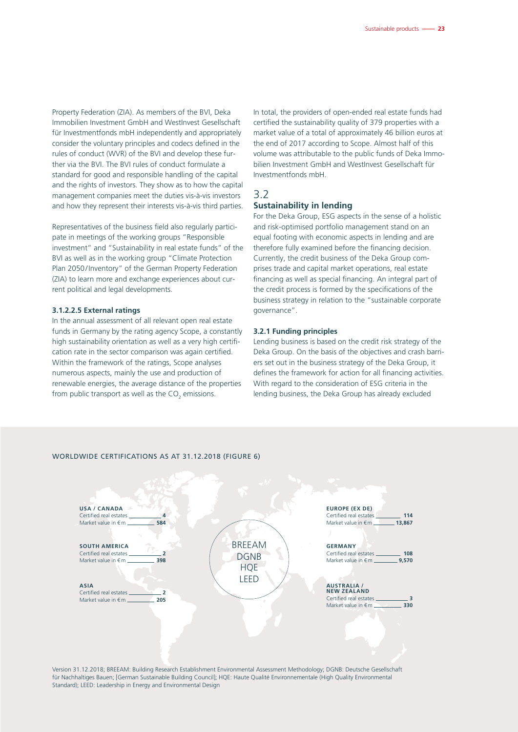Property Federation (ZIA). As members of the BVI, Deka Immobilien Investment GmbH and WestInvest Gesellschaft für Investmentfonds mbH independently and appropriately consider the voluntary principles and codecs defined in the rules of conduct (WVR) of the BVI and develop these further via the BVI. The BVI rules of conduct formulate a standard for good and responsible handling of the capital and the rights of investors. They show as to how the capital management companies meet the duties vis-à-vis investors and how they represent their interests vis-à-vis third parties.

Representatives of the business field also regularly participate in meetings of the working groups "Responsible investment" and "Sustainability in real estate funds" of the BVI as well as in the working group "Climate Protection Plan 2050/Inventory" of the German Property Federation (ZIA) to learn more and exchange experiences about current political and legal developments.

#### 3.1.2.2.5 External ratings

In the annual assessment of all relevant open real estate funds in Germany by the rating agency Scope, a constantly high sustainability orientation as well as a very high certification rate in the sector comparison was again certified. Within the framework of the ratings, Scope analyses numerous aspects, mainly the use and production of renewable energies, the average distance of the properties from public transport as well as the $CO_2$ emissions.

In total, the providers of open-ended real estate funds had certified the sustainability quality of 379 properties with a market value of a total of approximately 46 billion euros at the end of 2017 according to Scope. Almost half of this volume was attributable to the public funds of Deka Immobilien Investment GmbH and WestInvest Gesellschaft für Investmentfonds mbH.

## 3.2 Sustainability in lending

For the Deka Group, ESG aspects in the sense of a holistic and risk-optimised portfolio management stand on an equal footing with economic aspects in lending and are therefore fully examined before the financing decision. Currently, the credit business of the Deka Group comprises trade and capital market operations, real estate financing as well as special financing. An integral part of the credit process is formed by the specifications of the business strategy in relation to the "sustainable corporate governance".

### 3.2.1 Funding principles

Lending business is based on the credit risk strategy of the Deka Group. On the basis of the objectives and crash barriers set out in the business strategy of the Deka Group, it defines the framework for action for all financing activities. With regard to the consideration of ESG criteria in the lending business, the Deka Group has already excluded

WORLDWIDE CERTIFICATIONS AS AT 31.12.2018 (FIGURE 6)

**USA / CANADA**
Certified real estates 4
Market value in €m 584

**SOUTH AMERICA**
Certified real estates 2
Market value in €m 398

**ASIA**
Certified real estates 2
Market value in €m 205

BREEAM
DGNB
HQE
LEED

**EUROPE (EX DE)**
Certified real estates 114
Market value in €m 13,867

**GERMANY**
Certified real estates 108
Market value in €m 9,570

**AUSTRALIA / NEW ZEALAND**
Certified real estates 3
Market value in €m 330

Version 31.12.2018; BREEAM: Building Research Establishment Environmental Assessment Methodology; DGNB: Deutsche Gesellschaft für Nachhaltiges Bauen; [German Sustainable Building Council]; HQE: Haute Qualité Environnementale (High Quality Environmental Standard); LEED: Leadership in Energy and Environmental Design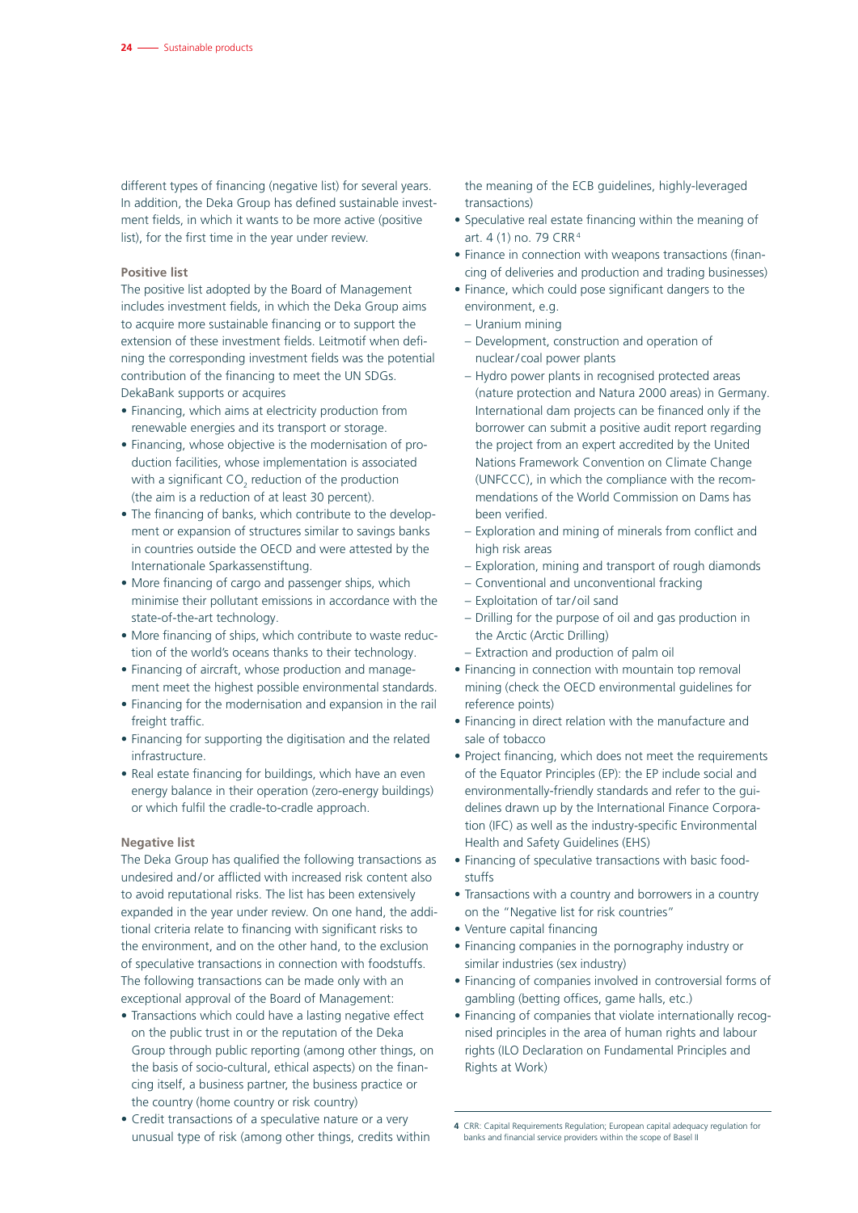different types of financing (negative list) for several years. In addition, the Deka Group has defined sustainable investment fields, in which it wants to be more active (positive list), for the first time in the year under review.

**Positive list**

The positive list adopted by the Board of Management includes investment fields, in which the Deka Group aims to acquire more sustainable financing or to support the extension of these investment fields. Leitmotif when defining the corresponding investment fields was the potential contribution of the financing to meet the UN SDGs. DekaBank supports or acquires

- Financing, which aims at electricity production from renewable energies and its transport or storage.
- Financing, whose objective is the modernisation of production facilities, whose implementation is associated with a significant $CO_2$ reduction of the production (the aim is a reduction of at least 30 percent).
- The financing of banks, which contribute to the development or expansion of structures similar to savings banks in countries outside the OECD and were attested by the Internationale Sparkassenstiftung.
- More financing of cargo and passenger ships, which minimise their pollutant emissions in accordance with the state-of-the-art technology.
- More financing of ships, which contribute to waste reduction of the world's oceans thanks to their technology.
- Financing of aircraft, whose production and management meet the highest possible environmental standards.
- Financing for the modernisation and expansion in the rail freight traffic.
- Financing for supporting the digitisation and the related infrastructure.
- Real estate financing for buildings, which have an even energy balance in their operation (zero-energy buildings) or which fulfil the cradle-to-cradle approach.

**Negative list**

The Deka Group has qualified the following transactions as undesired and/or afflicted with increased risk content also to avoid reputational risks. The list has been extensively expanded in the year under review. On one hand, the additional criteria relate to financing with significant risks to the environment, and on the other hand, to the exclusion of speculative transactions in connection with foodstuffs. The following transactions can be made only with an exceptional approval of the Board of Management:

- Transactions which could have a lasting negative effect on the public trust in or the reputation of the Deka Group through public reporting (among other things, on the basis of socio-cultural, ethical aspects) on the financing itself, a business partner, the business practice or the country (home country or risk country)
- Credit transactions of a speculative nature or a very unusual type of risk (among other things, credits within the meaning of the ECB guidelines, highly-leveraged transactions)
- Speculative real estate financing within the meaning of art. 4 (1) no. 79 CRR[4]
- Finance in connection with weapons transactions (financing of deliveries and production and trading businesses)
- Finance, which could pose significant dangers to the environment, e.g.
  - Uranium mining
  - Development, construction and operation of nuclear/coal power plants
  - Hydro power plants in recognised protected areas (nature protection and Natura 2000 areas) in Germany. International dam projects can be financed only if the borrower can submit a positive audit report regarding the project from an expert accredited by the United Nations Framework Convention on Climate Change (UNFCCC), in which the compliance with the recommendations of the World Commission on Dams has been verified.
  - Exploration and mining of minerals from conflict and high risk areas
  - Exploration, mining and transport of rough diamonds
  - Conventional and unconventional fracking
  - Exploitation of tar/oil sand
  - Drilling for the purpose of oil and gas production in the Arctic (Arctic Drilling)
  - Extraction and production of palm oil
- Financing in connection with mountain top removal mining (check the OECD environmental guidelines for reference points)
- Financing in direct relation with the manufacture and sale of tobacco
- Project financing, which does not meet the requirements of the Equator Principles (EP): the EP include social and environmentally-friendly standards and refer to the guidelines drawn up by the International Finance Corporation (IFC) as well as the industry-specific Environmental Health and Safety Guidelines (EHS)
- Financing of speculative transactions with basic foodstuffs
- Transactions with a country and borrowers in a country on the "Negative list for risk countries"
- Venture capital financing
- Financing companies in the pornography industry or similar industries (sex industry)
- Financing of companies involved in controversial forms of gambling (betting offices, game halls, etc.)
- Financing of companies that violate internationally recognised principles in the area of human rights and labour rights (ILO Declaration on Fundamental Principles and Rights at Work)

[4] CRR: Capital Requirements Regulation; European capital adequacy regulation for banks and financial service providers within the scope of Basel II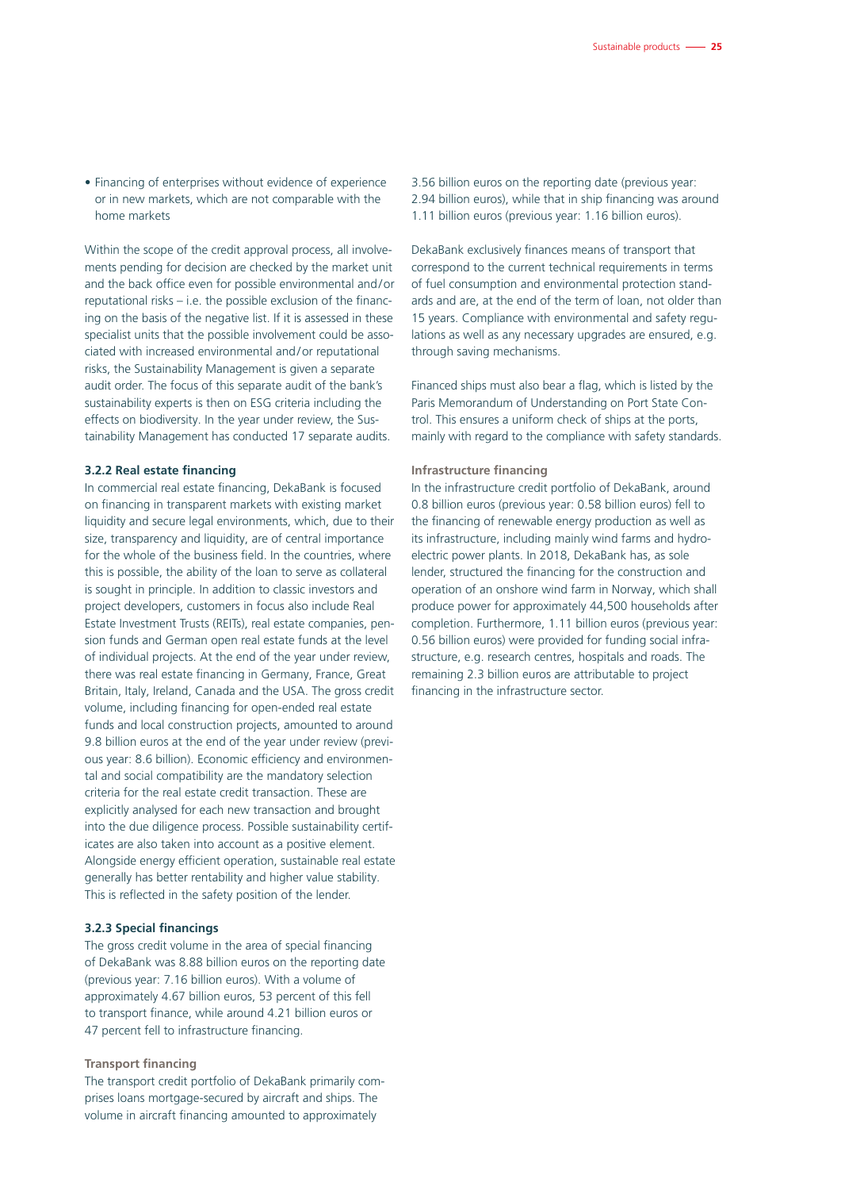- Financing of enterprises without evidence of experience or in new markets, which are not comparable with the home markets

Within the scope of the credit approval process, all involvements pending for decision are checked by the market unit and the back office even for possible environmental and/or reputational risks – i.e. the possible exclusion of the financing on the basis of the negative list. If it is assessed in these specialist units that the possible involvement could be associated with increased environmental and/or reputational risks, the Sustainability Management is given a separate audit order. The focus of this separate audit of the bank's sustainability experts is then on ESG criteria including the effects on biodiversity. In the year under review, the Sustainability Management has conducted 17 separate audits.

### 3.2.2 Real estate financing

In commercial real estate financing, DekaBank is focused on financing in transparent markets with existing market liquidity and secure legal environments, which, due to their size, transparency and liquidity, are of central importance for the whole of the business field. In the countries, where this is possible, the ability of the loan to serve as collateral is sought in principle. In addition to classic investors and project developers, customers in focus also include Real Estate Investment Trusts (REITs), real estate companies, pension funds and German open real estate funds at the level of individual projects. At the end of the year under review, there was real estate financing in Germany, France, Great Britain, Italy, Ireland, Canada and the USA. The gross credit volume, including financing for open-ended real estate funds and local construction projects, amounted to around 9.8 billion euros at the end of the year under review (previous year: 8.6 billion). Economic efficiency and environmental and social compatibility are the mandatory selection criteria for the real estate credit transaction. These are explicitly analysed for each new transaction and brought into the due diligence process. Possible sustainability certificates are also taken into account as a positive element. Alongside energy efficient operation, sustainable real estate generally has better rentability and higher value stability. This is reflected in the safety position of the lender.

### 3.2.3 Special financings

The gross credit volume in the area of special financing of DekaBank was 8.88 billion euros on the reporting date (previous year: 7.16 billion euros). With a volume of approximately 4.67 billion euros, 53 percent of this fell to transport finance, while around 4.21 billion euros or 47 percent fell to infrastructure financing.

#### Transport financing

The transport credit portfolio of DekaBank primarily comprises loans mortgage-secured by aircraft and ships. The volume in aircraft financing amounted to approximately 3.56 billion euros on the reporting date (previous year: 2.94 billion euros), while that in ship financing was around 1.11 billion euros (previous year: 1.16 billion euros).

DekaBank exclusively finances means of transport that correspond to the current technical requirements in terms of fuel consumption and environmental protection standards and are, at the end of the term of loan, not older than 15 years. Compliance with environmental and safety regulations as well as any necessary upgrades are ensured, e.g. through saving mechanisms.

Financed ships must also bear a flag, which is listed by the Paris Memorandum of Understanding on Port State Control. This ensures a uniform check of ships at the ports, mainly with regard to the compliance with safety standards.

#### Infrastructure financing

In the infrastructure credit portfolio of DekaBank, around 0.8 billion euros (previous year: 0.58 billion euros) fell to the financing of renewable energy production as well as its infrastructure, including mainly wind farms and hydroelectric power plants. In 2018, DekaBank has, as sole lender, structured the financing for the construction and operation of an onshore wind farm in Norway, which shall produce power for approximately 44,500 households after completion. Furthermore, 1.11 billion euros (previous year: 0.56 billion euros) were provided for funding social infrastructure, e.g. research centres, hospitals and roads. The remaining 2.3 billion euros are attributable to project financing in the infrastructure sector.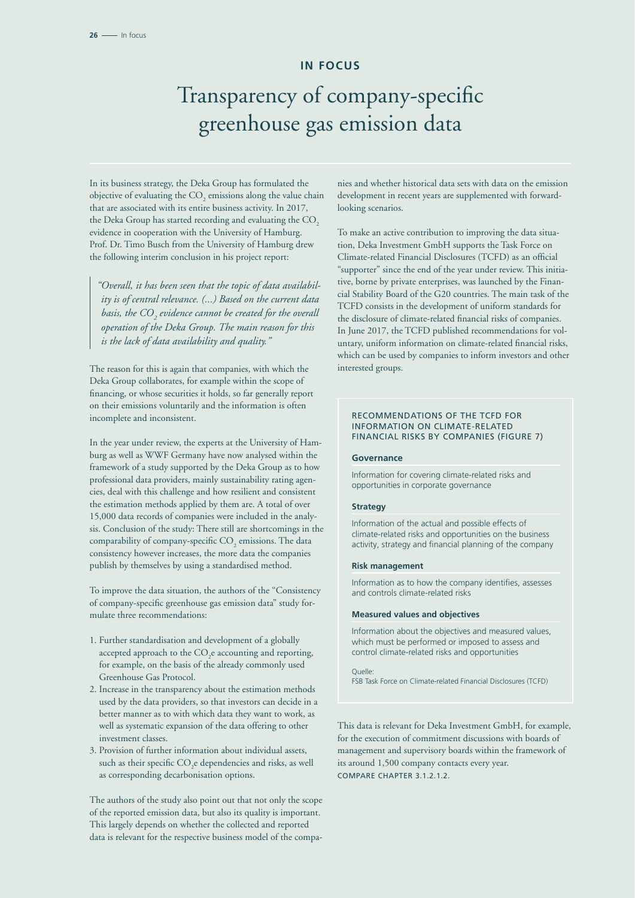**IN FOCUS**

# Transparency of company-specific greenhouse gas emission data

In its business strategy, the Deka Group has formulated the objective of evaluating the $CO_2$ emissions along the value chain that are associated with its entire business activity. In 2017, the Deka Group has started recording and evaluating the $CO_2$ evidence in cooperation with the University of Hamburg. Prof. Dr. Timo Busch from the University of Hamburg drew the following interim conclusion in his project report:

> *"Overall, it has been seen that the topic of data availability is of central relevance. (...) Based on the current data basis, the $CO_2$ evidence cannot be created for the overall operation of the Deka Group. The main reason for this is the lack of data availability and quality."*

The reason for this is again that companies, with which the Deka Group collaborates, for example within the scope of financing, or whose securities it holds, so far generally report on their emissions voluntarily and the information is often incomplete and inconsistent.

In the year under review, the experts at the University of Hamburg as well as WWF Germany have now analysed within the framework of a study supported by the Deka Group as to how professional data providers, mainly sustainability rating agencies, deal with this challenge and how resilient and consistent the estimation methods applied by them are. A total of over 15,000 data records of companies were included in the analysis. Conclusion of the study: There still are shortcomings in the comparability of company-specific $CO_2$ emissions. The data consistency however increases, the more data the companies publish by themselves by using a standardised method.

To improve the data situation, the authors of the "Consistency of company-specific greenhouse gas emission data" study formulate three recommendations:

1. Further standardisation and development of a globally accepted approach to the $CO_2e$ accounting and reporting, for example, on the basis of the already commonly used Greenhouse Gas Protocol.
2. Increase in the transparency about the estimation methods used by the data providers, so that investors can decide in a better manner as to with which data they want to work, as well as systematic expansion of the data offering to other investment classes.
3. Provision of further information about individual assets, such as their specific $CO_2e$ dependencies and risks, as well as corresponding decarbonisation options.

The authors of the study also point out that not only the scope of the reported emission data, but also its quality is important. This largely depends on whether the collected and reported data is relevant for the respective business model of the companies and whether historical data sets with data on the emission development in recent years are supplemented with forward-looking scenarios.

To make an active contribution to improving the data situation, Deka Investment GmbH supports the Task Force on Climate-related Financial Disclosures (TCFD) as an official "supporter" since the end of the year under review. This initiative, borne by private enterprises, was launched by the Financial Stability Board of the G20 countries. The main task of the TCFD consists in the development of uniform standards for the disclosure of climate-related financial risks of companies. In June 2017, the TCFD published recommendations for voluntary, uniform information on climate-related financial risks, which can be used by companies to inform investors and other interested groups.

RECOMMENDATIONS OF THE TCFD FOR INFORMATION ON CLIMATE-RELATED FINANCIAL RISKS BY COMPANIES (FIGURE 7)

**Governance**

Information for covering climate-related risks and opportunities in corporate governance

**Strategy**

Information of the actual and possible effects of climate-related risks and opportunities on the business activity, strategy and financial planning of the company

**Risk management**

Information as to how the company identifies, assesses and controls climate-related risks

**Measured values and objectives**

Information about the objectives and measured values, which must be performed or imposed to assess and control climate-related risks and opportunities

Quelle:
FSB Task Force on Climate-related Financial Disclosures (TCFD)

This data is relevant for Deka Investment GmbH, for example, for the execution of commitment discussions with boards of management and supervisory boards within the framework of its around 1,500 company contacts every year.
COMPARE CHAPTER 3.1.2.1.2.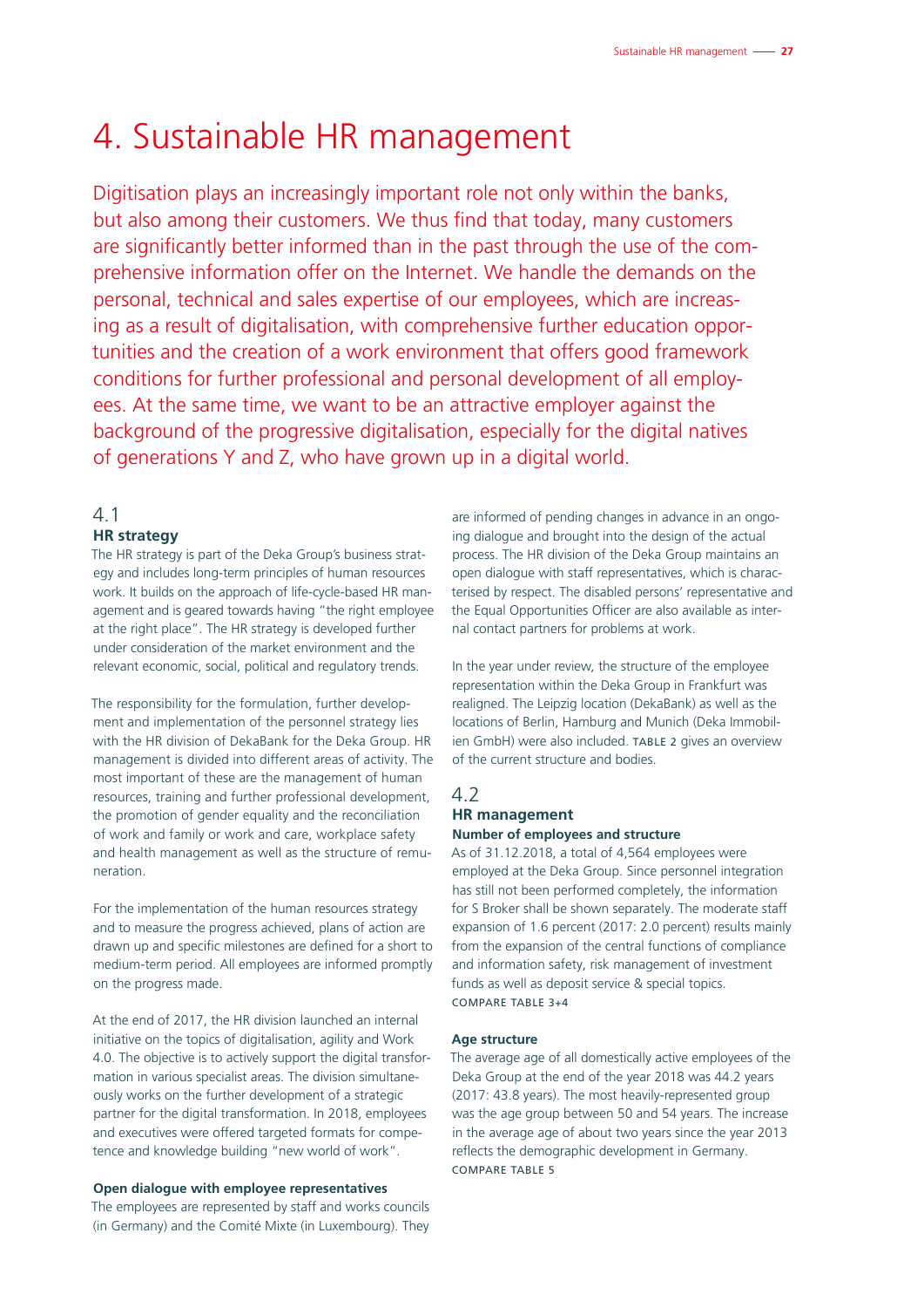# 4. Sustainable HR management

Digitisation plays an increasingly important role not only within the banks, but also among their customers. We thus find that today, many customers are significantly better informed than in the past through the use of the comprehensive information offer on the Internet. We handle the demands on the personal, technical and sales expertise of our employees, which are increasing as a result of digitalisation, with comprehensive further education opportunities and the creation of a work environment that offers good framework conditions for further professional and personal development of all employees. At the same time, we want to be an attractive employer against the background of the progressive digitalisation, especially for the digital natives of generations Y and Z, who have grown up in a digital world.

## 4.1 HR strategy

The HR strategy is part of the Deka Group's business strategy and includes long-term principles of human resources work. It builds on the approach of life-cycle-based HR management and is geared towards having "the right employee at the right place". The HR strategy is developed further under consideration of the market environment and the relevant economic, social, political and regulatory trends.

The responsibility for the formulation, further development and implementation of the personnel strategy lies with the HR division of DekaBank for the Deka Group. HR management is divided into different areas of activity. The most important of these are the management of human resources, training and further professional development, the promotion of gender equality and the reconciliation of work and family or work and care, workplace safety and health management as well as the structure of remuneration.

For the implementation of the human resources strategy and to measure the progress achieved, plans of action are drawn up and specific milestones are defined for a short to medium-term period. All employees are informed promptly on the progress made.

At the end of 2017, the HR division launched an internal initiative on the topics of digitalisation, agility and Work 4.0. The objective is to actively support the digital transformation in various specialist areas. The division simultaneously works on the further development of a strategic partner for the digital transformation. In 2018, employees and executives were offered targeted formats for competence and knowledge building "new world of work".

**Open dialogue with employee representatives**

The employees are represented by staff and works councils (in Germany) and the Comité Mixte (in Luxembourg). They are informed of pending changes in advance in an ongoing dialogue and brought into the design of the actual process. The HR division of the Deka Group maintains an open dialogue with staff representatives, which is characterised by respect. The disabled persons' representative and the Equal Opportunities Officer are also available as internal contact partners for problems at work.

In the year under review, the structure of the employee representation within the Deka Group in Frankfurt was realigned. The Leipzig location (DekaBank) as well as the locations of Berlin, Hamburg and Munich (Deka Immobilien GmbH) were also included. TABLE 2 gives an overview of the current structure and bodies.

## 4.2 HR management

**Number of employees and structure**

As of 31.12.2018, a total of 4,564 employees were employed at the Deka Group. Since personnel integration has still not been performed completely, the information for S Broker shall be shown separately. The moderate staff expansion of 1.6 percent (2017: 2.0 percent) results mainly from the expansion of the central functions of compliance and information safety, risk management of investment funds as well as deposit service & special topics.
COMPARE TABLE 3+4

**Age structure**

The average age of all domestically active employees of the Deka Group at the end of the year 2018 was 44.2 years (2017: 43.8 years). The most heavily-represented group was the age group between 50 and 54 years. The increase in the average age of about two years since the year 2013 reflects the demographic development in Germany.
COMPARE TABLE 5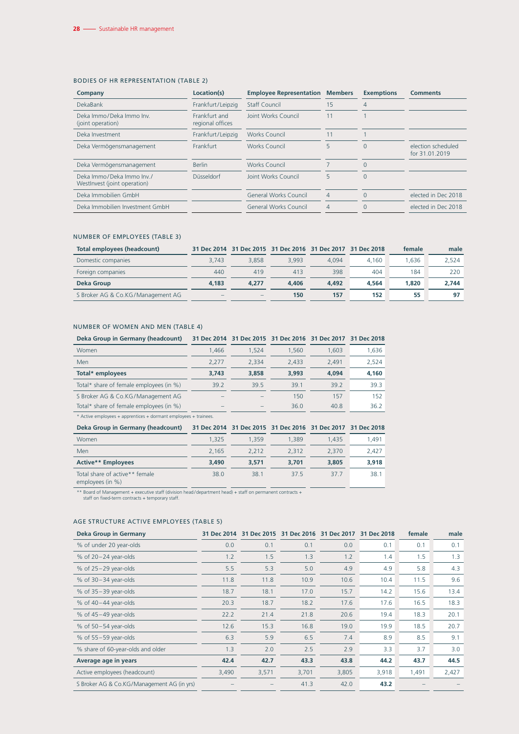## BODIES OF HR REPRESENTATION (TABLE 2)

| Company | Location(s) | Employee Representation | Members | Exemptions | Comments |
|---|---|---|---|---|---|
| DekaBank | Frankfurt/Leipzig | Staff Council | 15 | 4 | |
| Deka Immo/Deka Immo Inv. (joint operation) | Frankfurt and regional offices | Joint Works Council | 11 | 1 | |
| Deka Investment | Frankfurt/Leipzig | Works Council | 11 | 1 | |
| Deka Vermögensmanagement | Frankfurt | Works Council | 5 | 0 | election scheduled for 31.01.2019 |
| Deka Vermögensmanagement | Berlin | Works Council | 7 | 0 | |
| Deka Immo/Deka Immo Inv./ WestInvest (joint operation) | Düsseldorf | Joint Works Council | 5 | 0 | |
| Deka Immobilien GmbH | | General Works Council | 4 | 0 | elected in Dec 2018 |
| Deka Immobilien Investment GmbH | | General Works Council | 4 | 0 | elected in Dec 2018 |

## NUMBER OF EMPLOYEES (TABLE 3)

| Total employees (headcount) | 31 Dec 2014 | 31 Dec 2015 | 31 Dec 2016 | 31 Dec 2017 | 31 Dec 2018 | female | male |
|---|---|---|---|---|---|---|---|
| Domestic companies | 3,743 | 3,858 | 3,993 | 4,094 | 4,160 | 1,636 | 2,524 |
| Foreign companies | 440 | 419 | 413 | 398 | 404 | 184 | 220 |
| **Deka Group** | **4,183** | **4,277** | **4,406** | **4,492** | **4,564** | **1,820** | **2,744** |
| S Broker AG & Co.KG/Management AG | – | – | **150** | **157** | **152** | **55** | **97** |

## NUMBER OF WOMEN AND MEN (TABLE 4)

| Deka Group in Germany (headcount) | 31 Dec 2014 | 31 Dec 2015 | 31 Dec 2016 | 31 Dec 2017 | 31 Dec 2018 |
|---|---|---|---|---|---|
| Women | 1,466 | 1,524 | 1,560 | 1,603 | 1,636 |
| Men | 2,277 | 2,334 | 2,433 | 2,491 | 2,524 |
| **Total* employees** | **3,743** | **3,858** | **3,993** | **4,094** | **4,160** |
| Total* share of female employees (in %) | 39.2 | 39.5 | 39.1 | 39.2 | 39.3 |
| S Broker AG & Co.KG/Management AG | – | – | 150 | 157 | 152 |
| Total* share of female employees (in %) | – | – | 36.0 | 40.8 | 36.2 |

* Active employees + apprentices + dormant employees + trainees.

| Deka Group in Germany (headcount) | 31 Dec 2014 | 31 Dec 2015 | 31 Dec 2016 | 31 Dec 2017 | 31 Dec 2018 |
|---|---|---|---|---|---|
| Women | 1,325 | 1,359 | 1,389 | 1,435 | 1,491 |
| Men | 2,165 | 2,212 | 2,312 | 2,370 | 2,427 |
| **Active** Employees** | **3,490** | **3,571** | **3,701** | **3,805** | **3,918** |
| Total share of active** female employees (in %) | 38.0 | 38.1 | 37.5 | 37.7 | 38.1 |

** Board of Management + executive staff (division head/department head) + staff on permanent contracts + staff on fixed-term contracts + temporary staff.

## AGE STRUCTURE ACTIVE EMPLOYEES (TABLE 5)

| Deka Group in Germany | 31 Dec 2014 | 31 Dec 2015 | 31 Dec 2016 | 31 Dec 2017 | 31 Dec 2018 | female | male |
|---|---|---|---|---|---|---|---|
| % of under 20 year-olds | 0.0 | 0.1 | 0.1 | 0.0 | 0.1 | 0.1 | 0.1 |
| % of 20–24 year-olds | 1.2 | 1.5 | 1.3 | 1.2 | 1.4 | 1.5 | 1.3 |
| % of 25–29 year-olds | 5.5 | 5.3 | 5.0 | 4.9 | 4.9 | 5.8 | 4.3 |
| % of 30–34 year-olds | 11.8 | 11.8 | 10.9 | 10.6 | 10.4 | 11.5 | 9.6 |
| % of 35–39 year-olds | 18.7 | 18.1 | 17.0 | 15.7 | 14.2 | 15.6 | 13.4 |
| % of 40–44 year-olds | 20.3 | 18.7 | 18.2 | 17.6 | 17.6 | 16.5 | 18.3 |
| % of 45–49 year-olds | 22.2 | 21.4 | 21.8 | 20.6 | 19.4 | 18.3 | 20.1 |
| % of 50–54 year-olds | 12.6 | 15.3 | 16.8 | 19.0 | 19.9 | 18.5 | 20.7 |
| % of 55–59 year-olds | 6.3 | 5.9 | 6.5 | 7.4 | 8.9 | 8.5 | 9.1 |
| % share of 60-year-olds and older | 1.3 | 2.0 | 2.5 | 2.9 | 3.3 | 3.7 | 3.0 |
| **Average age in years** | **42.4** | **42.7** | **43.3** | **43.8** | **44.2** | **43.7** | **44.5** |
| Active employees (headcount) | 3,490 | 3,571 | 3,701 | 3,805 | 3,918 | 1,491 | 2,427 |
| S Broker AG & Co.KG/Management AG (in yrs) | – | – | 41.3 | 42.0 | **43.2** | – | – |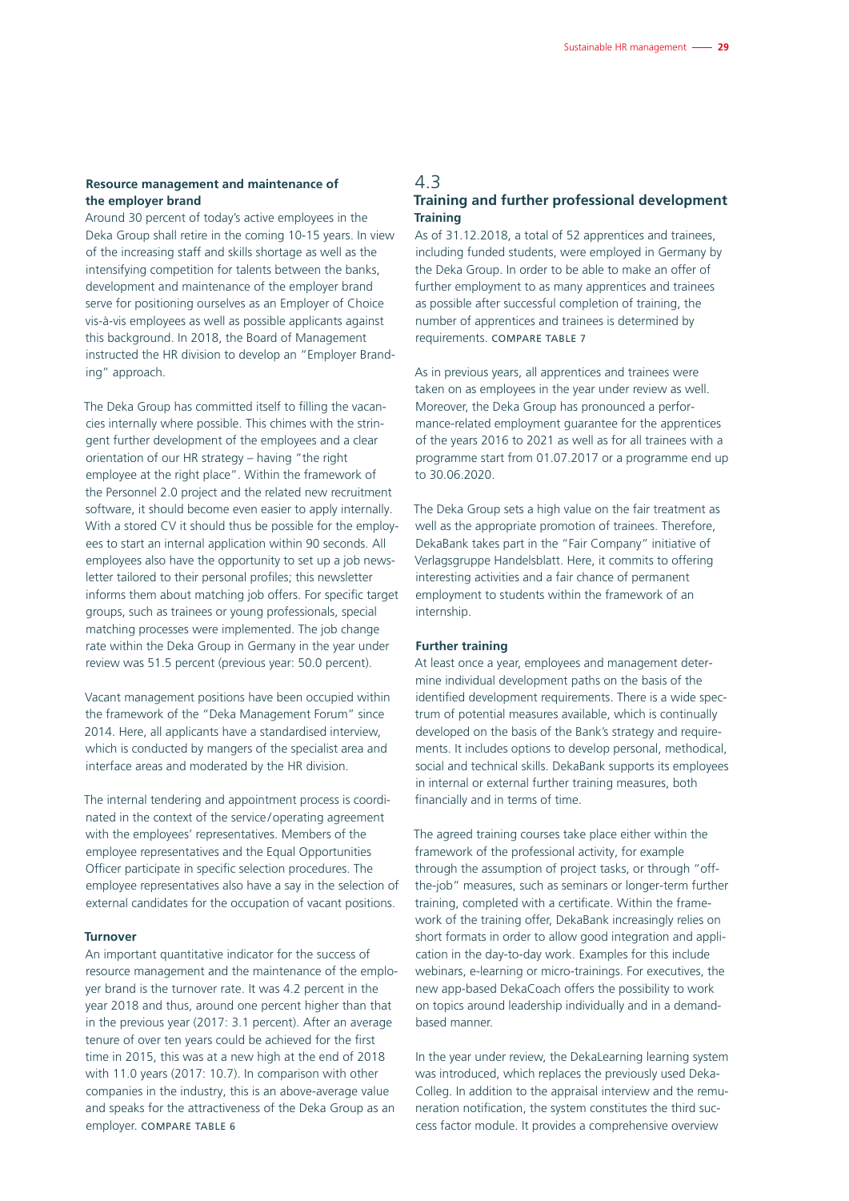**Resource management and maintenance of the employer brand**

Around 30 percent of today's active employees in the Deka Group shall retire in the coming 10-15 years. In view of the increasing staff and skills shortage as well as the intensifying competition for talents between the banks, development and maintenance of the employer brand serve for positioning ourselves as an Employer of Choice vis-à-vis employees as well as possible applicants against this background. In 2018, the Board of Management instructed the HR division to develop an "Employer Branding" approach.

The Deka Group has committed itself to filling the vacancies internally where possible. This chimes with the stringent further development of the employees and a clear orientation of our HR strategy – having "the right employee at the right place". Within the framework of the Personnel 2.0 project and the related new recruitment software, it should become even easier to apply internally. With a stored CV it should thus be possible for the employees to start an internal application within 90 seconds. All employees also have the opportunity to set up a job newsletter tailored to their personal profiles; this newsletter informs them about matching job offers. For specific target groups, such as trainees or young professionals, special matching processes were implemented. The job change rate within the Deka Group in Germany in the year under review was 51.5 percent (previous year: 50.0 percent).

Vacant management positions have been occupied within the framework of the "Deka Management Forum" since 2014. Here, all applicants have a standardised interview, which is conducted by mangers of the specialist area and interface areas and moderated by the HR division.

The internal tendering and appointment process is coordinated in the context of the service/operating agreement with the employees' representatives. Members of the employee representatives and the Equal Opportunities Officer participate in specific selection procedures. The employee representatives also have a say in the selection of external candidates for the occupation of vacant positions.

**Turnover**

An important quantitative indicator for the success of resource management and the maintenance of the employer brand is the turnover rate. It was 4.2 percent in the year 2018 and thus, around one percent higher than that in the previous year (2017: 3.1 percent). After an average tenure of over ten years could be achieved for the first time in 2015, this was at a new high at the end of 2018 with 11.0 years (2017: 10.7). In comparison with other companies in the industry, this is an above-average value and speaks for the attractiveness of the Deka Group as an employer. COMPARE TABLE 6

## 4.3 Training and further professional development

**Training**

As of 31.12.2018, a total of 52 apprentices and trainees, including funded students, were employed in Germany by the Deka Group. In order to be able to make an offer of further employment to as many apprentices and trainees as possible after successful completion of training, the number of apprentices and trainees is determined by requirements. COMPARE TABLE 7

As in previous years, all apprentices and trainees were taken on as employees in the year under review as well. Moreover, the Deka Group has pronounced a performance-related employment guarantee for the apprentices of the years 2016 to 2021 as well as for all trainees with a programme start from 01.07.2017 or a programme end up to 30.06.2020.

The Deka Group sets a high value on the fair treatment as well as the appropriate promotion of trainees. Therefore, DekaBank takes part in the "Fair Company" initiative of Verlagsgruppe Handelsblatt. Here, it commits to offering interesting activities and a fair chance of permanent employment to students within the framework of an internship.

**Further training**

At least once a year, employees and management determine individual development paths on the basis of the identified development requirements. There is a wide spectrum of potential measures available, which is continually developed on the basis of the Bank's strategy and requirements. It includes options to develop personal, methodical, social and technical skills. DekaBank supports its employees in internal or external further training measures, both financially and in terms of time.

The agreed training courses take place either within the framework of the professional activity, for example through the assumption of project tasks, or through "off-the-job" measures, such as seminars or longer-term further training, completed with a certificate. Within the framework of the training offer, DekaBank increasingly relies on short formats in order to allow good integration and application in the day-to-day work. Examples for this include webinars, e-learning or micro-trainings. For executives, the new app-based DekaCoach offers the possibility to work on topics around leadership individually and in a demand-based manner.

In the year under review, the DekaLearning learning system was introduced, which replaces the previously used Deka-Colleg. In addition to the appraisal interview and the remuneration notification, the system constitutes the third success factor module. It provides a comprehensive overview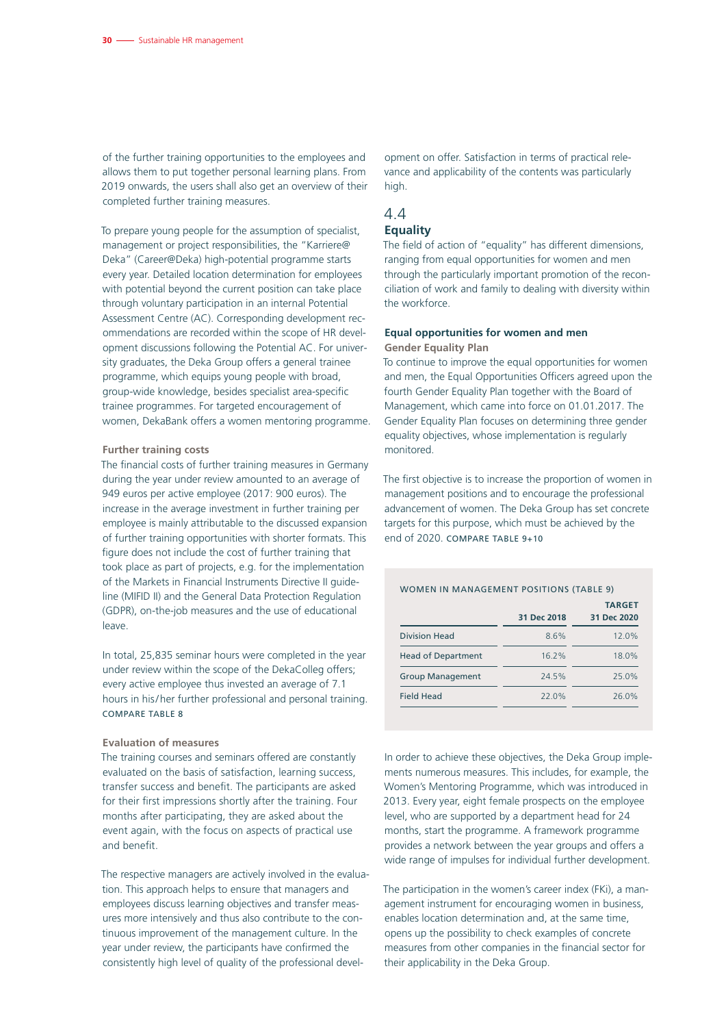of the further training opportunities to the employees and allows them to put together personal learning plans. From 2019 onwards, the users shall also get an overview of their completed further training measures.

To prepare young people for the assumption of specialist, management or project responsibilities, the "Karriere@ Deka" (Career@Deka) high-potential programme starts every year. Detailed location determination for employees with potential beyond the current position can take place through voluntary participation in an internal Potential Assessment Centre (AC). Corresponding development recommendations are recorded within the scope of HR development discussions following the Potential AC. For university graduates, the Deka Group offers a general trainee programme, which equips young people with broad, group-wide knowledge, besides specialist area-specific trainee programmes. For targeted encouragement of women, DekaBank offers a women mentoring programme.

#### Further training costs

The financial costs of further training measures in Germany during the year under review amounted to an average of 949 euros per active employee (2017: 900 euros). The increase in the average investment in further training per employee is mainly attributable to the discussed expansion of further training opportunities with shorter formats. This figure does not include the cost of further training that took place as part of projects, e.g. for the implementation of the Markets in Financial Instruments Directive II guideline (MIFID II) and the General Data Protection Regulation (GDPR), on-the-job measures and the use of educational leave.

In total, 25,835 seminar hours were completed in the year under review within the scope of the DekaColleg offers; every active employee thus invested an average of 7.1 hours in his/her further professional and personal training. COMPARE TABLE 8

#### Evaluation of measures

The training courses and seminars offered are constantly evaluated on the basis of satisfaction, learning success, transfer success and benefit. The participants are asked for their first impressions shortly after the training. Four months after participating, they are asked about the event again, with the focus on aspects of practical use and benefit.

The respective managers are actively involved in the evaluation. This approach helps to ensure that managers and employees discuss learning objectives and transfer measures more intensively and thus also contribute to the continuous improvement of the management culture. In the year under review, the participants have confirmed the consistently high level of quality of the professional development on offer. Satisfaction in terms of practical relevance and applicability of the contents was particularly high.

## 4.4 Equality

The field of action of "equality" has different dimensions, ranging from equal opportunities for women and men through the particularly important promotion of the reconciliation of work and family to dealing with diversity within the workforce.

### Equal opportunities for women and men

#### Gender Equality Plan

To continue to improve the equal opportunities for women and men, the Equal Opportunities Officers agreed upon the fourth Gender Equality Plan together with the Board of Management, which came into force on 01.01.2017. The Gender Equality Plan focuses on determining three gender equality objectives, whose implementation is regularly monitored.

The first objective is to increase the proportion of women in management positions and to encourage the professional advancement of women. The Deka Group has set concrete targets for this purpose, which must be achieved by the end of 2020. COMPARE TABLE 9+10

WOMEN IN MANAGEMENT POSITIONS (TABLE 9)

| | 31 Dec 2018 | TARGET 31 Dec 2020 |
|---|---|---|
| Division Head | 8.6% | 12.0% |
| Head of Department | 16.2% | 18.0% |
| Group Management | 24.5% | 25.0% |
| Field Head | 22.0% | 26.0% |

In order to achieve these objectives, the Deka Group implements numerous measures. This includes, for example, the Women's Mentoring Programme, which was introduced in 2013. Every year, eight female prospects on the employee level, who are supported by a department head for 24 months, start the programme. A framework programme provides a network between the year groups and offers a wide range of impulses for individual further development.

The participation in the women's career index (FKi), a management instrument for encouraging women in business, enables location determination and, at the same time, opens up the possibility to check examples of concrete measures from other companies in the financial sector for their applicability in the Deka Group.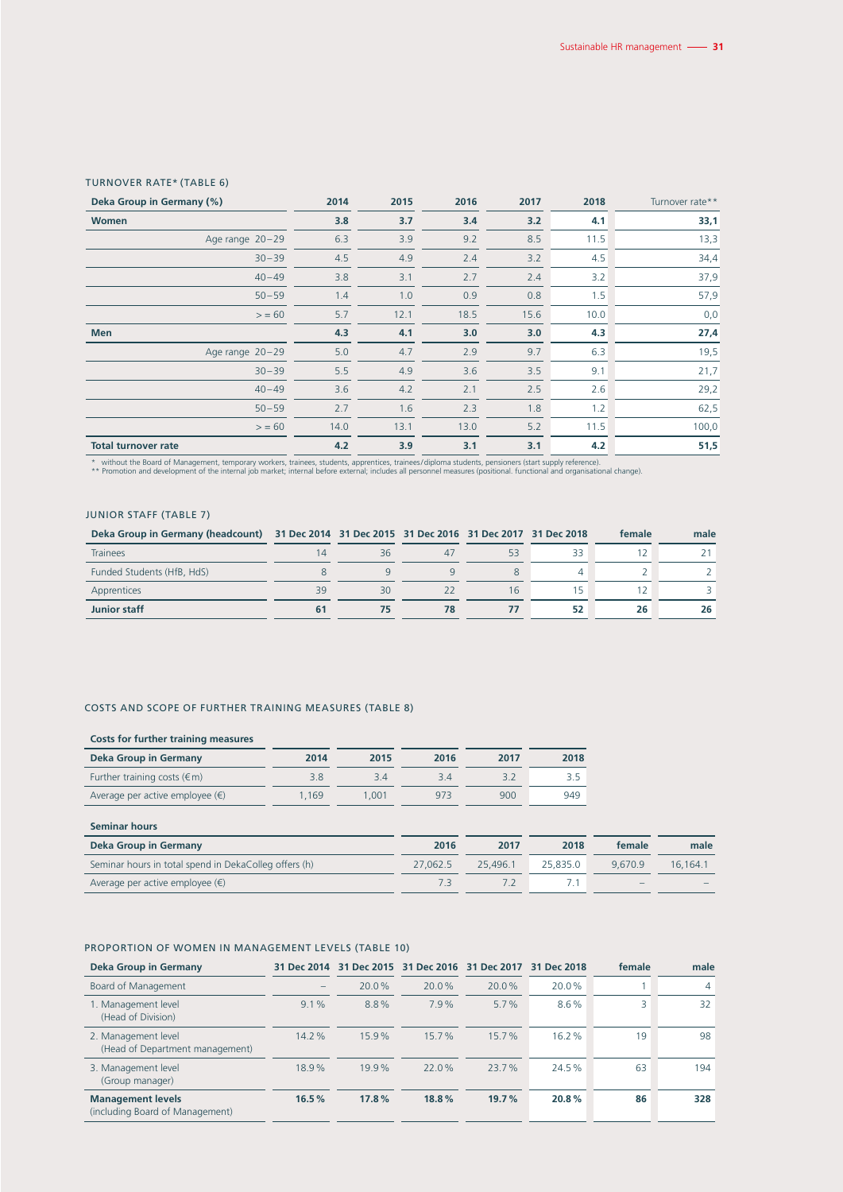## TURNOVER RATE* (TABLE 6)

| Deka Group in Germany (%) | 2014 | 2015 | 2016 | 2017 | 2018 | Turnover rate** |
|---|---|---|---|---|---|---|
| **Women** | **3.8** | **3.7** | **3.4** | **3.2** | **4.1** | **33,1** |
| Age range 20–29 | 6.3 | 3.9 | 9.2 | 8.5 | 11.5 | 13,3 |
| 30–39 | 4.5 | 4.9 | 2.4 | 3.2 | 4.5 | 34,4 |
| 40–49 | 3.8 | 3.1 | 2.7 | 2.4 | 3.2 | 37,9 |
| 50–59 | 1.4 | 1.0 | 0.9 | 0.8 | 1.5 | 57,9 |
| > = 60 | 5.7 | 12.1 | 18.5 | 15.6 | 10.0 | 0,0 |
| **Men** | **4.3** | **4.1** | **3.0** | **3.0** | **4.3** | **27,4** |
| Age range 20–29 | 5.0 | 4.7 | 2.9 | 9.7 | 6.3 | 19,5 |
| 30–39 | 5.5 | 4.9 | 3.6 | 3.5 | 9.1 | 21,7 |
| 40–49 | 3.6 | 4.2 | 2.1 | 2.5 | 2.6 | 29,2 |
| 50–59 | 2.7 | 1.6 | 2.3 | 1.8 | 1.2 | 62,5 |
| > = 60 | 14.0 | 13.1 | 13.0 | 5.2 | 11.5 | 100,0 |
| **Total turnover rate** | **4.2** | **3.9** | **3.1** | **3.1** | **4.2** | **51,5** |

\* without the Board of Management, temporary workers, trainees, students, apprentices, trainees/diploma students, pensioners (start supply reference).
** Promotion and development of the internal job market; internal before external; includes all personnel measures (positional. functional and organisational change).

## JUNIOR STAFF (TABLE 7)

| Deka Group in Germany (headcount) | 31 Dec 2014 | 31 Dec 2015 | 31 Dec 2016 | 31 Dec 2017 | 31 Dec 2018 | female | male |
|---|---|---|---|---|---|---|---|
| Trainees | 14 | 36 | 47 | 53 | 33 | 12 | 21 |
| Funded Students (HfB, HdS) | 8 | 9 | 9 | 8 | 4 | 2 | 2 |
| Apprentices | 39 | 30 | 22 | 16 | 15 | 12 | 3 |
| **Junior staff** | **61** | **75** | **78** | **77** | **52** | **26** | **26** |

## COSTS AND SCOPE OF FURTHER TRAINING MEASURES (TABLE 8)

**Costs for further training measures**

| Deka Group in Germany | 2014 | 2015 | 2016 | 2017 | 2018 |
|---|---|---|---|---|---|
| Further training costs (€m) | 3.8 | 3.4 | 3.4 | 3.2 | 3.5 |
| Average per active employee (€) | 1,169 | 1,001 | 973 | 900 | 949 |

**Seminar hours**

| Deka Group in Germany | 2016 | 2017 | 2018 | female | male |
|---|---|---|---|---|---|
| Seminar hours in total spend in DekaColleg offers (h) | 27,062.5 | 25,496.1 | 25,835.0 | 9,670.9 | 16,164.1 |
| Average per active employee (€) | 7.3 | 7.2 | 7.1 | – | – |

## PROPORTION OF WOMEN IN MANAGEMENT LEVELS (TABLE 10)

| Deka Group in Germany | 31 Dec 2014 | 31 Dec 2015 | 31 Dec 2016 | 31 Dec 2017 | 31 Dec 2018 | female | male |
|---|---|---|---|---|---|---|---|
| Board of Management | – | 20.0 % | 20.0 % | 20.0 % | 20.0 % | 1 | 4 |
| 1. Management level (Head of Division) | 9.1 % | 8.8 % | 7.9 % | 5.7 % | 8.6 % | 3 | 32 |
| 2. Management level (Head of Department management) | 14.2 % | 15.9 % | 15.7 % | 15.7 % | 16.2 % | 19 | 98 |
| 3. Management level (Group manager) | 18.9 % | 19.9 % | 22.0 % | 23.7 % | 24.5 % | 63 | 194 |
| **Management levels** (including Board of Management) | **16.5 %** | **17.8 %** | **18.8 %** | **19.7 %** | **20.8 %** | **86** | **328** |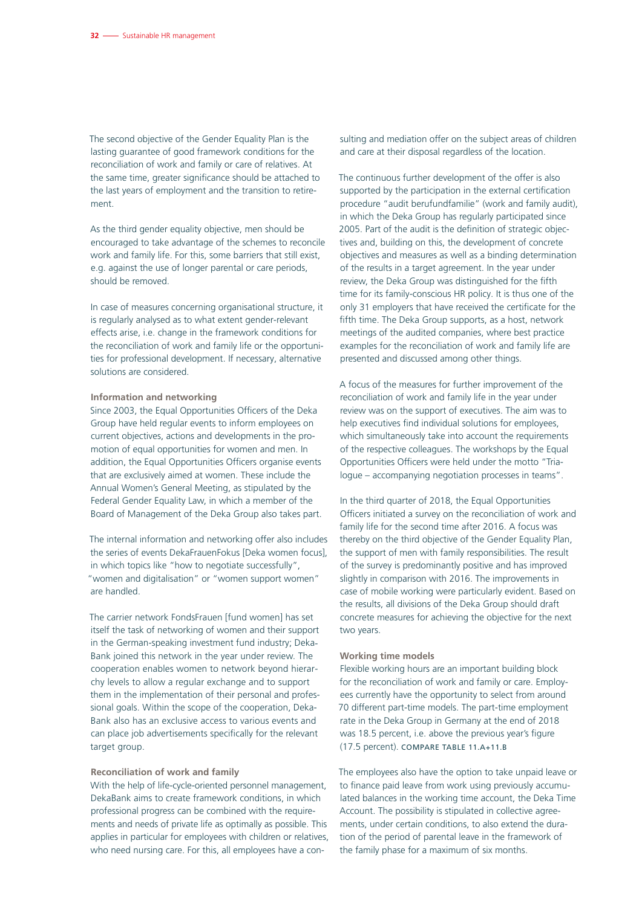The second objective of the Gender Equality Plan is the lasting guarantee of good framework conditions for the reconciliation of work and family or care of relatives. At the same time, greater significance should be attached to the last years of employment and the transition to retirement.

As the third gender equality objective, men should be encouraged to take advantage of the schemes to reconcile work and family life. For this, some barriers that still exist, e.g. against the use of longer parental or care periods, should be removed.

In case of measures concerning organisational structure, it is regularly analysed as to what extent gender-relevant effects arise, i.e. change in the framework conditions for the reconciliation of work and family life or the opportunities for professional development. If necessary, alternative solutions are considered.

**Information and networking**

Since 2003, the Equal Opportunities Officers of the Deka Group have held regular events to inform employees on current objectives, actions and developments in the promotion of equal opportunities for women and men. In addition, the Equal Opportunities Officers organise events that are exclusively aimed at women. These include the Annual Women's General Meeting, as stipulated by the Federal Gender Equality Law, in which a member of the Board of Management of the Deka Group also takes part.

The internal information and networking offer also includes the series of events DekaFrauenFokus [Deka women focus], in which topics like "how to negotiate successfully", "women and digitalisation" or "women support women" are handled.

The carrier network FondsFrauen [fund women] has set itself the task of networking of women and their support in the German-speaking investment fund industry; DekaBank joined this network in the year under review. The cooperation enables women to network beyond hierarchy levels to allow a regular exchange and to support them in the implementation of their personal and professional goals. Within the scope of the cooperation, DekaBank also has an exclusive access to various events and can place job advertisements specifically for the relevant target group.

**Reconciliation of work and family**

With the help of life-cycle-oriented personnel management, DekaBank aims to create framework conditions, in which professional progress can be combined with the requirements and needs of private life as optimally as possible. This applies in particular for employees with children or relatives, who need nursing care. For this, all employees have a consulting and mediation offer on the subject areas of children and care at their disposal regardless of the location.

The continuous further development of the offer is also supported by the participation in the external certification procedure "audit berufundfamilie" (work and family audit), in which the Deka Group has regularly participated since 2005. Part of the audit is the definition of strategic objectives and, building on this, the development of concrete objectives and measures as well as a binding determination of the results in a target agreement. In the year under review, the Deka Group was distinguished for the fifth time for its family-conscious HR policy. It is thus one of the only 31 employers that have received the certificate for the fifth time. The Deka Group supports, as a host, network meetings of the audited companies, where best practice examples for the reconciliation of work and family life are presented and discussed among other things.

A focus of the measures for further improvement of the reconciliation of work and family life in the year under review was on the support of executives. The aim was to help executives find individual solutions for employees, which simultaneously take into account the requirements of the respective colleagues. The workshops by the Equal Opportunities Officers were held under the motto "Trialogue – accompanying negotiation processes in teams".

In the third quarter of 2018, the Equal Opportunities Officers initiated a survey on the reconciliation of work and family life for the second time after 2016. A focus was thereby on the third objective of the Gender Equality Plan, the support of men with family responsibilities. The result of the survey is predominantly positive and has improved slightly in comparison with 2016. The improvements in case of mobile working were particularly evident. Based on the results, all divisions of the Deka Group should draft concrete measures for achieving the objective for the next two years.

**Working time models**

Flexible working hours are an important building block for the reconciliation of work and family or care. Employees currently have the opportunity to select from around 70 different part-time models. The part-time employment rate in the Deka Group in Germany at the end of 2018 was 18.5 percent, i.e. above the previous year's figure (17.5 percent). COMPARE TABLE 11.A+11.B

The employees also have the option to take unpaid leave or to finance paid leave from work using previously accumulated balances in the working time account, the Deka Time Account. The possibility is stipulated in collective agreements, under certain conditions, to also extend the duration of the period of parental leave in the framework of the family phase for a maximum of six months.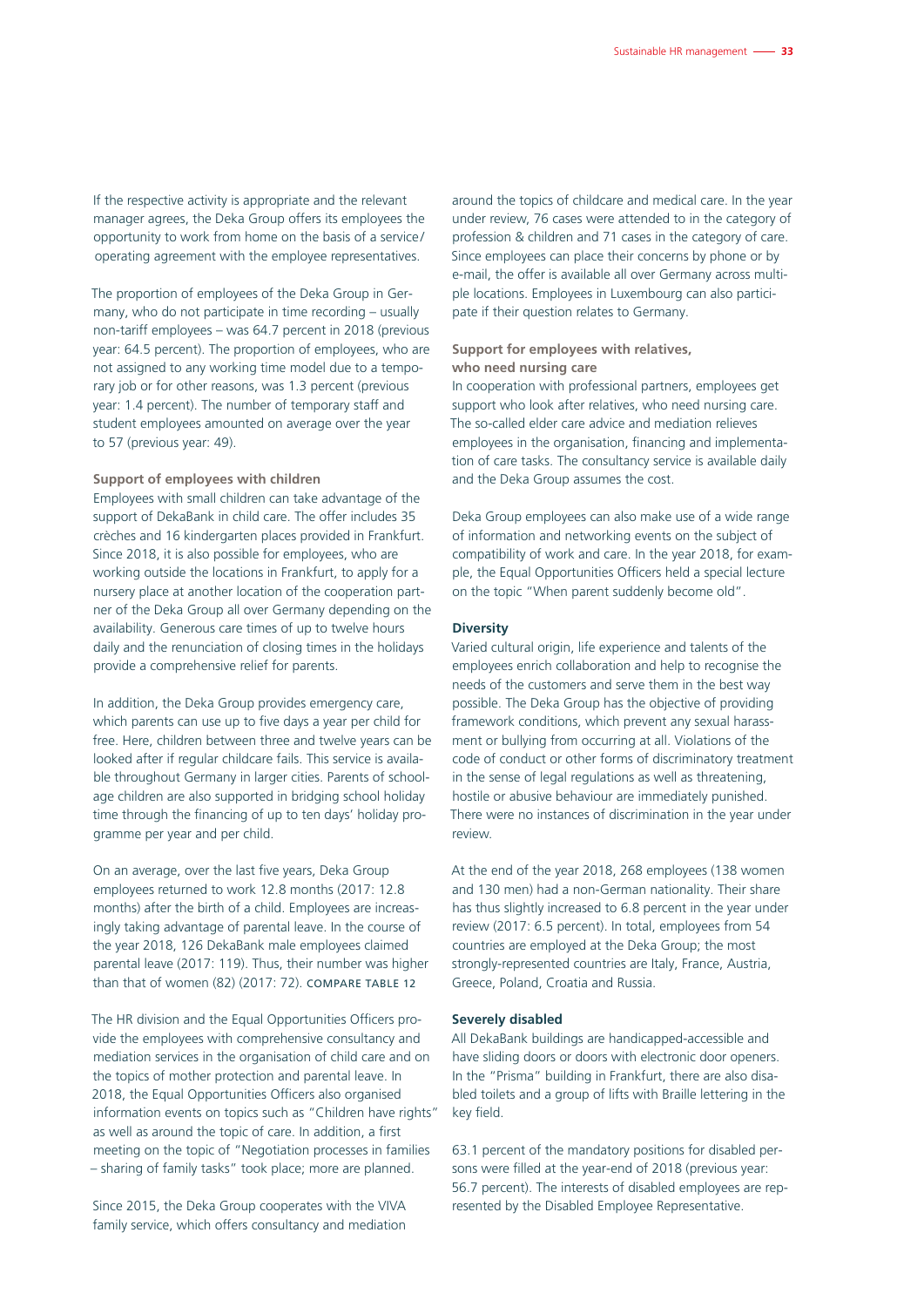If the respective activity is appropriate and the relevant manager agrees, the Deka Group offers its employees the opportunity to work from home on the basis of a service/ operating agreement with the employee representatives.

The proportion of employees of the Deka Group in Germany, who do not participate in time recording – usually non-tariff employees – was 64.7 percent in 2018 (previous year: 64.5 percent). The proportion of employees, who are not assigned to any working time model due to a temporary job or for other reasons, was 1.3 percent (previous year: 1.4 percent). The number of temporary staff and student employees amounted on average over the year to 57 (previous year: 49).

**Support of employees with children**

Employees with small children can take advantage of the support of DekaBank in child care. The offer includes 35 crèches and 16 kindergarten places provided in Frankfurt. Since 2018, it is also possible for employees, who are working outside the locations in Frankfurt, to apply for a nursery place at another location of the cooperation partner of the Deka Group all over Germany depending on the availability. Generous care times of up to twelve hours daily and the renunciation of closing times in the holidays provide a comprehensive relief for parents.

In addition, the Deka Group provides emergency care, which parents can use up to five days a year per child for free. Here, children between three and twelve years can be looked after if regular childcare fails. This service is available throughout Germany in larger cities. Parents of school-age children are also supported in bridging school holiday time through the financing of up to ten days' holiday programme per year and per child.

On an average, over the last five years, Deka Group employees returned to work 12.8 months (2017: 12.8 months) after the birth of a child. Employees are increasingly taking advantage of parental leave. In the course of the year 2018, 126 DekaBank male employees claimed parental leave (2017: 119). Thus, their number was higher than that of women (82) (2017: 72). COMPARE TABLE 12

The HR division and the Equal Opportunities Officers provide the employees with comprehensive consultancy and mediation services in the organisation of child care and on the topics of mother protection and parental leave. In 2018, the Equal Opportunities Officers also organised information events on topics such as "Children have rights" as well as around the topic of care. In addition, a first meeting on the topic of "Negotiation processes in families – sharing of family tasks" took place; more are planned.

Since 2015, the Deka Group cooperates with the VIVA family service, which offers consultancy and mediation around the topics of childcare and medical care. In the year under review, 76 cases were attended to in the category of profession & children and 71 cases in the category of care. Since employees can place their concerns by phone or by e-mail, the offer is available all over Germany across multiple locations. Employees in Luxembourg can also participate if their question relates to Germany.

**Support for employees with relatives, who need nursing care**

In cooperation with professional partners, employees get support who look after relatives, who need nursing care. The so-called elder care advice and mediation relieves employees in the organisation, financing and implementation of care tasks. The consultancy service is available daily and the Deka Group assumes the cost.

Deka Group employees can also make use of a wide range of information and networking events on the subject of compatibility of work and care. In the year 2018, for example, the Equal Opportunities Officers held a special lecture on the topic "When parent suddenly become old".

**Diversity**

Varied cultural origin, life experience and talents of the employees enrich collaboration and help to recognise the needs of the customers and serve them in the best way possible. The Deka Group has the objective of providing framework conditions, which prevent any sexual harassment or bullying from occurring at all. Violations of the code of conduct or other forms of discriminatory treatment in the sense of legal regulations as well as threatening, hostile or abusive behaviour are immediately punished. There were no instances of discrimination in the year under review.

At the end of the year 2018, 268 employees (138 women and 130 men) had a non-German nationality. Their share has thus slightly increased to 6.8 percent in the year under review (2017: 6.5 percent). In total, employees from 54 countries are employed at the Deka Group; the most strongly-represented countries are Italy, France, Austria, Greece, Poland, Croatia and Russia.

**Severely disabled**

All DekaBank buildings are handicapped-accessible and have sliding doors or doors with electronic door openers. In the "Prisma" building in Frankfurt, there are also disabled toilets and a group of lifts with Braille lettering in the key field.

63.1 percent of the mandatory positions for disabled persons were filled at the year-end of 2018 (previous year: 56.7 percent). The interests of disabled employees are represented by the Disabled Employee Representative.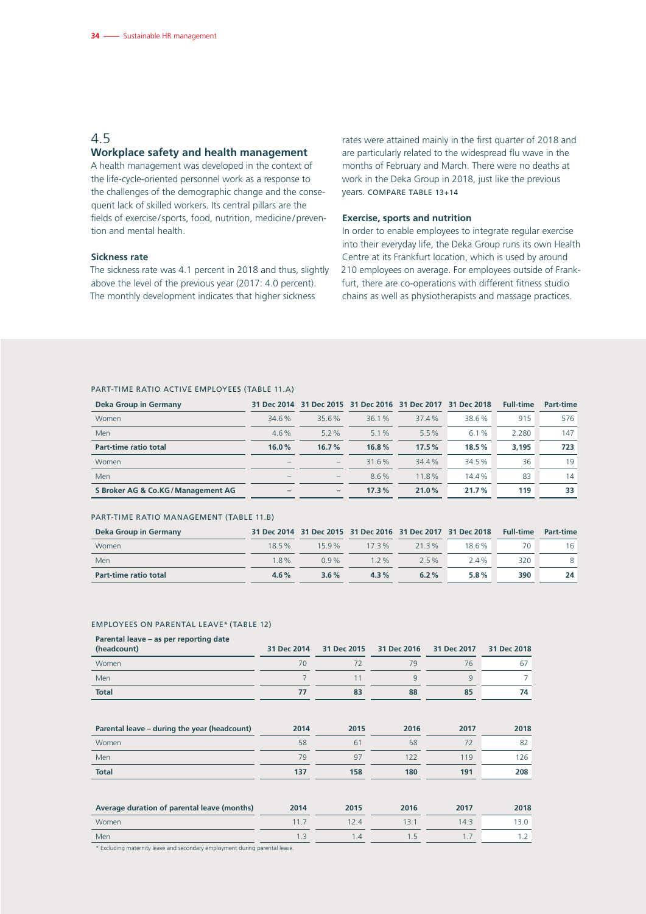## 4.5
## Workplace safety and health management

A health management was developed in the context of the life-cycle-oriented personnel work as a response to the challenges of the demographic change and the consequent lack of skilled workers. Its central pillars are the fields of exercise/sports, food, nutrition, medicine/prevention and mental health.

### Sickness rate

The sickness rate was 4.1 percent in 2018 and thus, slightly above the level of the previous year (2017: 4.0 percent). The monthly development indicates that higher sickness rates were attained mainly in the first quarter of 2018 and are particularly related to the widespread flu wave in the months of February and March. There were no deaths at work in the Deka Group in 2018, just like the previous years. COMPARE TABLE 13+14

### Exercise, sports and nutrition

In order to enable employees to integrate regular exercise into their everyday life, the Deka Group runs its own Health Centre at its Frankfurt location, which is used by around 210 employees on average. For employees outside of Frankfurt, there are co-operations with different fitness studio chains as well as physiotherapists and massage practices.

PART-TIME RATIO ACTIVE EMPLOYEES (TABLE 11.A)

| Deka Group in Germany | 31 Dec 2014 | 31 Dec 2015 | 31 Dec 2016 | 31 Dec 2017 | 31 Dec 2018 | Full-time | Part-time |
|---|---|---|---|---|---|---|---|
| Women | 34.6% | 35.6% | 36.1% | 37.4% | 38.6% | 915 | 576 |
| Men | 4.6% | 5.2% | 5.1% | 5.5% | 6.1% | 2.280 | 147 |
| **Part-time ratio total** | **16.0%** | **16.7%** | **16.8%** | **17.5%** | **18.5%** | **3,195** | **723** |
| Women | – | – | 31.6% | 34.4% | 34.5% | 36 | 19 |
| Men | – | – | 8.6% | 11.8% | 14.4% | 83 | 14 |
| **S Broker AG & Co.KG/Management AG** | **–** | **–** | **17.3%** | **21.0%** | **21.7%** | **119** | **33** |

PART-TIME RATIO MANAGEMENT (TABLE 11.B)

| Deka Group in Germany | 31 Dec 2014 | 31 Dec 2015 | 31 Dec 2016 | 31 Dec 2017 | 31 Dec 2018 | Full-time | Part-time |
|---|---|---|---|---|---|---|---|
| Women | 18.5% | 15.9% | 17.3% | 21.3% | 18.6% | 70 | 16 |
| Men | 1.8% | 0.9% | 1.2% | 2.5% | 2.4% | 320 | 8 |
| **Part-time ratio total** | **4.6%** | **3.6%** | **4.3%** | **6.2%** | **5.8%** | **390** | **24** |

EMPLOYEES ON PARENTAL LEAVE* (TABLE 12)

| Parental leave – as per reporting date (headcount) | 31 Dec 2014 | 31 Dec 2015 | 31 Dec 2016 | 31 Dec 2017 | 31 Dec 2018 |
|---|---|---|---|---|---|
| Women | 70 | 72 | 79 | 76 | 67 |
| Men | 7 | 11 | 9 | 9 | 7 |
| **Total** | **77** | **83** | **88** | **85** | **74** |

| Parental leave – during the year (headcount) | 2014 | 2015 | 2016 | 2017 | 2018 |
|---|---|---|---|---|---|
| Women | 58 | 61 | 58 | 72 | 82 |
| Men | 79 | 97 | 122 | 119 | 126 |
| **Total** | **137** | **158** | **180** | **191** | **208** |

| Average duration of parental leave (months) | 2014 | 2015 | 2016 | 2017 | 2018 |
|---|---|---|---|---|---|
| Women | 11.7 | 12.4 | 13.1 | 14.3 | 13.0 |
| Men | 1.3 | 1.4 | 1.5 | 1.7 | 1.2 |

* Excluding maternity leave and secondary employment during parental leave.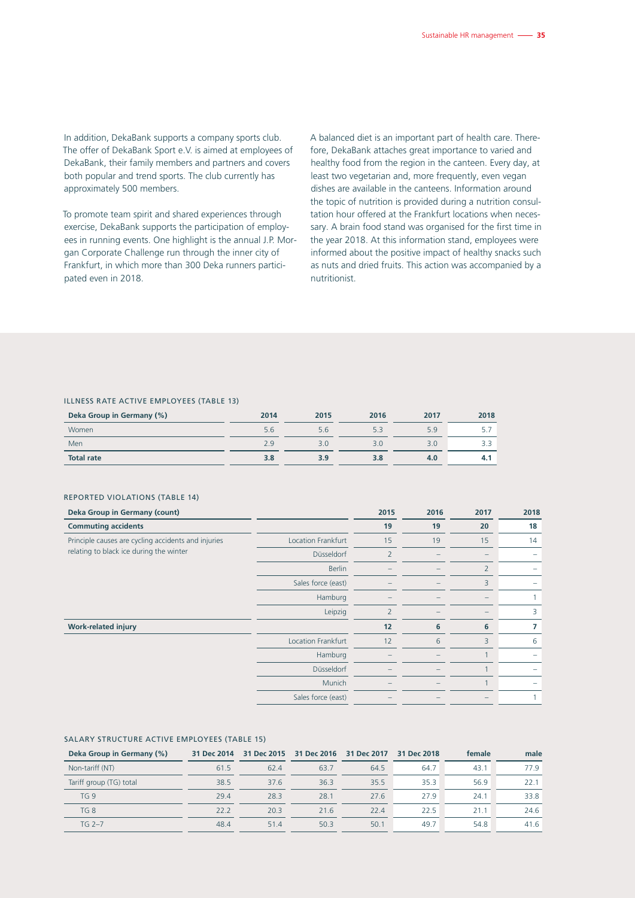In addition, DekaBank supports a company sports club. The offer of DekaBank Sport e.V. is aimed at employees of DekaBank, their family members and partners and covers both popular and trend sports. The club currently has approximately 500 members.

To promote team spirit and shared experiences through exercise, DekaBank supports the participation of employees in running events. One highlight is the annual J.P. Morgan Corporate Challenge run through the inner city of Frankfurt, in which more than 300 Deka runners participated even in 2018.

A balanced diet is an important part of health care. Therefore, DekaBank attaches great importance to varied and healthy food from the region in the canteen. Every day, at least two vegetarian and, more frequently, even vegan dishes are available in the canteens. Information around the topic of nutrition is provided during a nutrition consultation hour offered at the Frankfurt locations when necessary. A brain food stand was organised for the first time in the year 2018. At this information stand, employees were informed about the positive impact of healthy snacks such as nuts and dried fruits. This action was accompanied by a nutritionist.

ILLNESS RATE ACTIVE EMPLOYEES (TABLE 13)

| Deka Group in Germany (%) | 2014 | 2015 | 2016 | 2017 | 2018 |
|---|---|---|---|---|---|
| Women | 5.6 | 5.6 | 5.3 | 5.9 | 5.7 |
| Men | 2.9 | 3.0 | 3.0 | 3.0 | 3.3 |
| **Total rate** | **3.8** | **3.9** | **3.8** | **4.0** | **4.1** |

REPORTED VIOLATIONS (TABLE 14)

| Deka Group in Germany (count) | | 2015 | 2016 | 2017 | 2018 |
|---|---|---|---|---|---|
| **Commuting accidents** | | **19** | **19** | **20** | **18** |
| Principle causes are cycling accidents and injuries relating to black ice during the winter | Location Frankfurt | 15 | 19 | 15 | 14 |
| | Düsseldorf | 2 | – | – | – |
| | Berlin | – | – | 2 | – |
| | Sales force (east) | – | – | 3 | – |
| | Hamburg | – | – | – | 1 |
| | Leipzig | 2 | – | – | 3 |
| **Work-related injury** | | **12** | **6** | **6** | **7** |
| | Location Frankfurt | 12 | 6 | 3 | 6 |
| | Hamburg | – | – | 1 | – |
| | Düsseldorf | – | – | 1 | – |
| | Munich | – | – | 1 | – |
| | Sales force (east) | – | – | – | 1 |

SALARY STRUCTURE ACTIVE EMPLOYEES (TABLE 15)

| Deka Group in Germany (%) | 31 Dec 2014 | 31 Dec 2015 | 31 Dec 2016 | 31 Dec 2017 | 31 Dec 2018 | female | male |
|---|---|---|---|---|---|---|---|
| Non-tariff (NT) | 61.5 | 62.4 | 63.7 | 64.5 | 64.7 | 43.1 | 77.9 |
| Tariff group (TG) total | 38.5 | 37.6 | 36.3 | 35.5 | 35.3 | 56.9 | 22.1 |
| TG 9 | 29.4 | 28.3 | 28.1 | 27.6 | 27.9 | 24.1 | 33.8 |
| TG 8 | 22.2 | 20.3 | 21.6 | 22.4 | 22.5 | 21.1 | 24.6 |
| TG 2–7 | 48.4 | 51.4 | 50.3 | 50.1 | 49.7 | 54.8 | 41.6 |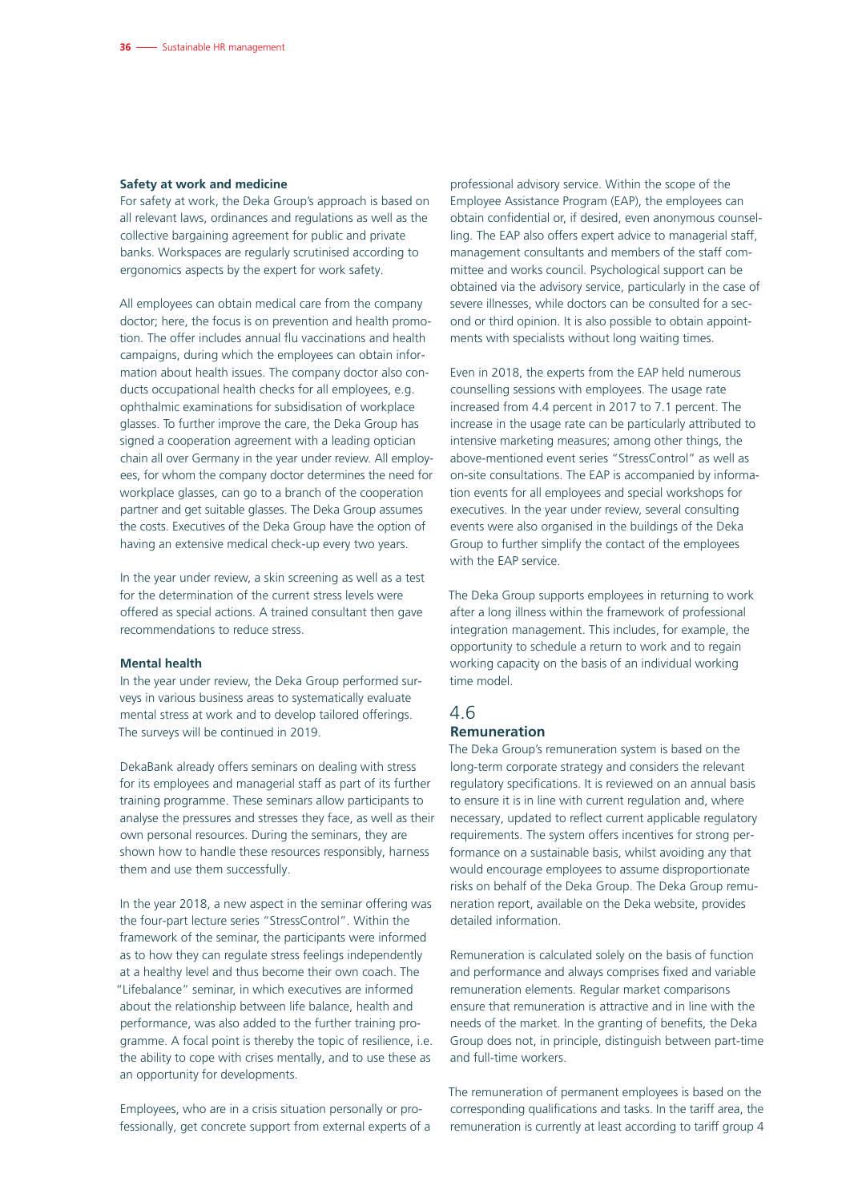### Safety at work and medicine

For safety at work, the Deka Group's approach is based on all relevant laws, ordinances and regulations as well as the collective bargaining agreement for public and private banks. Workspaces are regularly scrutinised according to ergonomics aspects by the expert for work safety.

All employees can obtain medical care from the company doctor; here, the focus is on prevention and health promotion. The offer includes annual flu vaccinations and health campaigns, during which the employees can obtain information about health issues. The company doctor also conducts occupational health checks for all employees, e.g. ophthalmic examinations for subsidisation of workplace glasses. To further improve the care, the Deka Group has signed a cooperation agreement with a leading optician chain all over Germany in the year under review. All employees, for whom the company doctor determines the need for workplace glasses, can go to a branch of the cooperation partner and get suitable glasses. The Deka Group assumes the costs. Executives of the Deka Group have the option of having an extensive medical check-up every two years.

In the year under review, a skin screening as well as a test for the determination of the current stress levels were offered as special actions. A trained consultant then gave recommendations to reduce stress.

### Mental health

In the year under review, the Deka Group performed surveys in various business areas to systematically evaluate mental stress at work and to develop tailored offerings. The surveys will be continued in 2019.

DekaBank already offers seminars on dealing with stress for its employees and managerial staff as part of its further training programme. These seminars allow participants to analyse the pressures and stresses they face, as well as their own personal resources. During the seminars, they are shown how to handle these resources responsibly, harness them and use them successfully.

In the year 2018, a new aspect in the seminar offering was the four-part lecture series "StressControl". Within the framework of the seminar, the participants were informed as to how they can regulate stress feelings independently at a healthy level and thus become their own coach. The "Lifebalance" seminar, in which executives are informed about the relationship between life balance, health and performance, was also added to the further training programme. A focal point is thereby the topic of resilience, i.e. the ability to cope with crises mentally, and to use these as an opportunity for developments.

Employees, who are in a crisis situation personally or professionally, get concrete support from external experts of a professional advisory service. Within the scope of the Employee Assistance Program (EAP), the employees can obtain confidential or, if desired, even anonymous counselling. The EAP also offers expert advice to managerial staff, management consultants and members of the staff committee and works council. Psychological support can be obtained via the advisory service, particularly in the case of severe illnesses, while doctors can be consulted for a second or third opinion. It is also possible to obtain appointments with specialists without long waiting times.

Even in 2018, the experts from the EAP held numerous counselling sessions with employees. The usage rate increased from 4.4 percent in 2017 to 7.1 percent. The increase in the usage rate can be particularly attributed to intensive marketing measures; among other things, the above-mentioned event series "StressControl" as well as on-site consultations. The EAP is accompanied by information events for all employees and special workshops for executives. In the year under review, several consulting events were also organised in the buildings of the Deka Group to further simplify the contact of the employees with the EAP service.

The Deka Group supports employees in returning to work after a long illness within the framework of professional integration management. This includes, for example, the opportunity to schedule a return to work and to regain working capacity on the basis of an individual working time model.

## 4.6 Remuneration

The Deka Group's remuneration system is based on the long-term corporate strategy and considers the relevant regulatory specifications. It is reviewed on an annual basis to ensure it is in line with current regulation and, where necessary, updated to reflect current applicable regulatory requirements. The system offers incentives for strong performance on a sustainable basis, whilst avoiding any that would encourage employees to assume disproportionate risks on behalf of the Deka Group. The Deka Group remuneration report, available on the Deka website, provides detailed information.

Remuneration is calculated solely on the basis of function and performance and always comprises fixed and variable remuneration elements. Regular market comparisons ensure that remuneration is attractive and in line with the needs of the market. In the granting of benefits, the Deka Group does not, in principle, distinguish between part-time and full-time workers.

The remuneration of permanent employees is based on the corresponding qualifications and tasks. In the tariff area, the remuneration is currently at least according to tariff group 4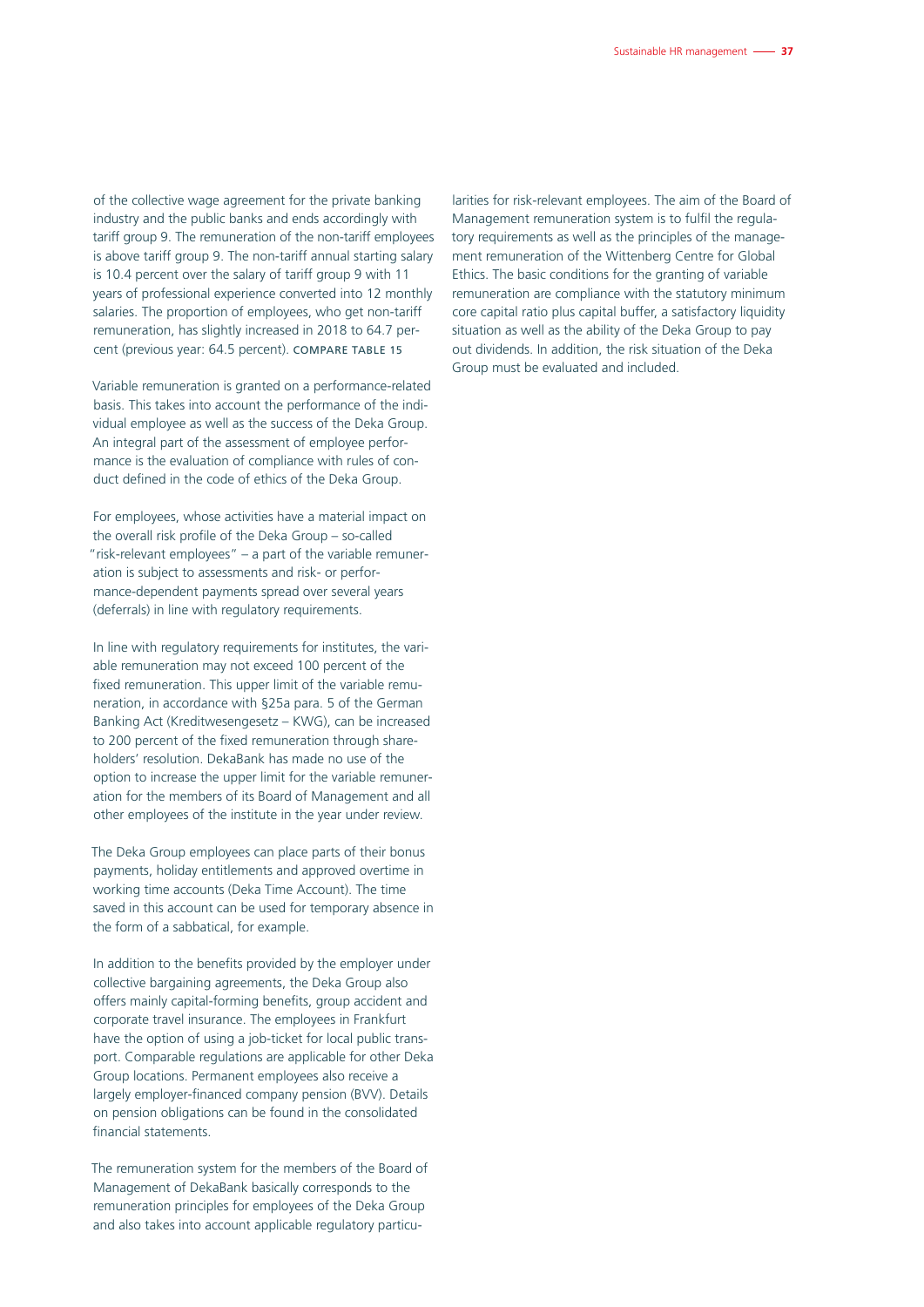of the collective wage agreement for the private banking industry and the public banks and ends accordingly with tariff group 9. The remuneration of the non-tariff employees is above tariff group 9. The non-tariff annual starting salary is 10.4 percent over the salary of tariff group 9 with 11 years of professional experience converted into 12 monthly salaries. The proportion of employees, who get non-tariff remuneration, has slightly increased in 2018 to 64.7 percent (previous year: 64.5 percent). COMPARE TABLE 15

Variable remuneration is granted on a performance-related basis. This takes into account the performance of the individual employee as well as the success of the Deka Group. An integral part of the assessment of employee performance is the evaluation of compliance with rules of conduct defined in the code of ethics of the Deka Group.

For employees, whose activities have a material impact on the overall risk profile of the Deka Group – so-called "risk-relevant employees" – a part of the variable remuneration is subject to assessments and risk- or performance-dependent payments spread over several years (deferrals) in line with regulatory requirements.

In line with regulatory requirements for institutes, the variable remuneration may not exceed 100 percent of the fixed remuneration. This upper limit of the variable remuneration, in accordance with §25a para. 5 of the German Banking Act (Kreditwesengesetz – KWG), can be increased to 200 percent of the fixed remuneration through shareholders' resolution. DekaBank has made no use of the option to increase the upper limit for the variable remuneration for the members of its Board of Management and all other employees of the institute in the year under review.

The Deka Group employees can place parts of their bonus payments, holiday entitlements and approved overtime in working time accounts (Deka Time Account). The time saved in this account can be used for temporary absence in the form of a sabbatical, for example.

In addition to the benefits provided by the employer under collective bargaining agreements, the Deka Group also offers mainly capital-forming benefits, group accident and corporate travel insurance. The employees in Frankfurt have the option of using a job-ticket for local public transport. Comparable regulations are applicable for other Deka Group locations. Permanent employees also receive a largely employer-financed company pension (BVV). Details on pension obligations can be found in the consolidated financial statements.

The remuneration system for the members of the Board of Management of DekaBank basically corresponds to the remuneration principles for employees of the Deka Group and also takes into account applicable regulatory particularities for risk-relevant employees. The aim of the Board of Management remuneration system is to fulfil the regulatory requirements as well as the principles of the management remuneration of the Wittenberg Centre for Global Ethics. The basic conditions for the granting of variable remuneration are compliance with the statutory minimum core capital ratio plus capital buffer, a satisfactory liquidity situation as well as the ability of the Deka Group to pay out dividends. In addition, the risk situation of the Deka Group must be evaluated and included.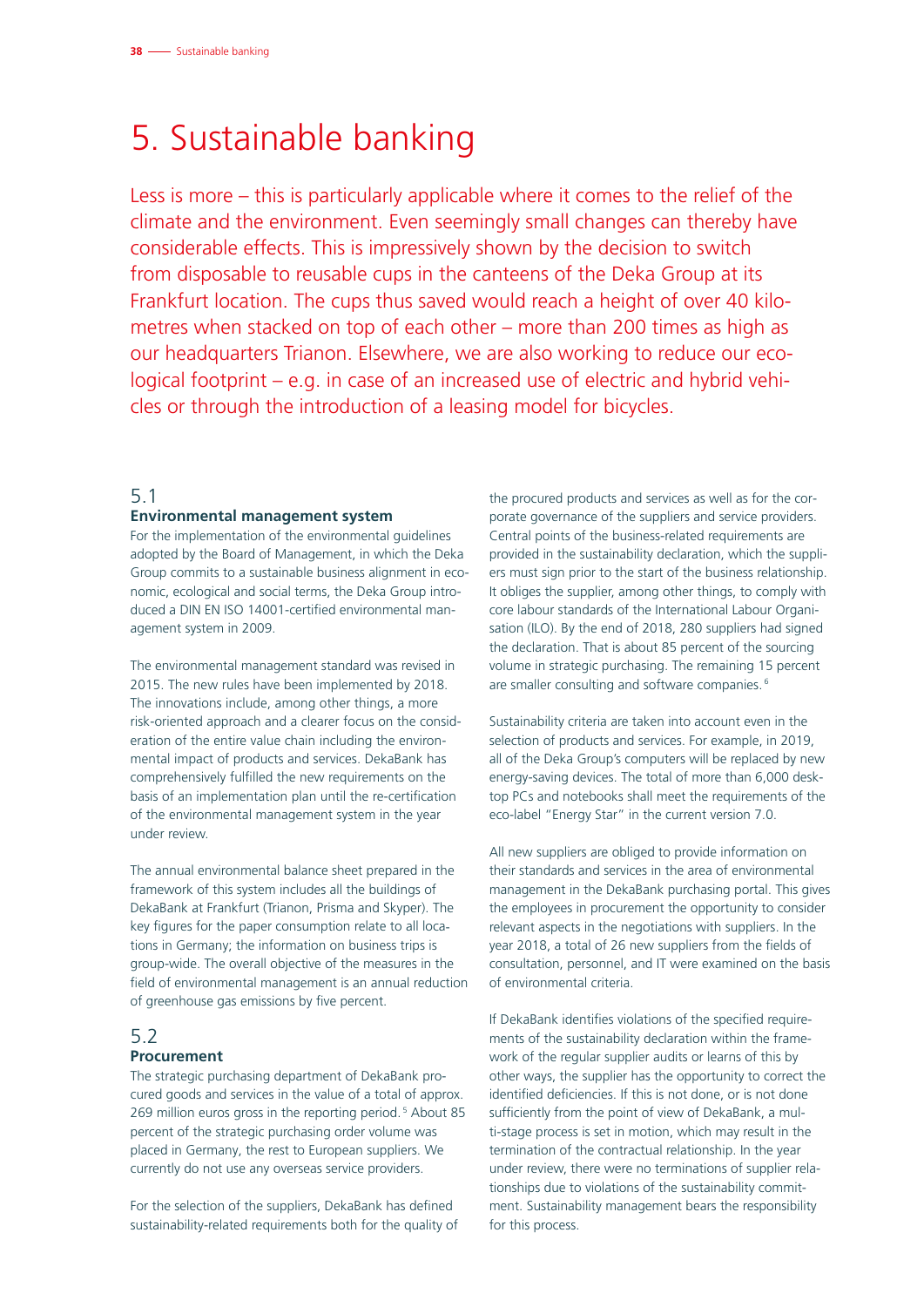# 5. Sustainable banking

Less is more – this is particularly applicable where it comes to the relief of the climate and the environment. Even seemingly small changes can thereby have considerable effects. This is impressively shown by the decision to switch from disposable to reusable cups in the canteens of the Deka Group at its Frankfurt location. The cups thus saved would reach a height of over 40 kilometres when stacked on top of each other – more than 200 times as high as our headquarters Trianon. Elsewhere, we are also working to reduce our ecological footprint – e.g. in case of an increased use of electric and hybrid vehicles or through the introduction of a leasing model for bicycles.

## 5.1 Environmental management system

For the implementation of the environmental guidelines adopted by the Board of Management, in which the Deka Group commits to a sustainable business alignment in economic, ecological and social terms, the Deka Group introduced a DIN EN ISO 14001-certified environmental management system in 2009.

The environmental management standard was revised in 2015. The new rules have been implemented by 2018. The innovations include, among other things, a more risk-oriented approach and a clearer focus on the consideration of the entire value chain including the environmental impact of products and services. DekaBank has comprehensively fulfilled the new requirements on the basis of an implementation plan until the re-certification of the environmental management system in the year under review.

The annual environmental balance sheet prepared in the framework of this system includes all the buildings of DekaBank at Frankfurt (Trianon, Prisma and Skyper). The key figures for the paper consumption relate to all locations in Germany; the information on business trips is group-wide. The overall objective of the measures in the field of environmental management is an annual reduction of greenhouse gas emissions by five percent.

## 5.2 Procurement

The strategic purchasing department of DekaBank procured goods and services in the value of a total of approx. 269 million euros gross in the reporting period.[5] About 85 percent of the strategic purchasing order volume was placed in Germany, the rest to European suppliers. We currently do not use any overseas service providers.

For the selection of the suppliers, DekaBank has defined sustainability-related requirements both for the quality of the procured products and services as well as for the corporate governance of the suppliers and service providers. Central points of the business-related requirements are provided in the sustainability declaration, which the suppliers must sign prior to the start of the business relationship. It obliges the supplier, among other things, to comply with core labour standards of the International Labour Organisation (ILO). By the end of 2018, 280 suppliers had signed the declaration. That is about 85 percent of the sourcing volume in strategic purchasing. The remaining 15 percent are smaller consulting and software companies.[6]

Sustainability criteria are taken into account even in the selection of products and services. For example, in 2019, all of the Deka Group's computers will be replaced by new energy-saving devices. The total of more than 6,000 desktop PCs and notebooks shall meet the requirements of the eco-label "Energy Star" in the current version 7.0.

All new suppliers are obliged to provide information on their standards and services in the area of environmental management in the DekaBank purchasing portal. This gives the employees in procurement the opportunity to consider relevant aspects in the negotiations with suppliers. In the year 2018, a total of 26 new suppliers from the fields of consultation, personnel, and IT were examined on the basis of environmental criteria.

If DekaBank identifies violations of the specified requirements of the sustainability declaration within the framework of the regular supplier audits or learns of this by other ways, the supplier has the opportunity to correct the identified deficiencies. If this is not done, or is not done sufficiently from the point of view of DekaBank, a multi-stage process is set in motion, which may result in the termination of the contractual relationship. In the year under review, there were no terminations of supplier relationships due to violations of the sustainability commitment. Sustainability management bears the responsibility for this process.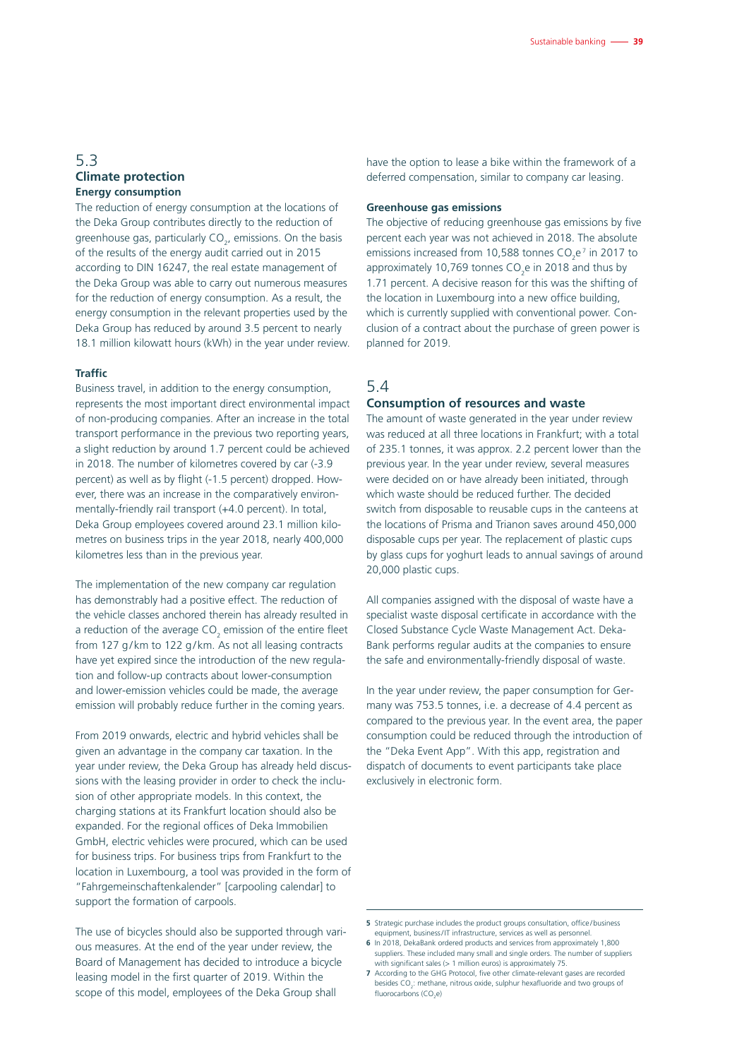## 5.3 Climate protection

### Energy consumption

The reduction of energy consumption at the locations of the Deka Group contributes directly to the reduction of greenhouse gas, particularly $CO_2$, emissions. On the basis of the results of the energy audit carried out in 2015 according to DIN 16247, the real estate management of the Deka Group was able to carry out numerous measures for the reduction of energy consumption. As a result, the energy consumption in the relevant properties used by the Deka Group has reduced by around 3.5 percent to nearly 18.1 million kilowatt hours (kWh) in the year under review.

### Traffic

Business travel, in addition to the energy consumption, represents the most important direct environmental impact of non-producing companies. After an increase in the total transport performance in the previous two reporting years, a slight reduction by around 1.7 percent could be achieved in 2018. The number of kilometres covered by car (-3.9 percent) as well as by flight (-1.5 percent) dropped. However, there was an increase in the comparatively environmentally-friendly rail transport (+4.0 percent). In total, Deka Group employees covered around 23.1 million kilometres on business trips in the year 2018, nearly 400,000 kilometres less than in the previous year.

The implementation of the new company car regulation has demonstrably had a positive effect. The reduction of the vehicle classes anchored therein has already resulted in a reduction of the average $CO_2$ emission of the entire fleet from 127 g/km to 122 g/km. As not all leasing contracts have yet expired since the introduction of the new regulation and follow-up contracts about lower-consumption and lower-emission vehicles could be made, the average emission will probably reduce further in the coming years.

From 2019 onwards, electric and hybrid vehicles shall be given an advantage in the company car taxation. In the year under review, the Deka Group has already held discussions with the leasing provider in order to check the inclusion of other appropriate models. In this context, the charging stations at its Frankfurt location should also be expanded. For the regional offices of Deka Immobilien GmbH, electric vehicles were procured, which can be used for business trips. For business trips from Frankfurt to the location in Luxembourg, a tool was provided in the form of "Fahrgemeinschaftenkalender" [carpooling calendar] to support the formation of carpools.

The use of bicycles should also be supported through various measures. At the end of the year under review, the Board of Management has decided to introduce a bicycle leasing model in the first quarter of 2019. Within the scope of this model, employees of the Deka Group shall have the option to lease a bike within the framework of a deferred compensation, similar to company car leasing.

### Greenhouse gas emissions

The objective of reducing greenhouse gas emissions by five percent each year was not achieved in 2018. The absolute emissions increased from 10,588 tonnes $CO_2e$[7] in 2017 to approximately 10,769 tonnes $CO_2e$ in 2018 and thus by 1.71 percent. A decisive reason for this was the shifting of the location in Luxembourg into a new office building, which is currently supplied with conventional power. Conclusion of a contract about the purchase of green power is planned for 2019.

## 5.4 Consumption of resources and waste

The amount of waste generated in the year under review was reduced at all three locations in Frankfurt; with a total of 235.1 tonnes, it was approx. 2.2 percent lower than the previous year. In the year under review, several measures were decided on or have already been initiated, through which waste should be reduced further. The decided switch from disposable to reusable cups in the canteens at the locations of Prisma and Trianon saves around 450,000 disposable cups per year. The replacement of plastic cups by glass cups for yoghurt leads to annual savings of around 20,000 plastic cups.

All companies assigned with the disposal of waste have a specialist waste disposal certificate in accordance with the Closed Substance Cycle Waste Management Act. DekaBank performs regular audits at the companies to ensure the safe and environmentally-friendly disposal of waste.

In the year under review, the paper consumption for Germany was 753.5 tonnes, i.e. a decrease of 4.4 percent as compared to the previous year. In the event area, the paper consumption could be reduced through the introduction of the "Deka Event App". With this app, registration and dispatch of documents to event participants take place exclusively in electronic form.

---

**5** Strategic purchase includes the product groups consultation, office/business equipment, business/IT infrastructure, services as well as personnel.

**6** In 2018, DekaBank ordered products and services from approximately 1,800 suppliers. These included many small and single orders. The number of suppliers with significant sales (> 1 million euros) is approximately 75.

**7** According to the GHG Protocol, five other climate-relevant gases are recorded besides $CO_2$: methane, nitrous oxide, sulphur hexafluoride and two groups of fluorocarbons ($CO_2e$)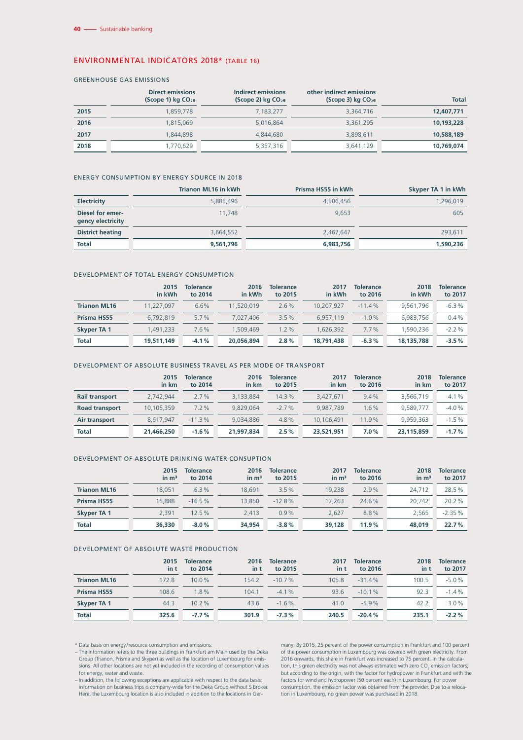## ENVIRONMENTAL INDICATORS 2018* (TABLE 16)

### GREENHOUSE GAS EMISSIONS

| | Direct emissions (Scope 1) kg $CO_{2e}$ | Indirect emissions (Scope 2) kg $CO_{2e}$ | other indirect emissions (Scope 3) kg $CO_{2e}$ | Total |
|---|---|---|---|---|
| **2015** | 1,859,778 | 7,183,277 | 3,364,716 | **12,407,771** |
| **2016** | 1,815,069 | 5,016,864 | 3,361,295 | **10,193,228** |
| **2017** | 1,844,898 | 4,844,680 | 3,898,611 | **10,588,189** |
| **2018** | 1,770,629 | 5,357,316 | 3,641,129 | **10,769,074** |

### ENERGY CONSUMPTION BY ENERGY SOURCE IN 2018

| | Trianon ML16 in kWh | Prisma HS55 in kWh | Skyper TA 1 in kWh |
|---|---|---|---|
| **Electricity** | 5,885,496 | 4,506,456 | 1,296,019 |
| **Diesel for emergency electricity** | 11,748 | 9,653 | 605 |
| **District heating** | 3,664,552 | 2,467,647 | 293,611 |
| **Total** | **9,561,796** | **6,983,756** | **1,590,236** |

### DEVELOPMENT OF TOTAL ENERGY CONSUMPTION

| | 2015 in kWh | Tolerance to 2014 | 2016 in kWh | Tolerance to 2015 | 2017 in kWh | Tolerance to 2016 | 2018 in kWh | Tolerance to 2017 |
|---|---|---|---|---|---|---|---|---|
| **Trianon ML16** | 11,227,097 | 6.6% | 11,520,019 | 2.6% | 10,207,927 | -11.4% | 9,561,796 | -6.3% |
| **Prisma HS55** | 6,792,819 | 5.7% | 7,027,406 | 3.5% | 6,957,119 | -1.0% | 6,983,756 | 0.4% |
| **Skyper TA 1** | 1,491,233 | 7.6% | 1,509,469 | 1.2% | 1,626,392 | 7.7% | 1,590,236 | -2.2% |
| **Total** | **19,511,149** | **-4.1%** | **20,056,894** | **2.8%** | **18,791,438** | **-6.3%** | **18,135,788** | **-3.5%** |

### DEVELOPMENT OF ABSOLUTE BUSINESS TRAVEL AS PER MODE OF TRANSPORT

| | 2015 in km | Tolerance to 2014 | 2016 in km | Tolerance to 2015 | 2017 in km | Tolerance to 2016 | 2018 in km | Tolerance to 2017 |
|---|---|---|---|---|---|---|---|---|
| **Rail transport** | 2,742,944 | 2.7% | 3,133,884 | 14.3% | 3,427,671 | 9.4% | 3,566,719 | 4.1% |
| **Road transport** | 10,105,359 | 7.2% | 9,829,064 | -2.7% | 9,987,789 | 1.6% | 9,589,777 | -4.0% |
| **Air transport** | 8,617,947 | -11.3% | 9,034,886 | 4.8% | 10,106,491 | 11.9% | 9,959,363 | -1.5% |
| **Total** | **21,466,250** | **-1.6%** | **21,997,834** | **2.5%** | **23,521,951** | **7.0%** | **23,115,859** | **-1.7%** |

### DEVELOPMENT OF ABSOLUTE DRINKING WATER CONSUPTION

| | 2015 in $m^3$ | Tolerance to 2014 | 2016 in $m^3$ | Tolerance to 2015 | 2017 in $m^3$ | Tolerance to 2016 | 2018 in $m^3$ | Tolerance to 2017 |
|---|---|---|---|---|---|---|---|---|
| **Trianon ML16** | 18,051 | 6.3% | 18,691 | 3.5% | 19,238 | 2.9% | 24,712 | 28.5% |
| **Prisma HS55** | 15,888 | -16.5% | 13,850 | -12.8% | 17,263 | 24.6% | 20,742 | 20.2% |
| **Skyper TA 1** | 2,391 | 12.5% | 2,413 | 0.9% | 2,627 | 8.8% | 2,565 | -2.35% |
| **Total** | **36,330** | **-8.0%** | **34,954** | **-3.8%** | **39,128** | **11.9%** | **48,019** | **22.7%** |

### DEVELOPMENT OF ABSOLUTE WASTE PRODUCTION

| | 2015 in t | Tolerance to 2014 | 2016 in t | Tolerance to 2015 | 2017 in t | Tolerance to 2016 | 2018 in t | Tolerance to 2017 |
|---|---|---|---|---|---|---|---|---|
| **Trianon ML16** | 172.8 | 10.0% | 154.2 | -10.7% | 105.8 | -31.4% | 100.5 | -5.0% |
| **Prisma HS55** | 108.6 | 1.8% | 104.1 | -4.1% | 93.6 | -10.1% | 92.3 | -1.4% |
| **Skyper TA 1** | 44.3 | 10.2% | 43.6 | -1.6% | 41.0 | -5.9% | 42.2 | 3.0% |
| **Total** | **325.6** | **-7.7%** | **301.9** | **-7.3%** | **240.5** | **-20.4%** | **235.1** | **-2.2%** |

\* Data basis on energy/resource consumption and emissions:

– The information refers to the three buildings in Frankfurt am Main used by the Deka Group (Trianon, Prisma and Skyper) as well as the location of Luxembourg for emissions. All other locations are not yet included in the recording of consumption values for energy, water and waste.

– In addition, the following exceptions are applicable with respect to the data basis: information on business trips is company-wide for the Deka Group without S Broker. Here, the Luxembourg location is also included in addition to the locations in Germany. By 2015, 25 percent of the power consumption in Frankfurt and 100 percent of the power consumption in Luxembourg was covered with green electricity. From 2016 onwards, this share in Frankfurt was increased to 75 percent. In the calculation, this green electricity was not always estimated with zero $CO_2$ emission factors; but according to the origin, with the factor for hydropower in Frankfurt and with the factors for wind and hydropower (50 percent each) in Luxembourg. For power consumption, the emission factor was obtained from the provider. Due to a relocation in Luxembourg, no green power was purchased in 2018.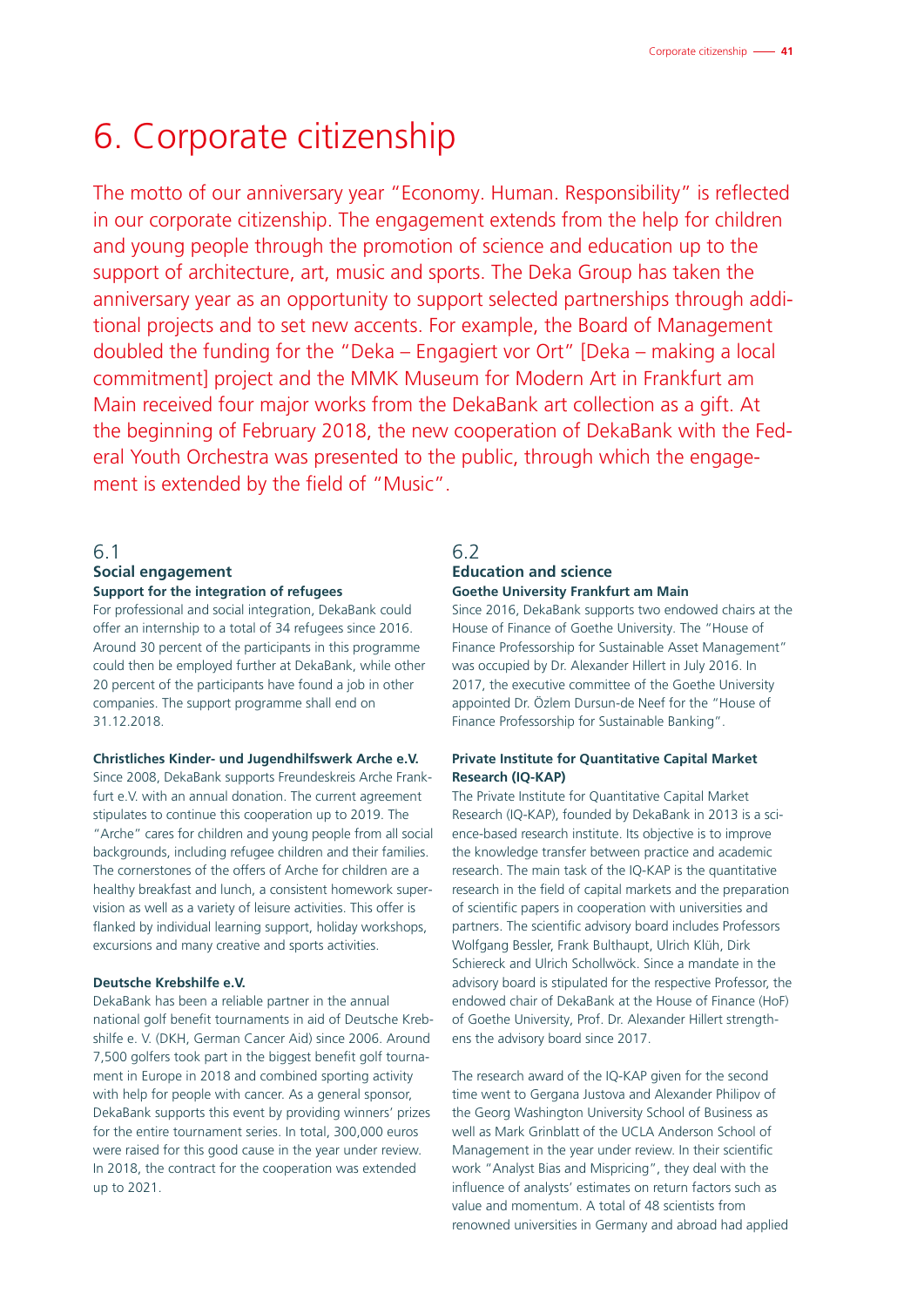# 6. Corporate citizenship

The motto of our anniversary year "Economy. Human. Responsibility" is reflected in our corporate citizenship. The engagement extends from the help for children and young people through the promotion of science and education up to the support of architecture, art, music and sports. The Deka Group has taken the anniversary year as an opportunity to support selected partnerships through additional projects and to set new accents. For example, the Board of Management doubled the funding for the "Deka – Engagiert vor Ort" [Deka – making a local commitment] project and the MMK Museum for Modern Art in Frankfurt am Main received four major works from the DekaBank art collection as a gift. At the beginning of February 2018, the new cooperation of DekaBank with the Federal Youth Orchestra was presented to the public, through which the engagement is extended by the field of "Music".

## 6.1
### Social engagement

**Support for the integration of refugees**

For professional and social integration, DekaBank could offer an internship to a total of 34 refugees since 2016. Around 30 percent of the participants in this programme could then be employed further at DekaBank, while other 20 percent of the participants have found a job in other companies. The support programme shall end on 31.12.2018.

**Christliches Kinder- und Jugendhilfswerk Arche e.V.**

Since 2008, DekaBank supports Freundeskreis Arche Frankfurt e.V. with an annual donation. The current agreement stipulates to continue this cooperation up to 2019. The "Arche" cares for children and young people from all social backgrounds, including refugee children and their families. The cornerstones of the offers of Arche for children are a healthy breakfast and lunch, a consistent homework supervision as well as a variety of leisure activities. This offer is flanked by individual learning support, holiday workshops, excursions and many creative and sports activities.

**Deutsche Krebshilfe e.V.**

DekaBank has been a reliable partner in the annual national golf benefit tournaments in aid of Deutsche Krebshilfe e. V. (DKH, German Cancer Aid) since 2006. Around 7,500 golfers took part in the biggest benefit golf tournament in Europe in 2018 and combined sporting activity with help for people with cancer. As a general sponsor, DekaBank supports this event by providing winners' prizes for the entire tournament series. In total, 300,000 euros were raised for this good cause in the year under review. In 2018, the contract for the cooperation was extended up to 2021.

## 6.2
### Education and science

**Goethe University Frankfurt am Main**

Since 2016, DekaBank supports two endowed chairs at the House of Finance of Goethe University. The "House of Finance Professorship for Sustainable Asset Management" was occupied by Dr. Alexander Hillert in July 2016. In 2017, the executive committee of the Goethe University appointed Dr. Özlem Dursun-de Neef for the "House of Finance Professorship for Sustainable Banking".

**Private Institute for Quantitative Capital Market Research (IQ-KAP)**

The Private Institute for Quantitative Capital Market Research (IQ-KAP), founded by DekaBank in 2013 is a science-based research institute. Its objective is to improve the knowledge transfer between practice and academic research. The main task of the IQ-KAP is the quantitative research in the field of capital markets and the preparation of scientific papers in cooperation with universities and partners. The scientific advisory board includes Professors Wolfgang Bessler, Frank Bulthaupt, Ulrich Klüh, Dirk Schiereck and Ulrich Schollwöck. Since a mandate in the advisory board is stipulated for the respective Professor, the endowed chair of DekaBank at the House of Finance (HoF) of Goethe University, Prof. Dr. Alexander Hillert strengthens the advisory board since 2017.

The research award of the IQ-KAP given for the second time went to Gergana Justova and Alexander Philipov of the Georg Washington University School of Business as well as Mark Grinblatt of the UCLA Anderson School of Management in the year under review. In their scientific work "Analyst Bias and Mispricing", they deal with the influence of analysts' estimates on return factors such as value and momentum. A total of 48 scientists from renowned universities in Germany and abroad had applied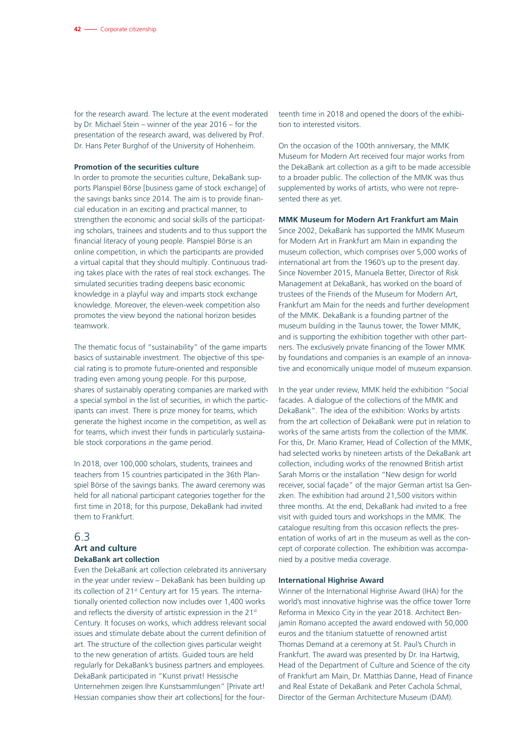for the research award. The lecture at the event moderated by Dr. Michael Stein – winner of the year 2016 – for the presentation of the research award, was delivered by Prof. Dr. Hans Peter Burghof of the University of Hohenheim.

**Promotion of the securities culture**

In order to promote the securities culture, DekaBank supports Planspiel Börse [business game of stock exchange] of the savings banks since 2014. The aim is to provide financial education in an exciting and practical manner, to strengthen the economic and social skills of the participating scholars, trainees and students and to thus support the financial literacy of young people. Planspiel Börse is an online competition, in which the participants are provided a virtual capital that they should multiply. Continuous trading takes place with the rates of real stock exchanges. The simulated securities trading deepens basic economic knowledge in a playful way and imparts stock exchange knowledge. Moreover, the eleven-week competition also promotes the view beyond the national horizon besides teamwork.

The thematic focus of "sustainability" of the game imparts basics of sustainable investment. The objective of this special rating is to promote future-oriented and responsible trading even among young people. For this purpose, shares of sustainably operating companies are marked with a special symbol in the list of securities, in which the participants can invest. There is prize money for teams, which generate the highest income in the competition, as well as for teams, which invest their funds in particularly sustainable stock corporations in the game period.

In 2018, over 100,000 scholars, students, trainees and teachers from 15 countries participated in the 36th Planspiel Börse of the savings banks. The award ceremony was held for all national participant categories together for the first time in 2018; for this purpose, DekaBank had invited them to Frankfurt.

## 6.3 Art and culture

**DekaBank art collection**

Even the DekaBank art collection celebrated its anniversary in the year under review – DekaBank has been building up its collection of 21st Century art for 15 years. The internationally oriented collection now includes over 1,400 works and reflects the diversity of artistic expression in the 21st Century. It focuses on works, which address relevant social issues and stimulate debate about the current definition of art. The structure of the collection gives particular weight to the new generation of artists. Guided tours are held regularly for DekaBank's business partners and employees. DekaBank participated in "Kunst privat! Hessische Unternehmen zeigen Ihre Kunstsammlungen" [Private art! Hessian companies show their art collections] for the fourteenth time in 2018 and opened the doors of the exhibition to interested visitors.

On the occasion of the 100th anniversary, the MMK Museum for Modern Art received four major works from the DekaBank art collection as a gift to be made accessible to a broader public. The collection of the MMK was thus supplemented by works of artists, who were not represented there as yet.

**MMK Museum for Modern Art Frankfurt am Main**

Since 2002, DekaBank has supported the MMK Museum for Modern Art in Frankfurt am Main in expanding the museum collection, which comprises over 5,000 works of international art from the 1960's up to the present day. Since November 2015, Manuela Better, Director of Risk Management at DekaBank, has worked on the board of trustees of the Friends of the Museum for Modern Art, Frankfurt am Main for the needs and further development of the MMK. DekaBank is a founding partner of the museum building in the Taunus tower, the Tower MMK, and is supporting the exhibition together with other partners. The exclusively private financing of the Tower MMK by foundations and companies is an example of an innovative and economically unique model of museum expansion.

In the year under review, MMK held the exhibition "Social facades. A dialogue of the collections of the MMK and DekaBank". The idea of the exhibition: Works by artists from the art collection of DekaBank were put in relation to works of the same artists from the collection of the MMK. For this, Dr. Mario Kramer, Head of Collection of the MMK, had selected works by nineteen artists of the DekaBank art collection, including works of the renowned British artist Sarah Morris or the installation "New design for world receiver, social façade" of the major German artist Isa Genzken. The exhibition had around 21,500 visitors within three months. At the end, DekaBank had invited to a free visit with guided tours and workshops in the MMK. The catalogue resulting from this occasion reflects the presentation of works of art in the museum as well as the concept of corporate collection. The exhibition was accompanied by a positive media coverage.

**International Highrise Award**

Winner of the International Highrise Award (IHA) for the world's most innovative highrise was the office tower Torre Reforma in Mexico City in the year 2018. Architect Benjamín Romano accepted the award endowed with 50,000 euros and the titanium statuette of renowned artist Thomas Demand at a ceremony at St. Paul's Church in Frankfurt. The award was presented by Dr. Ina Hartwig, Head of the Department of Culture and Science of the city of Frankfurt am Main, Dr. Matthias Danne, Head of Finance and Real Estate of DekaBank and Peter Cachola Schmal, Director of the German Architecture Museum (DAM).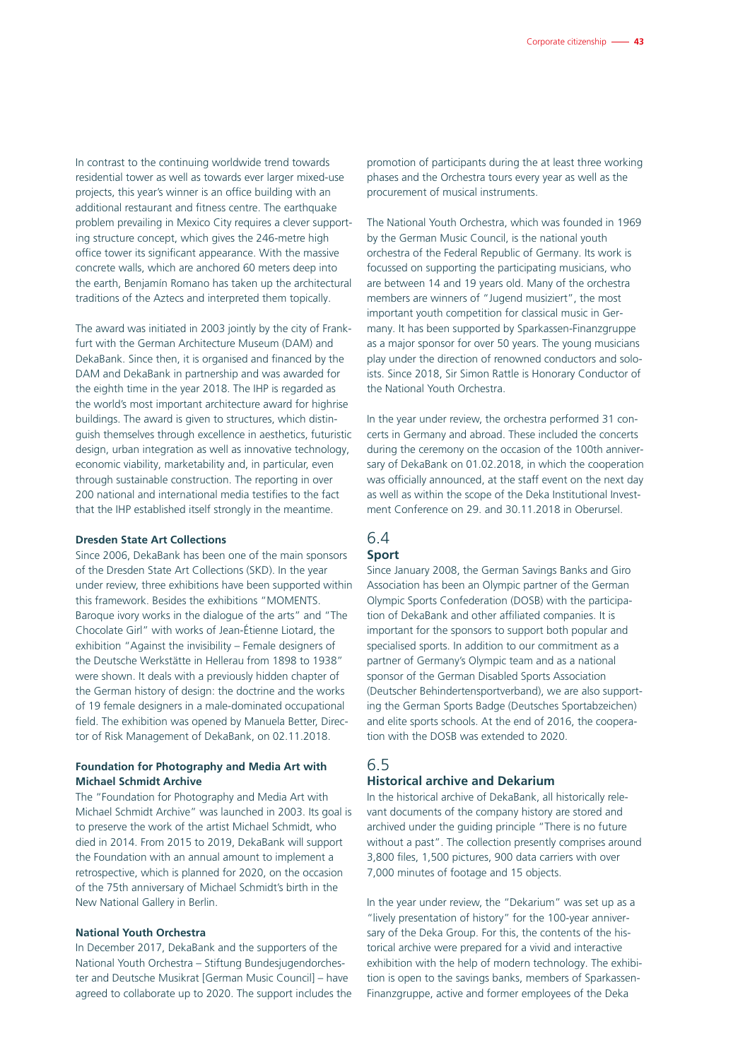In contrast to the continuing worldwide trend towards residential tower as well as towards ever larger mixed-use projects, this year's winner is an office building with an additional restaurant and fitness centre. The earthquake problem prevailing in Mexico City requires a clever supporting structure concept, which gives the 246-metre high office tower its significant appearance. With the massive concrete walls, which are anchored 60 meters deep into the earth, Benjamín Romano has taken up the architectural traditions of the Aztecs and interpreted them topically.

The award was initiated in 2003 jointly by the city of Frankfurt with the German Architecture Museum (DAM) and DekaBank. Since then, it is organised and financed by the DAM and DekaBank in partnership and was awarded for the eighth time in the year 2018. The IHP is regarded as the world's most important architecture award for highrise buildings. The award is given to structures, which distinguish themselves through excellence in aesthetics, futuristic design, urban integration as well as innovative technology, economic viability, marketability and, in particular, even through sustainable construction. The reporting in over 200 national and international media testifies to the fact that the IHP established itself strongly in the meantime.

#### Dresden State Art Collections

Since 2006, DekaBank has been one of the main sponsors of the Dresden State Art Collections (SKD). In the year under review, three exhibitions have been supported within this framework. Besides the exhibitions "MOMENTS. Baroque ivory works in the dialogue of the arts" and "The Chocolate Girl" with works of Jean-Étienne Liotard, the exhibition "Against the invisibility – Female designers of the Deutsche Werkstätte in Hellerau from 1898 to 1938" were shown. It deals with a previously hidden chapter of the German history of design: the doctrine and the works of 19 female designers in a male-dominated occupational field. The exhibition was opened by Manuela Better, Director of Risk Management of DekaBank, on 02.11.2018.

#### Foundation for Photography and Media Art with Michael Schmidt Archive

The "Foundation for Photography and Media Art with Michael Schmidt Archive" was launched in 2003. Its goal is to preserve the work of the artist Michael Schmidt, who died in 2014. From 2015 to 2019, DekaBank will support the Foundation with an annual amount to implement a retrospective, which is planned for 2020, on the occasion of the 75th anniversary of Michael Schmidt's birth in the New National Gallery in Berlin.

#### National Youth Orchestra

In December 2017, DekaBank and the supporters of the National Youth Orchestra – Stiftung Bundesjugendorchester and Deutsche Musikrat [German Music Council] – have agreed to collaborate up to 2020. The support includes the promotion of participants during the at least three working phases and the Orchestra tours every year as well as the procurement of musical instruments.

The National Youth Orchestra, which was founded in 1969 by the German Music Council, is the national youth orchestra of the Federal Republic of Germany. Its work is focussed on supporting the participating musicians, who are between 14 and 19 years old. Many of the orchestra members are winners of "Jugend musiziert", the most important youth competition for classical music in Germany. It has been supported by Sparkassen-Finanzgruppe as a major sponsor for over 50 years. The young musicians play under the direction of renowned conductors and soloists. Since 2018, Sir Simon Rattle is Honorary Conductor of the National Youth Orchestra.

In the year under review, the orchestra performed 31 concerts in Germany and abroad. These included the concerts during the ceremony on the occasion of the 100th anniversary of DekaBank on 01.02.2018, in which the cooperation was officially announced, at the staff event on the next day as well as within the scope of the Deka Institutional Investment Conference on 29. and 30.11.2018 in Oberursel.

## 6.4 Sport

Since January 2008, the German Savings Banks and Giro Association has been an Olympic partner of the German Olympic Sports Confederation (DOSB) with the participation of DekaBank and other affiliated companies. It is important for the sponsors to support both popular and specialised sports. In addition to our commitment as a partner of Germany's Olympic team and as a national sponsor of the German Disabled Sports Association (Deutscher Behindertensportverband), we are also supporting the German Sports Badge (Deutsches Sportabzeichen) and elite sports schools. At the end of 2016, the cooperation with the DOSB was extended to 2020.

## 6.5 Historical archive and Dekarium

In the historical archive of DekaBank, all historically relevant documents of the company history are stored and archived under the guiding principle "There is no future without a past". The collection presently comprises around 3,800 files, 1,500 pictures, 900 data carriers with over 7,000 minutes of footage and 15 objects.

In the year under review, the "Dekarium" was set up as a "lively presentation of history" for the 100-year anniversary of the Deka Group. For this, the contents of the historical archive were prepared for a vivid and interactive exhibition with the help of modern technology. The exhibition is open to the savings banks, members of Sparkassen-Finanzgruppe, active and former employees of the Deka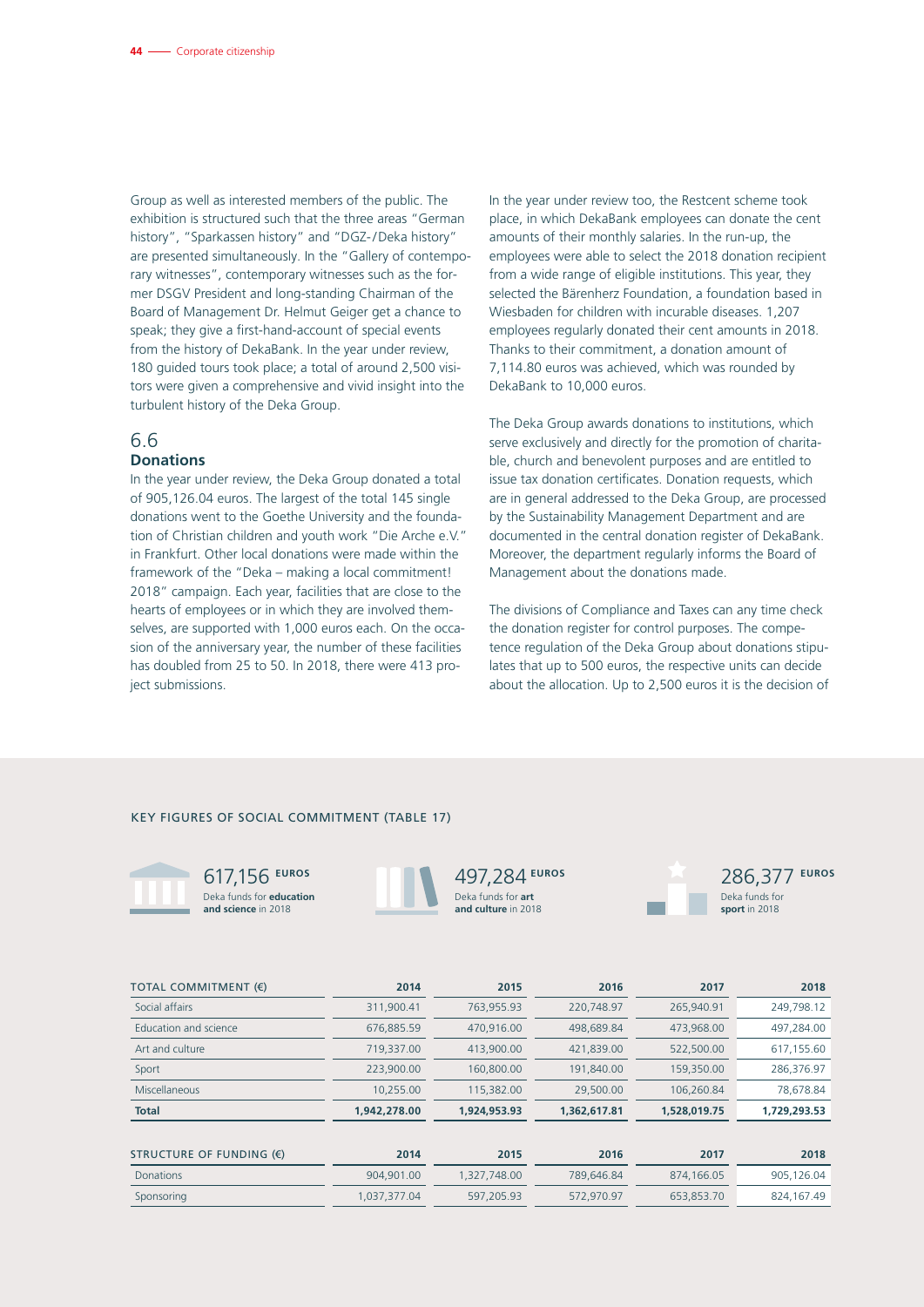Group as well as interested members of the public. The exhibition is structured such that the three areas "German history", "Sparkassen history" and "DGZ-/Deka history" are presented simultaneously. In the "Gallery of contemporary witnesses", contemporary witnesses such as the former DSGV President and long-standing Chairman of the Board of Management Dr. Helmut Geiger get a chance to speak; they give a first-hand-account of special events from the history of DekaBank. In the year under review, 180 guided tours took place; a total of around 2,500 visitors were given a comprehensive and vivid insight into the turbulent history of the Deka Group.

## 6.6 Donations

In the year under review, the Deka Group donated a total of 905,126.04 euros. The largest of the total 145 single donations went to the Goethe University and the foundation of Christian children and youth work "Die Arche e.V." in Frankfurt. Other local donations were made within the framework of the "Deka – making a local commitment! 2018" campaign. Each year, facilities that are close to the hearts of employees or in which they are involved themselves, are supported with 1,000 euros each. On the occasion of the anniversary year, the number of these facilities has doubled from 25 to 50. In 2018, there were 413 project submissions.

In the year under review too, the Restcent scheme took place, in which DekaBank employees can donate the cent amounts of their monthly salaries. In the run-up, the employees were able to select the 2018 donation recipient from a wide range of eligible institutions. This year, they selected the Bärenherz Foundation, a foundation based in Wiesbaden for children with incurable diseases. 1,207 employees regularly donated their cent amounts in 2018. Thanks to their commitment, a donation amount of 7,114.80 euros was achieved, which was rounded by DekaBank to 10,000 euros.

The Deka Group awards donations to institutions, which serve exclusively and directly for the promotion of charitable, church and benevolent purposes and are entitled to issue tax donation certificates. Donation requests, which are in general addressed to the Deka Group, are processed by the Sustainability Management Department and are documented in the central donation register of DekaBank. Moreover, the department regularly informs the Board of Management about the donations made.

The divisions of Compliance and Taxes can any time check the donation register for control purposes. The competence regulation of the Deka Group about donations stipulates that up to 500 euros, the respective units can decide about the allocation. Up to 2,500 euros it is the decision of

KEY FIGURES OF SOCIAL COMMITMENT (TABLE 17)

617,156 EUROS
Deka funds for **education and science** in 2018

497,284 EUROS
Deka funds for **art and culture** in 2018

286,377 EUROS
Deka funds for **sport** in 2018

| TOTAL COMMITMENT (€) | 2014 | 2015 | 2016 | 2017 | 2018 |
|---|---|---|---|---|---|
| Social affairs | 311,900.41 | 763,955.93 | 220,748.97 | 265,940.91 | 249,798.12 |
| Education and science | 676,885.59 | 470,916.00 | 498,689.84 | 473,968.00 | 497,284.00 |
| Art and culture | 719,337.00 | 413,900.00 | 421,839.00 | 522,500.00 | 617,155.60 |
| Sport | 223,900.00 | 160,800.00 | 191,840.00 | 159,350.00 | 286,376.97 |
| Miscellaneous | 10,255.00 | 115,382.00 | 29,500.00 | 106,260.84 | 78,678.84 |
| **Total** | **1,942,278.00** | **1,924,953.93** | **1,362,617.81** | **1,528,019.75** | **1,729,293.53** |

| STRUCTURE OF FUNDING (€) | 2014 | 2015 | 2016 | 2017 | 2018 |
|---|---|---|---|---|---|
| Donations | 904,901.00 | 1,327,748.00 | 789,646.84 | 874,166.05 | 905,126.04 |
| Sponsoring | 1,037,377.04 | 597,205.93 | 572,970.97 | 653,853.70 | 824,167.49 |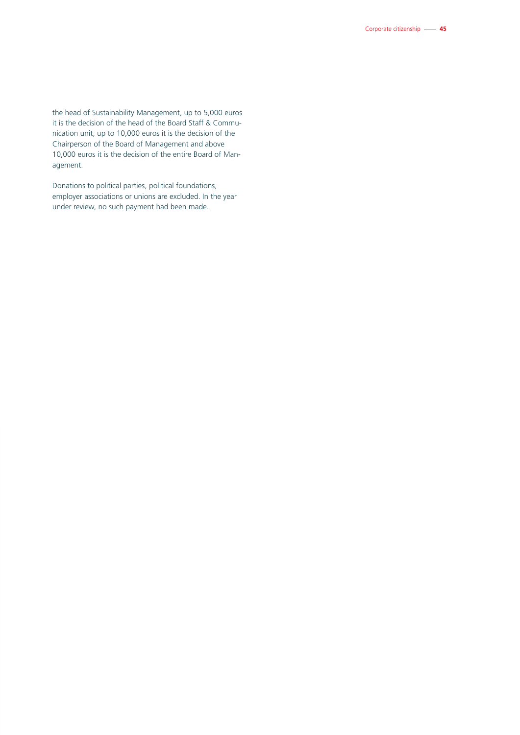the head of Sustainability Management, up to 5,000 euros it is the decision of the head of the Board Staff & Communication unit, up to 10,000 euros it is the decision of the Chairperson of the Board of Management and above 10,000 euros it is the decision of the entire Board of Management.

Donations to political parties, political foundations, employer associations or unions are excluded. In the year under review, no such payment had been made.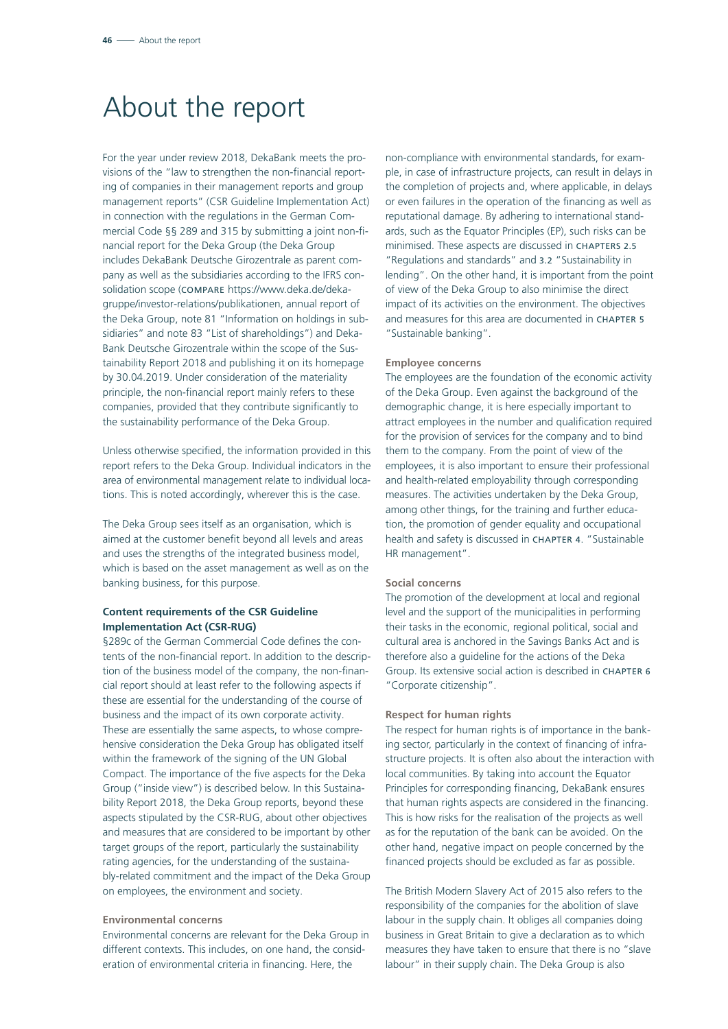# About the report

For the year under review 2018, DekaBank meets the provisions of the "law to strengthen the non-financial reporting of companies in their management reports and group management reports" (CSR Guideline Implementation Act) in connection with the regulations in the German Commercial Code §§ 289 and 315 by submitting a joint non-financial report for the Deka Group (the Deka Group includes DekaBank Deutsche Girozentrale as parent company as well as the subsidiaries according to the IFRS consolidation scope (COMPARE https://www.deka.de/deka-gruppe/investor-relations/publikationen, annual report of the Deka Group, note 81 "Information on holdings in subsidiaries" and note 83 "List of shareholdings") and DekaBank Deutsche Girozentrale within the scope of the Sustainability Report 2018 and publishing it on its homepage by 30.04.2019. Under consideration of the materiality principle, the non-financial report mainly refers to these companies, provided that they contribute significantly to the sustainability performance of the Deka Group.

Unless otherwise specified, the information provided in this report refers to the Deka Group. Individual indicators in the area of environmental management relate to individual locations. This is noted accordingly, wherever this is the case.

The Deka Group sees itself as an organisation, which is aimed at the customer benefit beyond all levels and areas and uses the strengths of the integrated business model, which is based on the asset management as well as on the banking business, for this purpose.

### Content requirements of the CSR Guideline Implementation Act (CSR-RUG)

§289c of the German Commercial Code defines the contents of the non-financial report. In addition to the description of the business model of the company, the non-financial report should at least refer to the following aspects if these are essential for the understanding of the course of business and the impact of its own corporate activity. These are essentially the same aspects, to whose comprehensive consideration the Deka Group has obligated itself within the framework of the signing of the UN Global Compact. The importance of the five aspects for the Deka Group ("inside view") is described below. In this Sustainability Report 2018, the Deka Group reports, beyond these aspects stipulated by the CSR-RUG, about other objectives and measures that are considered to be important by other target groups of the report, particularly the sustainability rating agencies, for the understanding of the sustainably-related commitment and the impact of the Deka Group on employees, the environment and society.

#### Environmental concerns

Environmental concerns are relevant for the Deka Group in different contexts. This includes, on one hand, the consideration of environmental criteria in financing. Here, the non-compliance with environmental standards, for example, in case of infrastructure projects, can result in delays in the completion of projects and, where applicable, in delays or even failures in the operation of the financing as well as reputational damage. By adhering to international standards, such as the Equator Principles (EP), such risks can be minimised. These aspects are discussed in CHAPTERS 2.5 "Regulations and standards" and 3.2 "Sustainability in lending". On the other hand, it is important from the point of view of the Deka Group to also minimise the direct impact of its activities on the environment. The objectives and measures for this area are documented in CHAPTER 5 "Sustainable banking".

#### Employee concerns

The employees are the foundation of the economic activity of the Deka Group. Even against the background of the demographic change, it is here especially important to attract employees in the number and qualification required for the provision of services for the company and to bind them to the company. From the point of view of the employees, it is also important to ensure their professional and health-related employability through corresponding measures. The activities undertaken by the Deka Group, among other things, for the training and further education, the promotion of gender equality and occupational health and safety is discussed in CHAPTER 4. "Sustainable HR management".

#### Social concerns

The promotion of the development at local and regional level and the support of the municipalities in performing their tasks in the economic, regional political, social and cultural area is anchored in the Savings Banks Act and is therefore also a guideline for the actions of the Deka Group. Its extensive social action is described in CHAPTER 6 "Corporate citizenship".

#### Respect for human rights

The respect for human rights is of importance in the banking sector, particularly in the context of financing of infrastructure projects. It is often also about the interaction with local communities. By taking into account the Equator Principles for corresponding financing, DekaBank ensures that human rights aspects are considered in the financing. This is how risks for the realisation of the projects as well as for the reputation of the bank can be avoided. On the other hand, negative impact on people concerned by the financed projects should be excluded as far as possible.

The British Modern Slavery Act of 2015 also refers to the responsibility of the companies for the abolition of slave labour in the supply chain. It obliges all companies doing business in Great Britain to give a declaration as to which measures they have taken to ensure that there is no "slave labour" in their supply chain. The Deka Group is also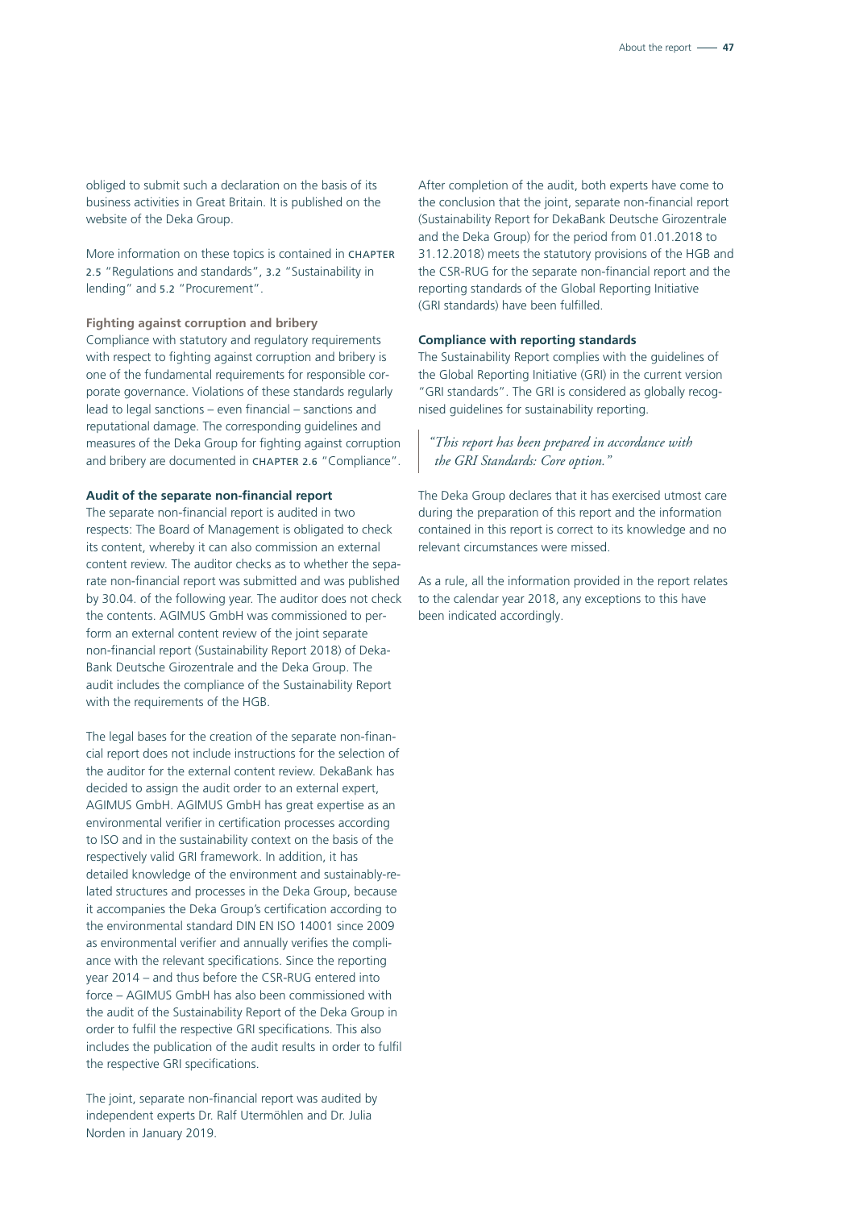obliged to submit such a declaration on the basis of its business activities in Great Britain. It is published on the website of the Deka Group.

More information on these topics is contained in CHAPTER 2.5 "Regulations and standards", 3.2 "Sustainability in lending" and 5.2 "Procurement".

**Fighting against corruption and bribery**

Compliance with statutory and regulatory requirements with respect to fighting against corruption and bribery is one of the fundamental requirements for responsible corporate governance. Violations of these standards regularly lead to legal sanctions – even financial – sanctions and reputational damage. The corresponding guidelines and measures of the Deka Group for fighting against corruption and bribery are documented in CHAPTER 2.6 "Compliance".

**Audit of the separate non-financial report**

The separate non-financial report is audited in two respects: The Board of Management is obligated to check its content, whereby it can also commission an external content review. The auditor checks as to whether the separate non-financial report was submitted and was published by 30.04. of the following year. The auditor does not check the contents. AGIMUS GmbH was commissioned to perform an external content review of the joint separate non-financial report (Sustainability Report 2018) of DekaBank Deutsche Girozentrale and the Deka Group. The audit includes the compliance of the Sustainability Report with the requirements of the HGB.

The legal bases for the creation of the separate non-financial report does not include instructions for the selection of the auditor for the external content review. DekaBank has decided to assign the audit order to an external expert, AGIMUS GmbH. AGIMUS GmbH has great expertise as an environmental verifier in certification processes according to ISO and in the sustainability context on the basis of the respectively valid GRI framework. In addition, it has detailed knowledge of the environment and sustainably-related structures and processes in the Deka Group, because it accompanies the Deka Group's certification according to the environmental standard DIN EN ISO 14001 since 2009 as environmental verifier and annually verifies the compliance with the relevant specifications. Since the reporting year 2014 – and thus before the CSR-RUG entered into force – AGIMUS GmbH has also been commissioned with the audit of the Sustainability Report of the Deka Group in order to fulfil the respective GRI specifications. This also includes the publication of the audit results in order to fulfil the respective GRI specifications.

The joint, separate non-financial report was audited by independent experts Dr. Ralf Utermöhlen and Dr. Julia Norden in January 2019.

After completion of the audit, both experts have come to the conclusion that the joint, separate non-financial report (Sustainability Report for DekaBank Deutsche Girozentrale and the Deka Group) for the period from 01.01.2018 to 31.12.2018) meets the statutory provisions of the HGB and the CSR-RUG for the separate non-financial report and the reporting standards of the Global Reporting Initiative (GRI standards) have been fulfilled.

**Compliance with reporting standards**

The Sustainability Report complies with the guidelines of the Global Reporting Initiative (GRI) in the current version "GRI standards". The GRI is considered as globally recognised guidelines for sustainability reporting.

> *"This report has been prepared in accordance with the GRI Standards: Core option."*

The Deka Group declares that it has exercised utmost care during the preparation of this report and the information contained in this report is correct to its knowledge and no relevant circumstances were missed.

As a rule, all the information provided in the report relates to the calendar year 2018, any exceptions to this have been indicated accordingly.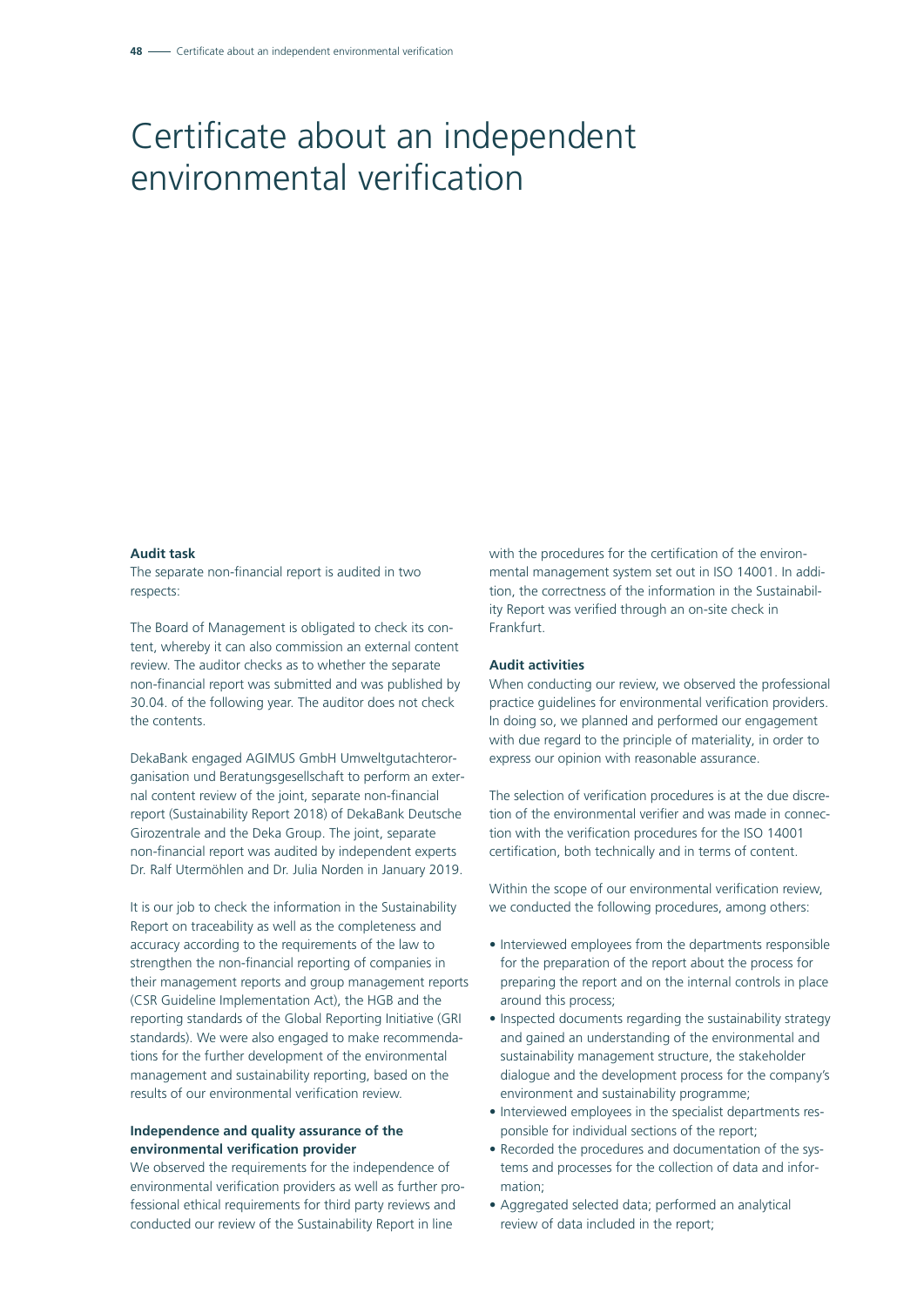# Certificate about an independent environmental verification

**Audit task**

The separate non-financial report is audited in two respects:

The Board of Management is obligated to check its content, whereby it can also commission an external content review. The auditor checks as to whether the separate non-financial report was submitted and was published by 30.04. of the following year. The auditor does not check the contents.

DekaBank engaged AGIMUS GmbH Umweltgutachterorganisation und Beratungsgesellschaft to perform an external content review of the joint, separate non-financial report (Sustainability Report 2018) of DekaBank Deutsche Girozentrale and the Deka Group. The joint, separate non-financial report was audited by independent experts Dr. Ralf Utermöhlen and Dr. Julia Norden in January 2019.

It is our job to check the information in the Sustainability Report on traceability as well as the completeness and accuracy according to the requirements of the law to strengthen the non-financial reporting of companies in their management reports and group management reports (CSR Guideline Implementation Act), the HGB and the reporting standards of the Global Reporting Initiative (GRI standards). We were also engaged to make recommendations for the further development of the environmental management and sustainability reporting, based on the results of our environmental verification review.

**Independence and quality assurance of the environmental verification provider**

We observed the requirements for the independence of environmental verification providers as well as further professional ethical requirements for third party reviews and conducted our review of the Sustainability Report in line with the procedures for the certification of the environmental management system set out in ISO 14001. In addition, the correctness of the information in the Sustainability Report was verified through an on-site check in Frankfurt.

**Audit activities**

When conducting our review, we observed the professional practice guidelines for environmental verification providers. In doing so, we planned and performed our engagement with due regard to the principle of materiality, in order to express our opinion with reasonable assurance.

The selection of verification procedures is at the due discretion of the environmental verifier and was made in connection with the verification procedures for the ISO 14001 certification, both technically and in terms of content.

Within the scope of our environmental verification review, we conducted the following procedures, among others:

- Interviewed employees from the departments responsible for the preparation of the report about the process for preparing the report and on the internal controls in place around this process;
- Inspected documents regarding the sustainability strategy and gained an understanding of the environmental and sustainability management structure, the stakeholder dialogue and the development process for the company's environment and sustainability programme;
- Interviewed employees in the specialist departments responsible for individual sections of the report;
- Recorded the procedures and documentation of the systems and processes for the collection of data and information;
- Aggregated selected data; performed an analytical review of data included in the report;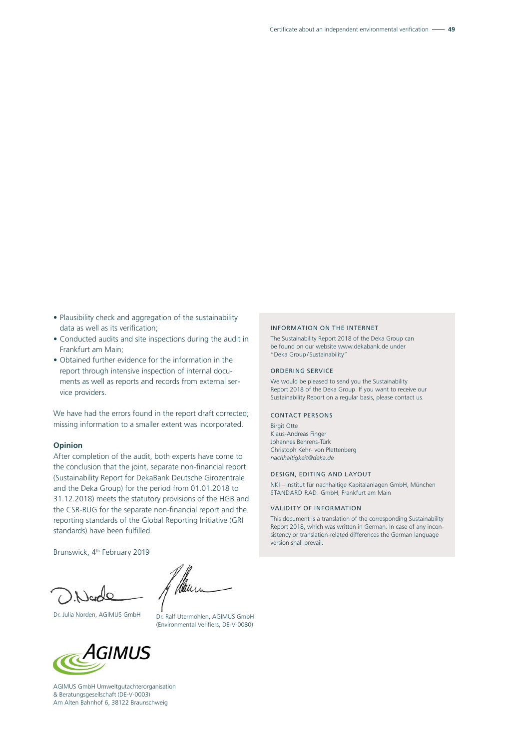- Plausibility check and aggregation of the sustainability data as well as its verification;
- Conducted audits and site inspections during the audit in Frankfurt am Main;
- Obtained further evidence for the information in the report through intensive inspection of internal documents as well as reports and records from external service providers.

We have had the errors found in the report draft corrected; missing information to a smaller extent was incorporated.

**Opinion**

After completion of the audit, both experts have come to the conclusion that the joint, separate non-financial report (Sustainability Report for DekaBank Deutsche Girozentrale and the Deka Group) for the period from 01.01.2018 to 31.12.2018) meets the statutory provisions of the HGB and the CSR-RUG for the separate non-financial report and the reporting standards of the Global Reporting Initiative (GRI standards) have been fulfilled.

Brunswick, 4th February 2019

Dr. Julia Norden, AGIMUS GmbH

Dr. Ralf Utermöhlen, AGIMUS GmbH (Environmental Verifiers, DE-V-0080)

AGIMUS

AGIMUS GmbH Umweltgutachterorganisation & Beratungsgesellschaft (DE-V-0003)
Am Alten Bahnhof 6, 38122 Braunschweig

INFORMATION ON THE INTERNET

The Sustainability Report 2018 of the Deka Group can be found on our website www.dekabank.de under "Deka Group/Sustainability"

ORDERING SERVICE

We would be pleased to send you the Sustainability Report 2018 of the Deka Group. If you want to receive our Sustainability Report on a regular basis, please contact us.

CONTACT PERSONS

Birgit Otte
Klaus-Andreas Finger
Johannes Behrens-Türk
Christoph Kehr- von Plettenberg
*nachhaltigkeit@deka.de*

DESIGN, EDITING AND LAYOUT

NKI – Institut für nachhaltige Kapitalanlagen GmbH, München
STANDARD RAD. GmbH, Frankfurt am Main

VALIDITY OF INFORMATION

This document is a translation of the corresponding Sustainability Report 2018, which was written in German. In case of any inconsistency or translation-related differences the German language version shall prevail.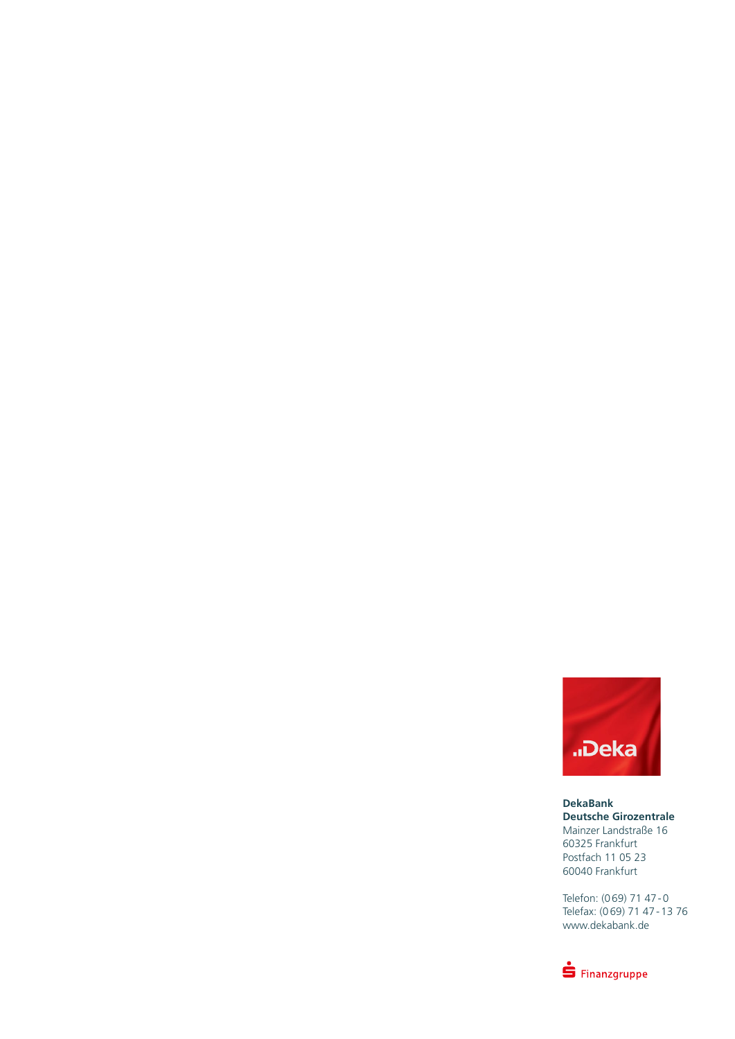**DekaBank**
**Deutsche Girozentrale**
Mainzer Landstraße 16
60325 Frankfurt
Postfach 11 05 23
60040 Frankfurt

Telefon: (0 69) 71 47 - 0
Telefax: (0 69) 71 47 - 13 76
www.dekabank.de

Finanzgruppe